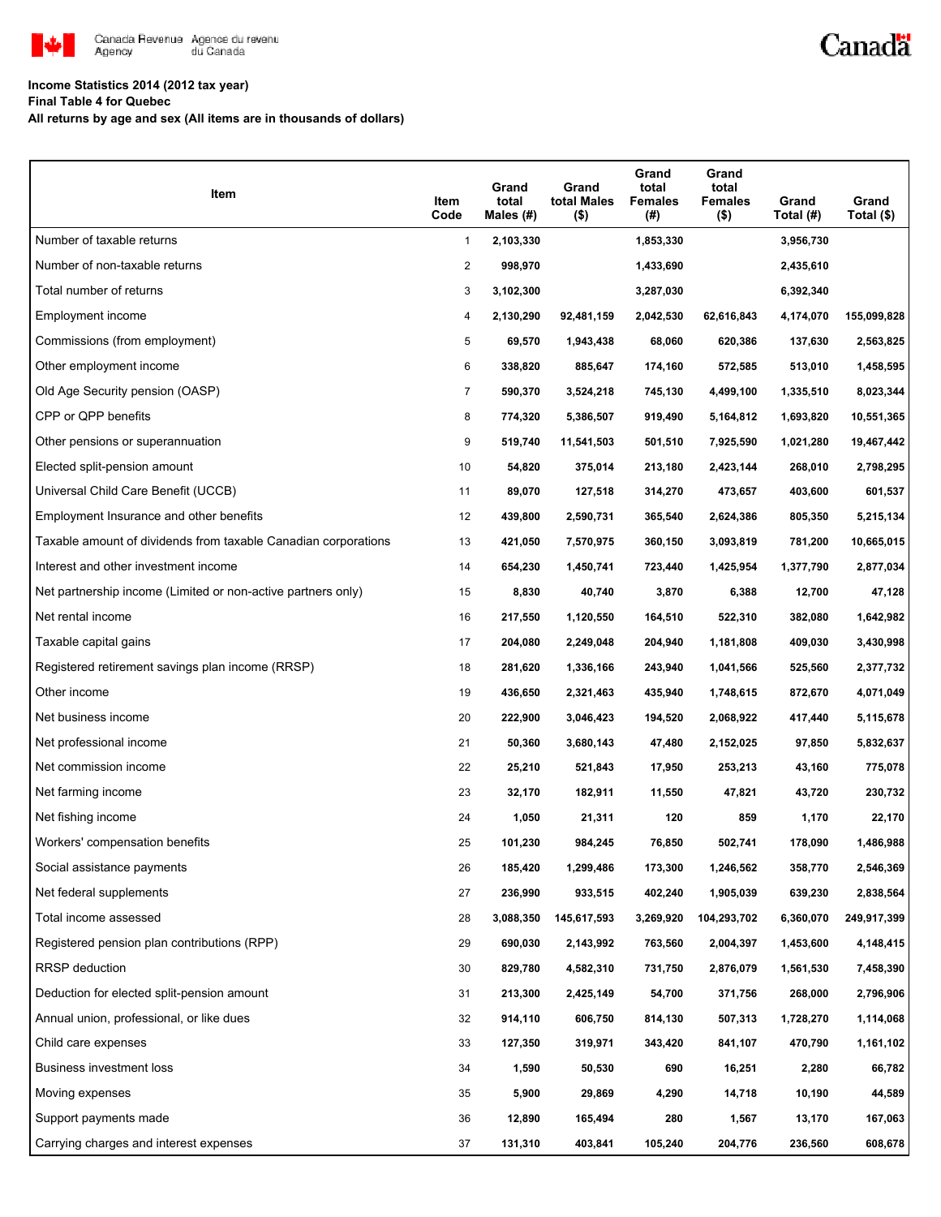Canada Revenue Agency / Agence du revenu du Canada

Canada

**Income Statistics 2014 (2012 tax year)**
**Final Table 4 for Quebec**
**All returns by age and sex (All items are in thousands of dollars)**

| Item | Item Code | Grand total Males (#) | Grand total Males ($) | Grand total Females (#) | Grand total Females ($) | Grand Total (#) | Grand Total ($) |
|---|---|---|---|---|---|---|---|
| Number of taxable returns | 1 | 2,103,330 | | 1,853,330 | | 3,956,730 | |
| Number of non-taxable returns | 2 | 998,970 | | 1,433,690 | | 2,435,610 | |
| Total number of returns | 3 | 3,102,300 | | 3,287,030 | | 6,392,340 | |
| Employment income | 4 | 2,130,290 | 92,481,159 | 2,042,530 | 62,616,843 | 4,174,070 | 155,099,828 |
| Commissions (from employment) | 5 | 69,570 | 1,943,438 | 68,060 | 620,386 | 137,630 | 2,563,825 |
| Other employment income | 6 | 338,820 | 885,647 | 174,160 | 572,585 | 513,010 | 1,458,595 |
| Old Age Security pension (OASP) | 7 | 590,370 | 3,524,218 | 745,130 | 4,499,100 | 1,335,510 | 8,023,344 |
| CPP or QPP benefits | 8 | 774,320 | 5,386,507 | 919,490 | 5,164,812 | 1,693,820 | 10,551,365 |
| Other pensions or superannuation | 9 | 519,740 | 11,541,503 | 501,510 | 7,925,590 | 1,021,280 | 19,467,442 |
| Elected split-pension amount | 10 | 54,820 | 375,014 | 213,180 | 2,423,144 | 268,010 | 2,798,295 |
| Universal Child Care Benefit (UCCB) | 11 | 89,070 | 127,518 | 314,270 | 473,657 | 403,600 | 601,537 |
| Employment Insurance and other benefits | 12 | 439,800 | 2,590,731 | 365,540 | 2,624,386 | 805,350 | 5,215,134 |
| Taxable amount of dividends from taxable Canadian corporations | 13 | 421,050 | 7,570,975 | 360,150 | 3,093,819 | 781,200 | 10,665,015 |
| Interest and other investment income | 14 | 654,230 | 1,450,741 | 723,440 | 1,425,954 | 1,377,790 | 2,877,034 |
| Net partnership income (Limited or non-active partners only) | 15 | 8,830 | 40,740 | 3,870 | 6,388 | 12,700 | 47,128 |
| Net rental income | 16 | 217,550 | 1,120,550 | 164,510 | 522,310 | 382,080 | 1,642,982 |
| Taxable capital gains | 17 | 204,080 | 2,249,048 | 204,940 | 1,181,808 | 409,030 | 3,430,998 |
| Registered retirement savings plan income (RRSP) | 18 | 281,620 | 1,336,166 | 243,940 | 1,041,566 | 525,560 | 2,377,732 |
| Other income | 19 | 436,650 | 2,321,463 | 435,940 | 1,748,615 | 872,670 | 4,071,049 |
| Net business income | 20 | 222,900 | 3,046,423 | 194,520 | 2,068,922 | 417,440 | 5,115,678 |
| Net professional income | 21 | 50,360 | 3,680,143 | 47,480 | 2,152,025 | 97,850 | 5,832,637 |
| Net commission income | 22 | 25,210 | 521,843 | 17,950 | 253,213 | 43,160 | 775,078 |
| Net farming income | 23 | 32,170 | 182,911 | 11,550 | 47,821 | 43,720 | 230,732 |
| Net fishing income | 24 | 1,050 | 21,311 | 120 | 859 | 1,170 | 22,170 |
| Workers' compensation benefits | 25 | 101,230 | 984,245 | 76,850 | 502,741 | 178,090 | 1,486,988 |
| Social assistance payments | 26 | 185,420 | 1,299,486 | 173,300 | 1,246,562 | 358,770 | 2,546,369 |
| Net federal supplements | 27 | 236,990 | 933,515 | 402,240 | 1,905,039 | 639,230 | 2,838,564 |
| Total income assessed | 28 | 3,088,350 | 145,617,593 | 3,269,920 | 104,293,702 | 6,360,070 | 249,917,399 |
| Registered pension plan contributions (RPP) | 29 | 690,030 | 2,143,992 | 763,560 | 2,004,397 | 1,453,600 | 4,148,415 |
| RRSP deduction | 30 | 829,780 | 4,582,310 | 731,750 | 2,876,079 | 1,561,530 | 7,458,390 |
| Deduction for elected split-pension amount | 31 | 213,300 | 2,425,149 | 54,700 | 371,756 | 268,000 | 2,796,906 |
| Annual union, professional, or like dues | 32 | 914,110 | 606,750 | 814,130 | 507,313 | 1,728,270 | 1,114,068 |
| Child care expenses | 33 | 127,350 | 319,971 | 343,420 | 841,107 | 470,790 | 1,161,102 |
| Business investment loss | 34 | 1,590 | 50,530 | 690 | 16,251 | 2,280 | 66,782 |
| Moving expenses | 35 | 5,900 | 29,869 | 4,290 | 14,718 | 10,190 | 44,589 |
| Support payments made | 36 | 12,890 | 165,494 | 280 | 1,567 | 13,170 | 167,063 |
| Carrying charges and interest expenses | 37 | 131,310 | 403,841 | 105,240 | 204,776 | 236,560 | 608,678 |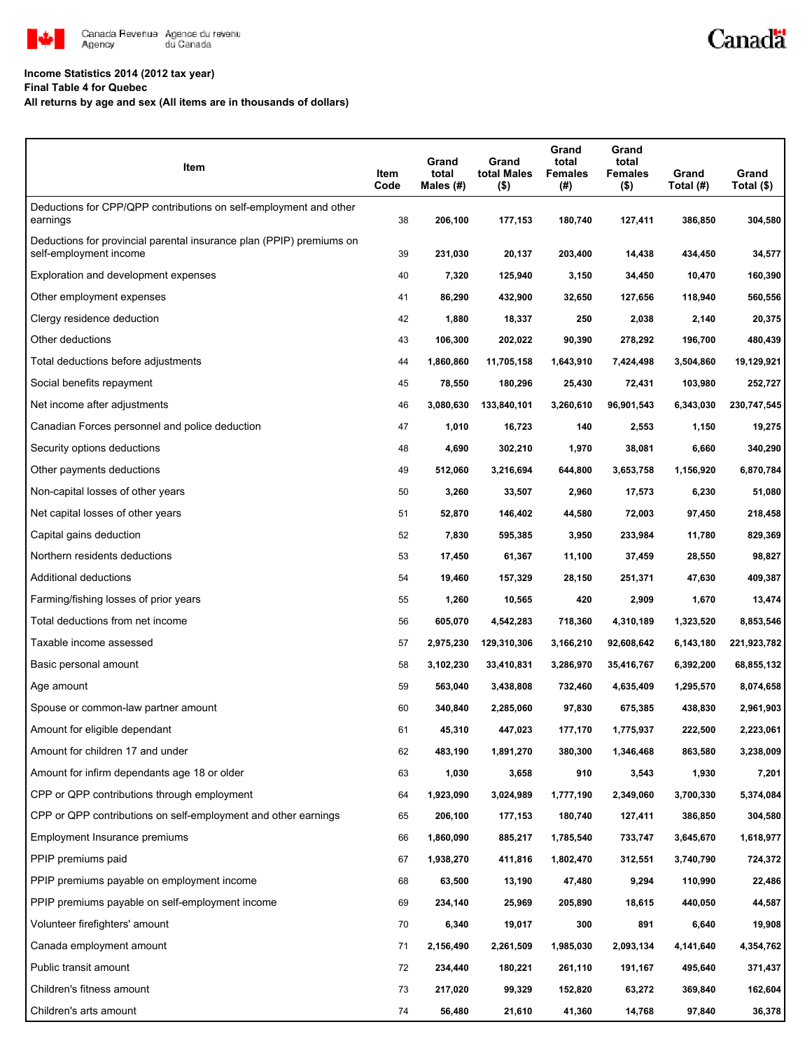Income Statistics 2014 (2012 tax year)

Final Table 4 for Quebec

All returns by age and sex (All items are in thousands of dollars)

| Item | Item Code | Grand total Males (#) | Grand total Males ($) | Grand total Females (#) | Grand total Females ($) | Grand Total (#) | Grand Total ($) |
|---|---|---|---|---|---|---|---|
| Deductions for CPP/QPP contributions on self-employment and other earnings | 38 | 206,100 | 177,153 | 180,740 | 127,411 | 386,850 | 304,580 |
| Deductions for provincial parental insurance plan (PPIP) premiums on self-employment income | 39 | 231,030 | 20,137 | 203,400 | 14,438 | 434,450 | 34,577 |
| Exploration and development expenses | 40 | 7,320 | 125,940 | 3,150 | 34,450 | 10,470 | 160,390 |
| Other employment expenses | 41 | 86,290 | 432,900 | 32,650 | 127,656 | 118,940 | 560,556 |
| Clergy residence deduction | 42 | 1,880 | 18,337 | 250 | 2,038 | 2,140 | 20,375 |
| Other deductions | 43 | 106,300 | 202,022 | 90,390 | 278,292 | 196,700 | 480,439 |
| Total deductions before adjustments | 44 | 1,860,860 | 11,705,158 | 1,643,910 | 7,424,498 | 3,504,860 | 19,129,921 |
| Social benefits repayment | 45 | 78,550 | 180,296 | 25,430 | 72,431 | 103,980 | 252,727 |
| Net income after adjustments | 46 | 3,080,630 | 133,840,101 | 3,260,610 | 96,901,543 | 6,343,030 | 230,747,545 |
| Canadian Forces personnel and police deduction | 47 | 1,010 | 16,723 | 140 | 2,553 | 1,150 | 19,275 |
| Security options deductions | 48 | 4,690 | 302,210 | 1,970 | 38,081 | 6,660 | 340,290 |
| Other payments deductions | 49 | 512,060 | 3,216,694 | 644,800 | 3,653,758 | 1,156,920 | 6,870,784 |
| Non-capital losses of other years | 50 | 3,260 | 33,507 | 2,960 | 17,573 | 6,230 | 51,080 |
| Net capital losses of other years | 51 | 52,870 | 146,402 | 44,580 | 72,003 | 97,450 | 218,458 |
| Capital gains deduction | 52 | 7,830 | 595,385 | 3,950 | 233,984 | 11,780 | 829,369 |
| Northern residents deductions | 53 | 17,450 | 61,367 | 11,100 | 37,459 | 28,550 | 98,827 |
| Additional deductions | 54 | 19,460 | 157,329 | 28,150 | 251,371 | 47,630 | 409,387 |
| Farming/fishing losses of prior years | 55 | 1,260 | 10,565 | 420 | 2,909 | 1,670 | 13,474 |
| Total deductions from net income | 56 | 605,070 | 4,542,283 | 718,360 | 4,310,189 | 1,323,520 | 8,853,546 |
| Taxable income assessed | 57 | 2,975,230 | 129,310,306 | 3,166,210 | 92,608,642 | 6,143,180 | 221,923,782 |
| Basic personal amount | 58 | 3,102,230 | 33,410,831 | 3,286,970 | 35,416,767 | 6,392,200 | 68,855,132 |
| Age amount | 59 | 563,040 | 3,438,808 | 732,460 | 4,635,409 | 1,295,570 | 8,074,658 |
| Spouse or common-law partner amount | 60 | 340,840 | 2,285,060 | 97,830 | 675,385 | 438,830 | 2,961,903 |
| Amount for eligible dependant | 61 | 45,310 | 447,023 | 177,170 | 1,775,937 | 222,500 | 2,223,061 |
| Amount for children 17 and under | 62 | 483,190 | 1,891,270 | 380,300 | 1,346,468 | 863,580 | 3,238,009 |
| Amount for infirm dependants age 18 or older | 63 | 1,030 | 3,658 | 910 | 3,543 | 1,930 | 7,201 |
| CPP or QPP contributions through employment | 64 | 1,923,090 | 3,024,989 | 1,777,190 | 2,349,060 | 3,700,330 | 5,374,084 |
| CPP or QPP contributions on self-employment and other earnings | 65 | 206,100 | 177,153 | 180,740 | 127,411 | 386,850 | 304,580 |
| Employment Insurance premiums | 66 | 1,860,090 | 885,217 | 1,785,540 | 733,747 | 3,645,670 | 1,618,977 |
| PPIP premiums paid | 67 | 1,938,270 | 411,816 | 1,802,470 | 312,551 | 3,740,790 | 724,372 |
| PPIP premiums payable on employment income | 68 | 63,500 | 13,190 | 47,480 | 9,294 | 110,990 | 22,486 |
| PPIP premiums payable on self-employment income | 69 | 234,140 | 25,969 | 205,890 | 18,615 | 440,050 | 44,587 |
| Volunteer firefighters' amount | 70 | 6,340 | 19,017 | 300 | 891 | 6,640 | 19,908 |
| Canada employment amount | 71 | 2,156,490 | 2,261,509 | 1,985,030 | 2,093,134 | 4,141,640 | 4,354,762 |
| Public transit amount | 72 | 234,440 | 180,221 | 261,110 | 191,167 | 495,640 | 371,437 |
| Children's fitness amount | 73 | 217,020 | 99,329 | 152,820 | 63,272 | 369,840 | 162,604 |
| Children's arts amount | 74 | 56,480 | 21,610 | 41,360 | 14,768 | 97,840 | 36,378 |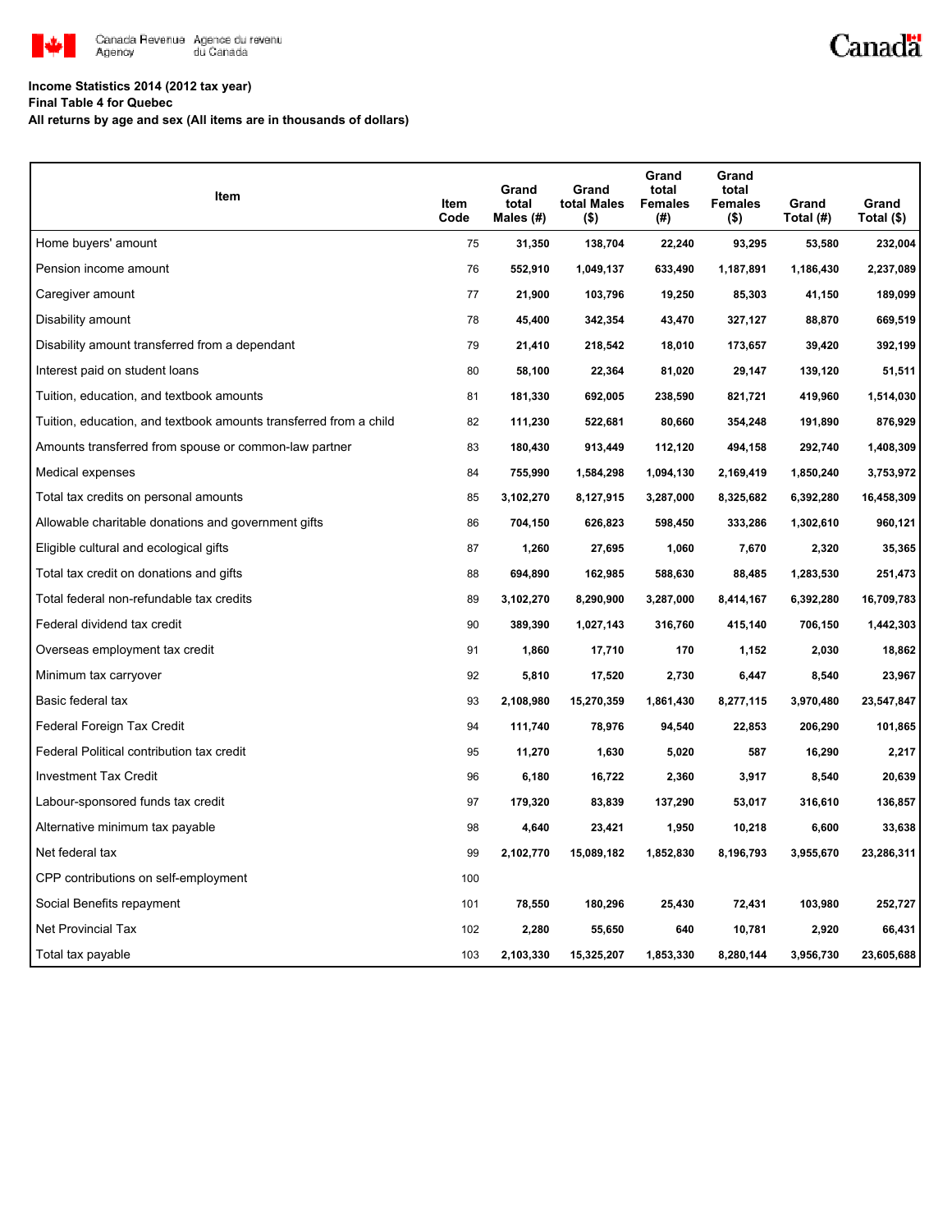Canada Revenue Agency / Agence du revenu du Canada

**Income Statistics 2014 (2012 tax year)**
**Final Table 4 for Quebec**
**All returns by age and sex (All items are in thousands of dollars)**

| Item | Item Code | Grand total Males (#) | Grand total Males ($) | Grand total Females (#) | Grand total Females ($) | Grand Total (#) | Grand Total ($) |
|---|---|---|---|---|---|---|---|
| Home buyers' amount | 75 | 31,350 | 138,704 | 22,240 | 93,295 | 53,580 | 232,004 |
| Pension income amount | 76 | 552,910 | 1,049,137 | 633,490 | 1,187,891 | 1,186,430 | 2,237,089 |
| Caregiver amount | 77 | 21,900 | 103,796 | 19,250 | 85,303 | 41,150 | 189,099 |
| Disability amount | 78 | 45,400 | 342,354 | 43,470 | 327,127 | 88,870 | 669,519 |
| Disability amount transferred from a dependant | 79 | 21,410 | 218,542 | 18,010 | 173,657 | 39,420 | 392,199 |
| Interest paid on student loans | 80 | 58,100 | 22,364 | 81,020 | 29,147 | 139,120 | 51,511 |
| Tuition, education, and textbook amounts | 81 | 181,330 | 692,005 | 238,590 | 821,721 | 419,960 | 1,514,030 |
| Tuition, education, and textbook amounts transferred from a child | 82 | 111,230 | 522,681 | 80,660 | 354,248 | 191,890 | 876,929 |
| Amounts transferred from spouse or common-law partner | 83 | 180,430 | 913,449 | 112,120 | 494,158 | 292,740 | 1,408,309 |
| Medical expenses | 84 | 755,990 | 1,584,298 | 1,094,130 | 2,169,419 | 1,850,240 | 3,753,972 |
| Total tax credits on personal amounts | 85 | 3,102,270 | 8,127,915 | 3,287,000 | 8,325,682 | 6,392,280 | 16,458,309 |
| Allowable charitable donations and government gifts | 86 | 704,150 | 626,823 | 598,450 | 333,286 | 1,302,610 | 960,121 |
| Eligible cultural and ecological gifts | 87 | 1,260 | 27,695 | 1,060 | 7,670 | 2,320 | 35,365 |
| Total tax credit on donations and gifts | 88 | 694,890 | 162,985 | 588,630 | 88,485 | 1,283,530 | 251,473 |
| Total federal non-refundable tax credits | 89 | 3,102,270 | 8,290,900 | 3,287,000 | 8,414,167 | 6,392,280 | 16,709,783 |
| Federal dividend tax credit | 90 | 389,390 | 1,027,143 | 316,760 | 415,140 | 706,150 | 1,442,303 |
| Overseas employment tax credit | 91 | 1,860 | 17,710 | 170 | 1,152 | 2,030 | 18,862 |
| Minimum tax carryover | 92 | 5,810 | 17,520 | 2,730 | 6,447 | 8,540 | 23,967 |
| Basic federal tax | 93 | 2,108,980 | 15,270,359 | 1,861,430 | 8,277,115 | 3,970,480 | 23,547,847 |
| Federal Foreign Tax Credit | 94 | 111,740 | 78,976 | 94,540 | 22,853 | 206,290 | 101,865 |
| Federal Political contribution tax credit | 95 | 11,270 | 1,630 | 5,020 | 587 | 16,290 | 2,217 |
| Investment Tax Credit | 96 | 6,180 | 16,722 | 2,360 | 3,917 | 8,540 | 20,639 |
| Labour-sponsored funds tax credit | 97 | 179,320 | 83,839 | 137,290 | 53,017 | 316,610 | 136,857 |
| Alternative minimum tax payable | 98 | 4,640 | 23,421 | 1,950 | 10,218 | 6,600 | 33,638 |
| Net federal tax | 99 | 2,102,770 | 15,089,182 | 1,852,830 | 8,196,793 | 3,955,670 | 23,286,311 |
| CPP contributions on self-employment | 100 | | | | | | |
| Social Benefits repayment | 101 | 78,550 | 180,296 | 25,430 | 72,431 | 103,980 | 252,727 |
| Net Provincial Tax | 102 | 2,280 | 55,650 | 640 | 10,781 | 2,920 | 66,431 |
| Total tax payable | 103 | 2,103,330 | 15,325,207 | 1,853,330 | 8,280,144 | 3,956,730 | 23,605,688 |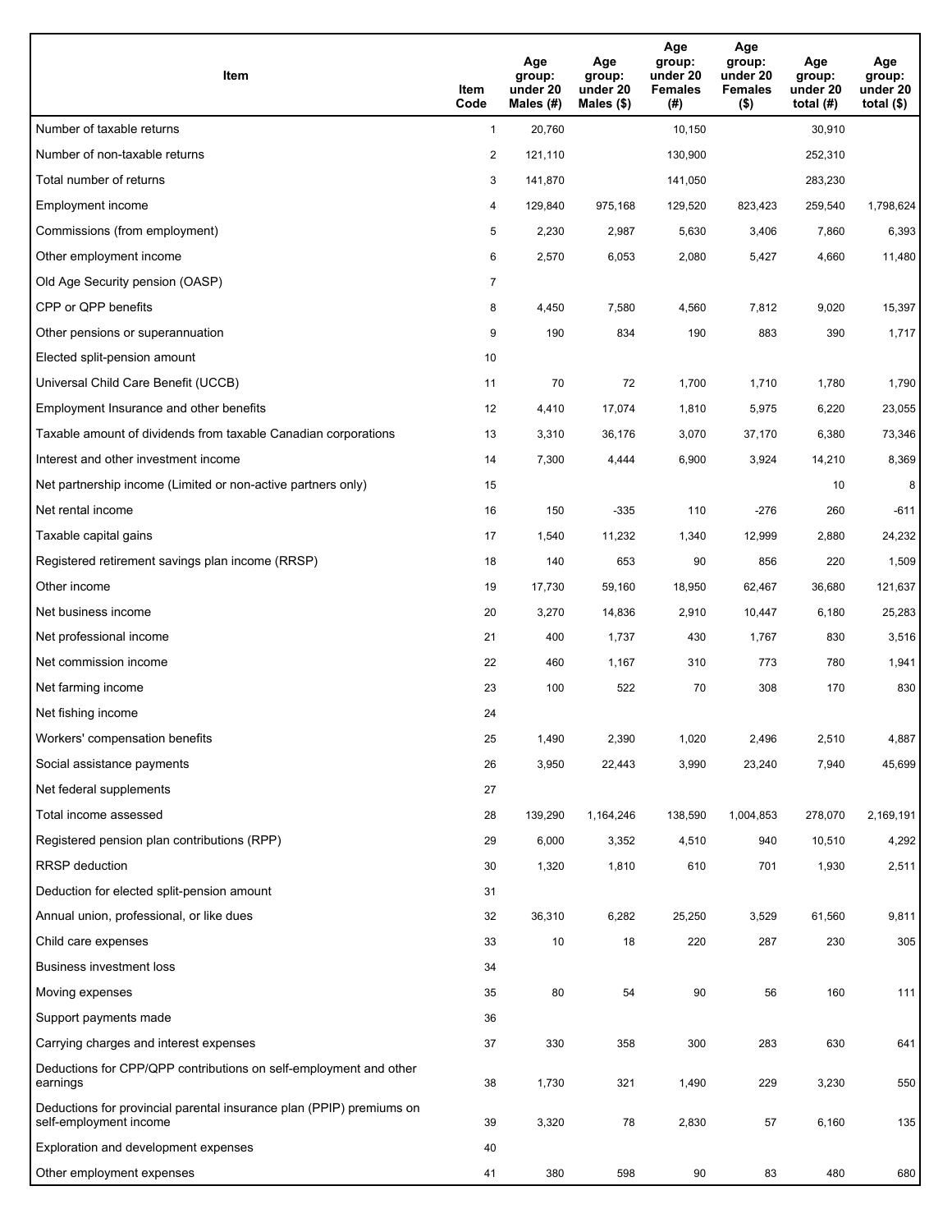| Item | Item Code | Age group: under 20 Males (#) | Age group: under 20 Males ($) | Age group: under 20 Females (#) | Age group: under 20 Females ($) | Age group: under 20 total (#) | Age group: under 20 total ($) |
|---|---|---|---|---|---|---|---|
| Number of taxable returns | 1 | 20,760 | | 10,150 | | 30,910 | |
| Number of non-taxable returns | 2 | 121,110 | | 130,900 | | 252,310 | |
| Total number of returns | 3 | 141,870 | | 141,050 | | 283,230 | |
| Employment income | 4 | 129,840 | 975,168 | 129,520 | 823,423 | 259,540 | 1,798,624 |
| Commissions (from employment) | 5 | 2,230 | 2,987 | 5,630 | 3,406 | 7,860 | 6,393 |
| Other employment income | 6 | 2,570 | 6,053 | 2,080 | 5,427 | 4,660 | 11,480 |
| Old Age Security pension (OASP) | 7 | | | | | | |
| CPP or QPP benefits | 8 | 4,450 | 7,580 | 4,560 | 7,812 | 9,020 | 15,397 |
| Other pensions or superannuation | 9 | 190 | 834 | 190 | 883 | 390 | 1,717 |
| Elected split-pension amount | 10 | | | | | | |
| Universal Child Care Benefit (UCCB) | 11 | 70 | 72 | 1,700 | 1,710 | 1,780 | 1,790 |
| Employment Insurance and other benefits | 12 | 4,410 | 17,074 | 1,810 | 5,975 | 6,220 | 23,055 |
| Taxable amount of dividends from taxable Canadian corporations | 13 | 3,310 | 36,176 | 3,070 | 37,170 | 6,380 | 73,346 |
| Interest and other investment income | 14 | 7,300 | 4,444 | 6,900 | 3,924 | 14,210 | 8,369 |
| Net partnership income (Limited or non-active partners only) | 15 | | | | | 10 | 8 |
| Net rental income | 16 | 150 | -335 | 110 | -276 | 260 | -611 |
| Taxable capital gains | 17 | 1,540 | 11,232 | 1,340 | 12,999 | 2,880 | 24,232 |
| Registered retirement savings plan income (RRSP) | 18 | 140 | 653 | 90 | 856 | 220 | 1,509 |
| Other income | 19 | 17,730 | 59,160 | 18,950 | 62,467 | 36,680 | 121,637 |
| Net business income | 20 | 3,270 | 14,836 | 2,910 | 10,447 | 6,180 | 25,283 |
| Net professional income | 21 | 400 | 1,737 | 430 | 1,767 | 830 | 3,516 |
| Net commission income | 22 | 460 | 1,167 | 310 | 773 | 780 | 1,941 |
| Net farming income | 23 | 100 | 522 | 70 | 308 | 170 | 830 |
| Net fishing income | 24 | | | | | | |
| Workers' compensation benefits | 25 | 1,490 | 2,390 | 1,020 | 2,496 | 2,510 | 4,887 |
| Social assistance payments | 26 | 3,950 | 22,443 | 3,990 | 23,240 | 7,940 | 45,699 |
| Net federal supplements | 27 | | | | | | |
| Total income assessed | 28 | 139,290 | 1,164,246 | 138,590 | 1,004,853 | 278,070 | 2,169,191 |
| Registered pension plan contributions (RPP) | 29 | 6,000 | 3,352 | 4,510 | 940 | 10,510 | 4,292 |
| RRSP deduction | 30 | 1,320 | 1,810 | 610 | 701 | 1,930 | 2,511 |
| Deduction for elected split-pension amount | 31 | | | | | | |
| Annual union, professional, or like dues | 32 | 36,310 | 6,282 | 25,250 | 3,529 | 61,560 | 9,811 |
| Child care expenses | 33 | 10 | 18 | 220 | 287 | 230 | 305 |
| Business investment loss | 34 | | | | | | |
| Moving expenses | 35 | 80 | 54 | 90 | 56 | 160 | 111 |
| Support payments made | 36 | | | | | | |
| Carrying charges and interest expenses | 37 | 330 | 358 | 300 | 283 | 630 | 641 |
| Deductions for CPP/QPP contributions on self-employment and other earnings | 38 | 1,730 | 321 | 1,490 | 229 | 3,230 | 550 |
| Deductions for provincial parental insurance plan (PPIP) premiums on self-employment income | 39 | 3,320 | 78 | 2,830 | 57 | 6,160 | 135 |
| Exploration and development expenses | 40 | | | | | | |
| Other employment expenses | 41 | 380 | 598 | 90 | 83 | 480 | 680 |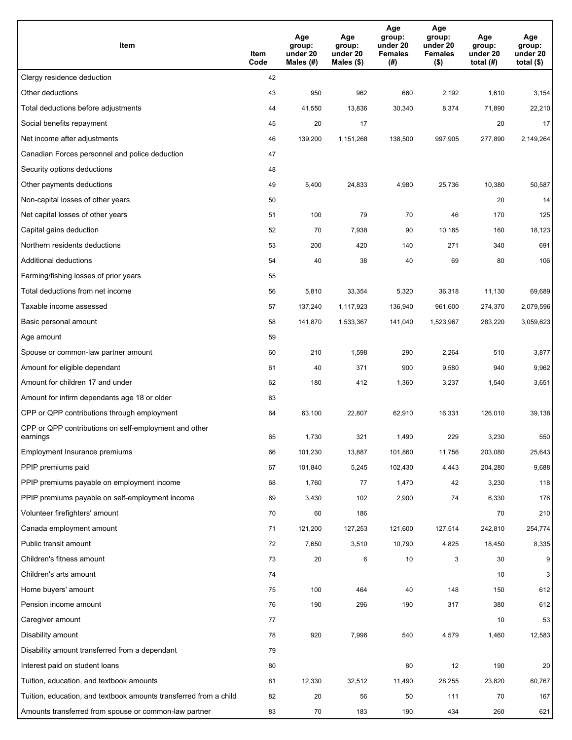| Item | Item Code | Age group: under 20 Males (#) | Age group: under 20 Males ($) | Age group: under 20 Females (#) | Age group: under 20 Females ($) | Age group: under 20 total (#) | Age group: under 20 total ($) |
|---|---|---|---|---|---|---|---|
| Clergy residence deduction | 42 | | | | | | |
| Other deductions | 43 | 950 | 962 | 660 | 2,192 | 1,610 | 3,154 |
| Total deductions before adjustments | 44 | 41,550 | 13,836 | 30,340 | 8,374 | 71,890 | 22,210 |
| Social benefits repayment | 45 | 20 | 17 | | | 20 | 17 |
| Net income after adjustments | 46 | 139,200 | 1,151,268 | 138,500 | 997,905 | 277,890 | 2,149,264 |
| Canadian Forces personnel and police deduction | 47 | | | | | | |
| Security options deductions | 48 | | | | | | |
| Other payments deductions | 49 | 5,400 | 24,833 | 4,980 | 25,736 | 10,380 | 50,587 |
| Non-capital losses of other years | 50 | | | | | 20 | 14 |
| Net capital losses of other years | 51 | 100 | 79 | 70 | 46 | 170 | 125 |
| Capital gains deduction | 52 | 70 | 7,938 | 90 | 10,185 | 160 | 18,123 |
| Northern residents deductions | 53 | 200 | 420 | 140 | 271 | 340 | 691 |
| Additional deductions | 54 | 40 | 38 | 40 | 69 | 80 | 106 |
| Farming/fishing losses of prior years | 55 | | | | | | |
| Total deductions from net income | 56 | 5,810 | 33,354 | 5,320 | 36,318 | 11,130 | 69,689 |
| Taxable income assessed | 57 | 137,240 | 1,117,923 | 136,940 | 961,600 | 274,370 | 2,079,596 |
| Basic personal amount | 58 | 141,870 | 1,533,367 | 141,040 | 1,523,967 | 283,220 | 3,059,623 |
| Age amount | 59 | | | | | | |
| Spouse or common-law partner amount | 60 | 210 | 1,598 | 290 | 2,264 | 510 | 3,877 |
| Amount for eligible dependant | 61 | 40 | 371 | 900 | 9,580 | 940 | 9,962 |
| Amount for children 17 and under | 62 | 180 | 412 | 1,360 | 3,237 | 1,540 | 3,651 |
| Amount for infirm dependants age 18 or older | 63 | | | | | | |
| CPP or QPP contributions through employment | 64 | 63,100 | 22,807 | 62,910 | 16,331 | 126,010 | 39,138 |
| CPP or QPP contributions on self-employment and other earnings | 65 | 1,730 | 321 | 1,490 | 229 | 3,230 | 550 |
| Employment Insurance premiums | 66 | 101,230 | 13,887 | 101,860 | 11,756 | 203,080 | 25,643 |
| PPIP premiums paid | 67 | 101,840 | 5,245 | 102,430 | 4,443 | 204,280 | 9,688 |
| PPIP premiums payable on employment income | 68 | 1,760 | 77 | 1,470 | 42 | 3,230 | 118 |
| PPIP premiums payable on self-employment income | 69 | 3,430 | 102 | 2,900 | 74 | 6,330 | 176 |
| Volunteer firefighters' amount | 70 | 60 | 186 | | | 70 | 210 |
| Canada employment amount | 71 | 121,200 | 127,253 | 121,600 | 127,514 | 242,810 | 254,774 |
| Public transit amount | 72 | 7,650 | 3,510 | 10,790 | 4,825 | 18,450 | 8,335 |
| Children's fitness amount | 73 | 20 | 6 | 10 | 3 | 30 | 9 |
| Children's arts amount | 74 | | | | | 10 | 3 |
| Home buyers' amount | 75 | 100 | 464 | 40 | 148 | 150 | 612 |
| Pension income amount | 76 | 190 | 296 | 190 | 317 | 380 | 612 |
| Caregiver amount | 77 | | | | | 10 | 53 |
| Disability amount | 78 | 920 | 7,996 | 540 | 4,579 | 1,460 | 12,583 |
| Disability amount transferred from a dependant | 79 | | | | | | |
| Interest paid on student loans | 80 | | | 80 | 12 | 190 | 20 |
| Tuition, education, and textbook amounts | 81 | 12,330 | 32,512 | 11,490 | 28,255 | 23,820 | 60,767 |
| Tuition, education, and textbook amounts transferred from a child | 82 | 20 | 56 | 50 | 111 | 70 | 167 |
| Amounts transferred from spouse or common-law partner | 83 | 70 | 183 | 190 | 434 | 260 | 621 |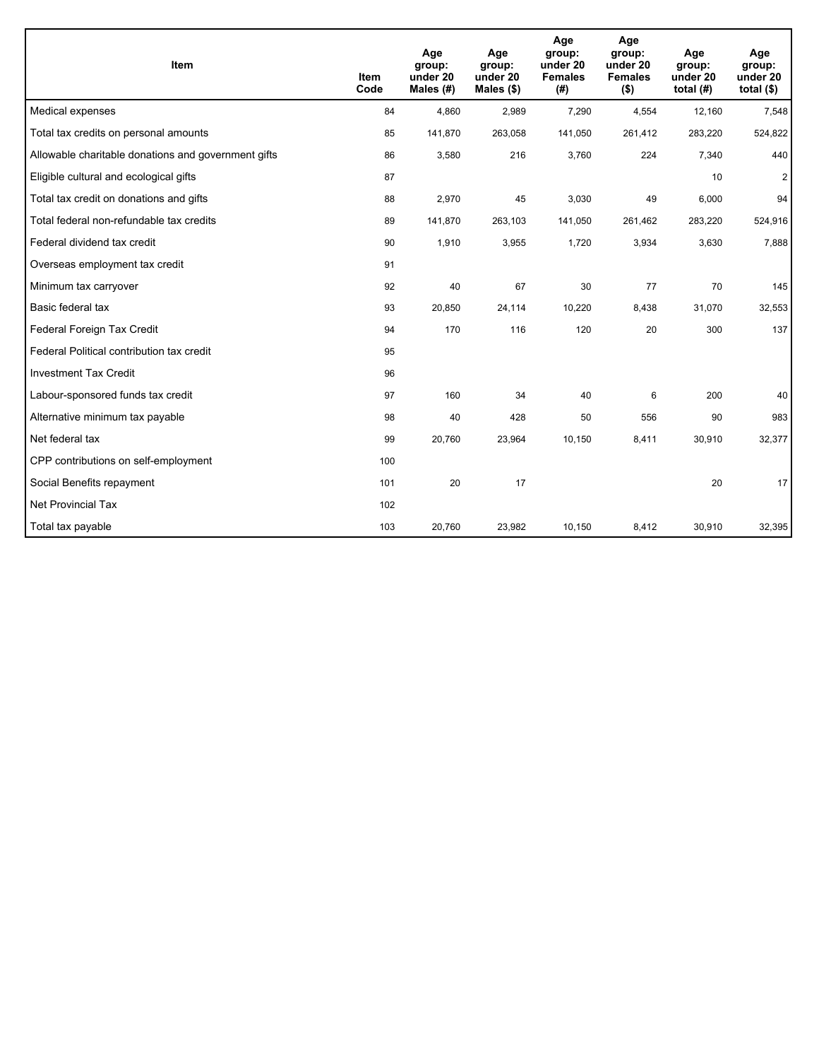| Item | Item Code | Age group: under 20 Males (#) | Age group: under 20 Males ($) | Age group: under 20 Females (#) | Age group: under 20 Females ($) | Age group: under 20 total (#) | Age group: under 20 total ($) |
|---|---|---|---|---|---|---|---|
| Medical expenses | 84 | 4,860 | 2,989 | 7,290 | 4,554 | 12,160 | 7,548 |
| Total tax credits on personal amounts | 85 | 141,870 | 263,058 | 141,050 | 261,412 | 283,220 | 524,822 |
| Allowable charitable donations and government gifts | 86 | 3,580 | 216 | 3,760 | 224 | 7,340 | 440 |
| Eligible cultural and ecological gifts | 87 | | | | | 10 | 2 |
| Total tax credit on donations and gifts | 88 | 2,970 | 45 | 3,030 | 49 | 6,000 | 94 |
| Total federal non-refundable tax credits | 89 | 141,870 | 263,103 | 141,050 | 261,462 | 283,220 | 524,916 |
| Federal dividend tax credit | 90 | 1,910 | 3,955 | 1,720 | 3,934 | 3,630 | 7,888 |
| Overseas employment tax credit | 91 | | | | | | |
| Minimum tax carryover | 92 | 40 | 67 | 30 | 77 | 70 | 145 |
| Basic federal tax | 93 | 20,850 | 24,114 | 10,220 | 8,438 | 31,070 | 32,553 |
| Federal Foreign Tax Credit | 94 | 170 | 116 | 120 | 20 | 300 | 137 |
| Federal Political contribution tax credit | 95 | | | | | | |
| Investment Tax Credit | 96 | | | | | | |
| Labour-sponsored funds tax credit | 97 | 160 | 34 | 40 | 6 | 200 | 40 |
| Alternative minimum tax payable | 98 | 40 | 428 | 50 | 556 | 90 | 983 |
| Net federal tax | 99 | 20,760 | 23,964 | 10,150 | 8,411 | 30,910 | 32,377 |
| CPP contributions on self-employment | 100 | | | | | | |
| Social Benefits repayment | 101 | 20 | 17 | | | 20 | 17 |
| Net Provincial Tax | 102 | | | | | | |
| Total tax payable | 103 | 20,760 | 23,982 | 10,150 | 8,412 | 30,910 | 32,395 |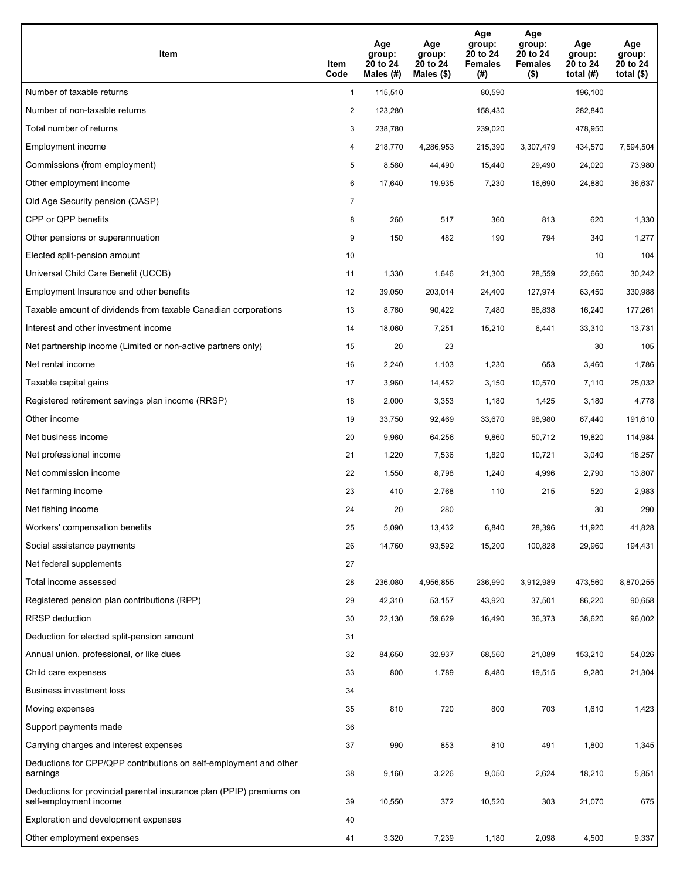| Item | Item Code | Age group: 20 to 24 Males (#) | Age group: 20 to 24 Males ($) | Age group: 20 to 24 Females (#) | Age group: 20 to 24 Females ($) | Age group: 20 to 24 total (#) | Age group: 20 to 24 total ($) |
|---|---|---|---|---|---|---|---|
| Number of taxable returns | 1 | 115,510 | | 80,590 | | 196,100 | |
| Number of non-taxable returns | 2 | 123,280 | | 158,430 | | 282,840 | |
| Total number of returns | 3 | 238,780 | | 239,020 | | 478,950 | |
| Employment income | 4 | 218,770 | 4,286,953 | 215,390 | 3,307,479 | 434,570 | 7,594,504 |
| Commissions (from employment) | 5 | 8,580 | 44,490 | 15,440 | 29,490 | 24,020 | 73,980 |
| Other employment income | 6 | 17,640 | 19,935 | 7,230 | 16,690 | 24,880 | 36,637 |
| Old Age Security pension (OASP) | 7 | | | | | | |
| CPP or QPP benefits | 8 | 260 | 517 | 360 | 813 | 620 | 1,330 |
| Other pensions or superannuation | 9 | 150 | 482 | 190 | 794 | 340 | 1,277 |
| Elected split-pension amount | 10 | | | | | 10 | 104 |
| Universal Child Care Benefit (UCCB) | 11 | 1,330 | 1,646 | 21,300 | 28,559 | 22,660 | 30,242 |
| Employment Insurance and other benefits | 12 | 39,050 | 203,014 | 24,400 | 127,974 | 63,450 | 330,988 |
| Taxable amount of dividends from taxable Canadian corporations | 13 | 8,760 | 90,422 | 7,480 | 86,838 | 16,240 | 177,261 |
| Interest and other investment income | 14 | 18,060 | 7,251 | 15,210 | 6,441 | 33,310 | 13,731 |
| Net partnership income (Limited or non-active partners only) | 15 | 20 | 23 | | | 30 | 105 |
| Net rental income | 16 | 2,240 | 1,103 | 1,230 | 653 | 3,460 | 1,786 |
| Taxable capital gains | 17 | 3,960 | 14,452 | 3,150 | 10,570 | 7,110 | 25,032 |
| Registered retirement savings plan income (RRSP) | 18 | 2,000 | 3,353 | 1,180 | 1,425 | 3,180 | 4,778 |
| Other income | 19 | 33,750 | 92,469 | 33,670 | 98,980 | 67,440 | 191,610 |
| Net business income | 20 | 9,960 | 64,256 | 9,860 | 50,712 | 19,820 | 114,984 |
| Net professional income | 21 | 1,220 | 7,536 | 1,820 | 10,721 | 3,040 | 18,257 |
| Net commission income | 22 | 1,550 | 8,798 | 1,240 | 4,996 | 2,790 | 13,807 |
| Net farming income | 23 | 410 | 2,768 | 110 | 215 | 520 | 2,983 |
| Net fishing income | 24 | 20 | 280 | | | 30 | 290 |
| Workers' compensation benefits | 25 | 5,090 | 13,432 | 6,840 | 28,396 | 11,920 | 41,828 |
| Social assistance payments | 26 | 14,760 | 93,592 | 15,200 | 100,828 | 29,960 | 194,431 |
| Net federal supplements | 27 | | | | | | |
| Total income assessed | 28 | 236,080 | 4,956,855 | 236,990 | 3,912,989 | 473,560 | 8,870,255 |
| Registered pension plan contributions (RPP) | 29 | 42,310 | 53,157 | 43,920 | 37,501 | 86,220 | 90,658 |
| RRSP deduction | 30 | 22,130 | 59,629 | 16,490 | 36,373 | 38,620 | 96,002 |
| Deduction for elected split-pension amount | 31 | | | | | | |
| Annual union, professional, or like dues | 32 | 84,650 | 32,937 | 68,560 | 21,089 | 153,210 | 54,026 |
| Child care expenses | 33 | 800 | 1,789 | 8,480 | 19,515 | 9,280 | 21,304 |
| Business investment loss | 34 | | | | | | |
| Moving expenses | 35 | 810 | 720 | 800 | 703 | 1,610 | 1,423 |
| Support payments made | 36 | | | | | | |
| Carrying charges and interest expenses | 37 | 990 | 853 | 810 | 491 | 1,800 | 1,345 |
| Deductions for CPP/QPP contributions on self-employment and other earnings | 38 | 9,160 | 3,226 | 9,050 | 2,624 | 18,210 | 5,851 |
| Deductions for provincial parental insurance plan (PPIP) premiums on self-employment income | 39 | 10,550 | 372 | 10,520 | 303 | 21,070 | 675 |
| Exploration and development expenses | 40 | | | | | | |
| Other employment expenses | 41 | 3,320 | 7,239 | 1,180 | 2,098 | 4,500 | 9,337 |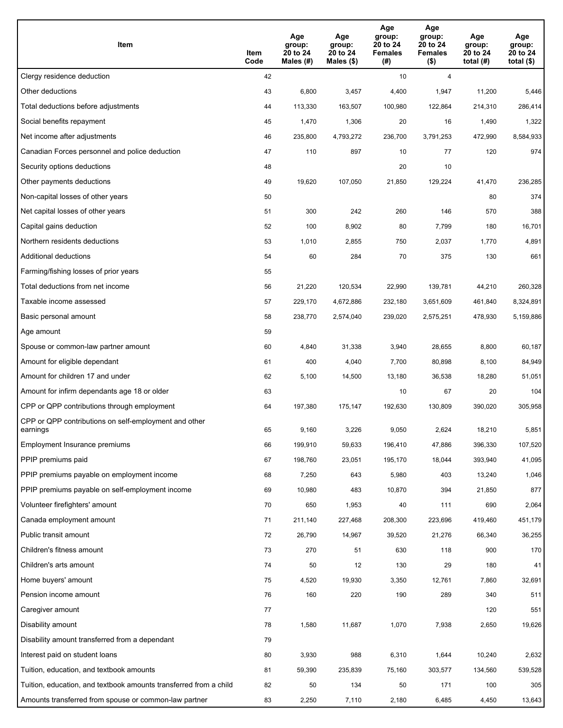| Item | Item Code | Age group: 20 to 24 Males (#) | Age group: 20 to 24 Males ($) | Age group: 20 to 24 Females (#) | Age group: 20 to 24 Females ($) | Age group: 20 to 24 total (#) | Age group: 20 to 24 total ($) |
|---|---|---|---|---|---|---|---|
| Clergy residence deduction | 42 | | | 10 | 4 | | |
| Other deductions | 43 | 6,800 | 3,457 | 4,400 | 1,947 | 11,200 | 5,446 |
| Total deductions before adjustments | 44 | 113,330 | 163,507 | 100,980 | 122,864 | 214,310 | 286,414 |
| Social benefits repayment | 45 | 1,470 | 1,306 | 20 | 16 | 1,490 | 1,322 |
| Net income after adjustments | 46 | 235,800 | 4,793,272 | 236,700 | 3,791,253 | 472,990 | 8,584,933 |
| Canadian Forces personnel and police deduction | 47 | 110 | 897 | 10 | 77 | 120 | 974 |
| Security options deductions | 48 | | | 20 | 10 | | |
| Other payments deductions | 49 | 19,620 | 107,050 | 21,850 | 129,224 | 41,470 | 236,285 |
| Non-capital losses of other years | 50 | | | | | 80 | 374 |
| Net capital losses of other years | 51 | 300 | 242 | 260 | 146 | 570 | 388 |
| Capital gains deduction | 52 | 100 | 8,902 | 80 | 7,799 | 180 | 16,701 |
| Northern residents deductions | 53 | 1,010 | 2,855 | 750 | 2,037 | 1,770 | 4,891 |
| Additional deductions | 54 | 60 | 284 | 70 | 375 | 130 | 661 |
| Farming/fishing losses of prior years | 55 | | | | | | |
| Total deductions from net income | 56 | 21,220 | 120,534 | 22,990 | 139,781 | 44,210 | 260,328 |
| Taxable income assessed | 57 | 229,170 | 4,672,886 | 232,180 | 3,651,609 | 461,840 | 8,324,891 |
| Basic personal amount | 58 | 238,770 | 2,574,040 | 239,020 | 2,575,251 | 478,930 | 5,159,886 |
| Age amount | 59 | | | | | | |
| Spouse or common-law partner amount | 60 | 4,840 | 31,338 | 3,940 | 28,655 | 8,800 | 60,187 |
| Amount for eligible dependant | 61 | 400 | 4,040 | 7,700 | 80,898 | 8,100 | 84,949 |
| Amount for children 17 and under | 62 | 5,100 | 14,500 | 13,180 | 36,538 | 18,280 | 51,051 |
| Amount for infirm dependants age 18 or older | 63 | | | 10 | 67 | 20 | 104 |
| CPP or QPP contributions through employment | 64 | 197,380 | 175,147 | 192,630 | 130,809 | 390,020 | 305,958 |
| CPP or QPP contributions on self-employment and other earnings | 65 | 9,160 | 3,226 | 9,050 | 2,624 | 18,210 | 5,851 |
| Employment Insurance premiums | 66 | 199,910 | 59,633 | 196,410 | 47,886 | 396,330 | 107,520 |
| PPIP premiums paid | 67 | 198,760 | 23,051 | 195,170 | 18,044 | 393,940 | 41,095 |
| PPIP premiums payable on employment income | 68 | 7,250 | 643 | 5,980 | 403 | 13,240 | 1,046 |
| PPIP premiums payable on self-employment income | 69 | 10,980 | 483 | 10,870 | 394 | 21,850 | 877 |
| Volunteer firefighters' amount | 70 | 650 | 1,953 | 40 | 111 | 690 | 2,064 |
| Canada employment amount | 71 | 211,140 | 227,468 | 208,300 | 223,696 | 419,460 | 451,179 |
| Public transit amount | 72 | 26,790 | 14,967 | 39,520 | 21,276 | 66,340 | 36,255 |
| Children's fitness amount | 73 | 270 | 51 | 630 | 118 | 900 | 170 |
| Children's arts amount | 74 | 50 | 12 | 130 | 29 | 180 | 41 |
| Home buyers' amount | 75 | 4,520 | 19,930 | 3,350 | 12,761 | 7,860 | 32,691 |
| Pension income amount | 76 | 160 | 220 | 190 | 289 | 340 | 511 |
| Caregiver amount | 77 | | | | | 120 | 551 |
| Disability amount | 78 | 1,580 | 11,687 | 1,070 | 7,938 | 2,650 | 19,626 |
| Disability amount transferred from a dependant | 79 | | | | | | |
| Interest paid on student loans | 80 | 3,930 | 988 | 6,310 | 1,644 | 10,240 | 2,632 |
| Tuition, education, and textbook amounts | 81 | 59,390 | 235,839 | 75,160 | 303,577 | 134,560 | 539,528 |
| Tuition, education, and textbook amounts transferred from a child | 82 | 50 | 134 | 50 | 171 | 100 | 305 |
| Amounts transferred from spouse or common-law partner | 83 | 2,250 | 7,110 | 2,180 | 6,485 | 4,450 | 13,643 |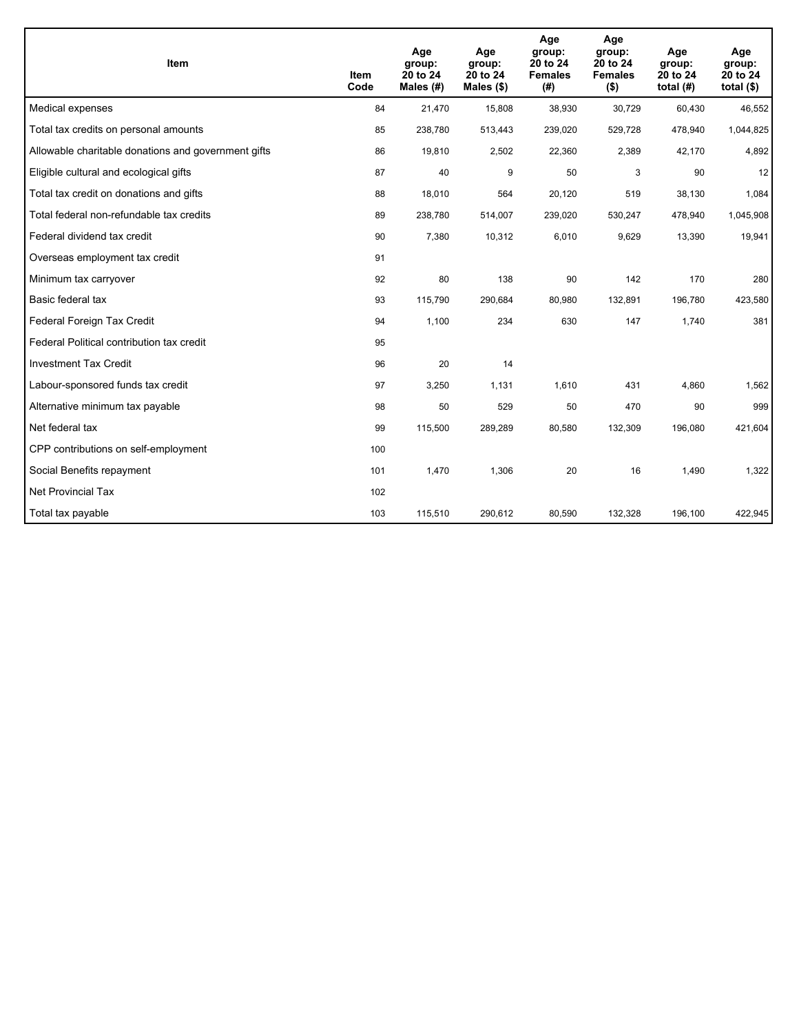| Item | Item Code | Age group: 20 to 24 Males (#) | Age group: 20 to 24 Males ($) | Age group: 20 to 24 Females (#) | Age group: 20 to 24 Females ($) | Age group: 20 to 24 total (#) | Age group: 20 to 24 total ($) |
|---|---|---|---|---|---|---|---|
| Medical expenses | 84 | 21,470 | 15,808 | 38,930 | 30,729 | 60,430 | 46,552 |
| Total tax credits on personal amounts | 85 | 238,780 | 513,443 | 239,020 | 529,728 | 478,940 | 1,044,825 |
| Allowable charitable donations and government gifts | 86 | 19,810 | 2,502 | 22,360 | 2,389 | 42,170 | 4,892 |
| Eligible cultural and ecological gifts | 87 | 40 | 9 | 50 | 3 | 90 | 12 |
| Total tax credit on donations and gifts | 88 | 18,010 | 564 | 20,120 | 519 | 38,130 | 1,084 |
| Total federal non-refundable tax credits | 89 | 238,780 | 514,007 | 239,020 | 530,247 | 478,940 | 1,045,908 |
| Federal dividend tax credit | 90 | 7,380 | 10,312 | 6,010 | 9,629 | 13,390 | 19,941 |
| Overseas employment tax credit | 91 | | | | | | |
| Minimum tax carryover | 92 | 80 | 138 | 90 | 142 | 170 | 280 |
| Basic federal tax | 93 | 115,790 | 290,684 | 80,980 | 132,891 | 196,780 | 423,580 |
| Federal Foreign Tax Credit | 94 | 1,100 | 234 | 630 | 147 | 1,740 | 381 |
| Federal Political contribution tax credit | 95 | | | | | | |
| Investment Tax Credit | 96 | 20 | 14 | | | | |
| Labour-sponsored funds tax credit | 97 | 3,250 | 1,131 | 1,610 | 431 | 4,860 | 1,562 |
| Alternative minimum tax payable | 98 | 50 | 529 | 50 | 470 | 90 | 999 |
| Net federal tax | 99 | 115,500 | 289,289 | 80,580 | 132,309 | 196,080 | 421,604 |
| CPP contributions on self-employment | 100 | | | | | | |
| Social Benefits repayment | 101 | 1,470 | 1,306 | 20 | 16 | 1,490 | 1,322 |
| Net Provincial Tax | 102 | | | | | | |
| Total tax payable | 103 | 115,510 | 290,612 | 80,590 | 132,328 | 196,100 | 422,945 |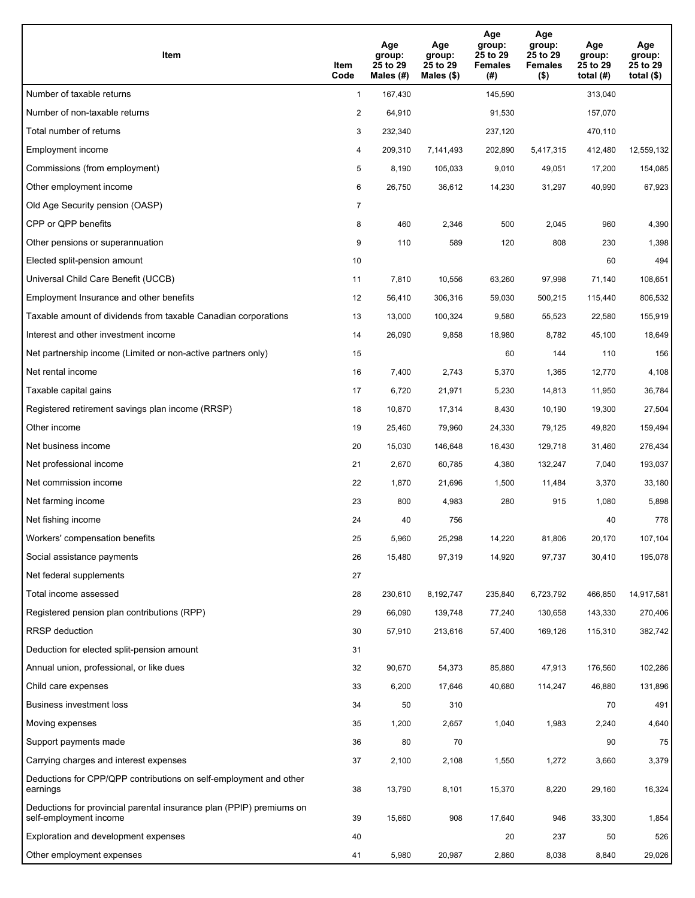| Item | Item Code | Age group: 25 to 29 Males (#) | Age group: 25 to 29 Males ($) | Age group: 25 to 29 Females (#) | Age group: 25 to 29 Females ($) | Age group: 25 to 29 total (#) | Age group: 25 to 29 total ($) |
|---|---|---|---|---|---|---|---|
| Number of taxable returns | 1 | 167,430 | | 145,590 | | 313,040 | |
| Number of non-taxable returns | 2 | 64,910 | | 91,530 | | 157,070 | |
| Total number of returns | 3 | 232,340 | | 237,120 | | 470,110 | |
| Employment income | 4 | 209,310 | 7,141,493 | 202,890 | 5,417,315 | 412,480 | 12,559,132 |
| Commissions (from employment) | 5 | 8,190 | 105,033 | 9,010 | 49,051 | 17,200 | 154,085 |
| Other employment income | 6 | 26,750 | 36,612 | 14,230 | 31,297 | 40,990 | 67,923 |
| Old Age Security pension (OASP) | 7 | | | | | | |
| CPP or QPP benefits | 8 | 460 | 2,346 | 500 | 2,045 | 960 | 4,390 |
| Other pensions or superannuation | 9 | 110 | 589 | 120 | 808 | 230 | 1,398 |
| Elected split-pension amount | 10 | | | | | 60 | 494 |
| Universal Child Care Benefit (UCCB) | 11 | 7,810 | 10,556 | 63,260 | 97,998 | 71,140 | 108,651 |
| Employment Insurance and other benefits | 12 | 56,410 | 306,316 | 59,030 | 500,215 | 115,440 | 806,532 |
| Taxable amount of dividends from taxable Canadian corporations | 13 | 13,000 | 100,324 | 9,580 | 55,523 | 22,580 | 155,919 |
| Interest and other investment income | 14 | 26,090 | 9,858 | 18,980 | 8,782 | 45,100 | 18,649 |
| Net partnership income (Limited or non-active partners only) | 15 | | | 60 | 144 | 110 | 156 |
| Net rental income | 16 | 7,400 | 2,743 | 5,370 | 1,365 | 12,770 | 4,108 |
| Taxable capital gains | 17 | 6,720 | 21,971 | 5,230 | 14,813 | 11,950 | 36,784 |
| Registered retirement savings plan income (RRSP) | 18 | 10,870 | 17,314 | 8,430 | 10,190 | 19,300 | 27,504 |
| Other income | 19 | 25,460 | 79,960 | 24,330 | 79,125 | 49,820 | 159,494 |
| Net business income | 20 | 15,030 | 146,648 | 16,430 | 129,718 | 31,460 | 276,434 |
| Net professional income | 21 | 2,670 | 60,785 | 4,380 | 132,247 | 7,040 | 193,037 |
| Net commission income | 22 | 1,870 | 21,696 | 1,500 | 11,484 | 3,370 | 33,180 |
| Net farming income | 23 | 800 | 4,983 | 280 | 915 | 1,080 | 5,898 |
| Net fishing income | 24 | 40 | 756 | | | 40 | 778 |
| Workers' compensation benefits | 25 | 5,960 | 25,298 | 14,220 | 81,806 | 20,170 | 107,104 |
| Social assistance payments | 26 | 15,480 | 97,319 | 14,920 | 97,737 | 30,410 | 195,078 |
| Net federal supplements | 27 | | | | | | |
| Total income assessed | 28 | 230,610 | 8,192,747 | 235,840 | 6,723,792 | 466,850 | 14,917,581 |
| Registered pension plan contributions (RPP) | 29 | 66,090 | 139,748 | 77,240 | 130,658 | 143,330 | 270,406 |
| RRSP deduction | 30 | 57,910 | 213,616 | 57,400 | 169,126 | 115,310 | 382,742 |
| Deduction for elected split-pension amount | 31 | | | | | | |
| Annual union, professional, or like dues | 32 | 90,670 | 54,373 | 85,880 | 47,913 | 176,560 | 102,286 |
| Child care expenses | 33 | 6,200 | 17,646 | 40,680 | 114,247 | 46,880 | 131,896 |
| Business investment loss | 34 | 50 | 310 | | | 70 | 491 |
| Moving expenses | 35 | 1,200 | 2,657 | 1,040 | 1,983 | 2,240 | 4,640 |
| Support payments made | 36 | 80 | 70 | | | 90 | 75 |
| Carrying charges and interest expenses | 37 | 2,100 | 2,108 | 1,550 | 1,272 | 3,660 | 3,379 |
| Deductions for CPP/QPP contributions on self-employment and other earnings | 38 | 13,790 | 8,101 | 15,370 | 8,220 | 29,160 | 16,324 |
| Deductions for provincial parental insurance plan (PPIP) premiums on self-employment income | 39 | 15,660 | 908 | 17,640 | 946 | 33,300 | 1,854 |
| Exploration and development expenses | 40 | | | 20 | 237 | 50 | 526 |
| Other employment expenses | 41 | 5,980 | 20,987 | 2,860 | 8,038 | 8,840 | 29,026 |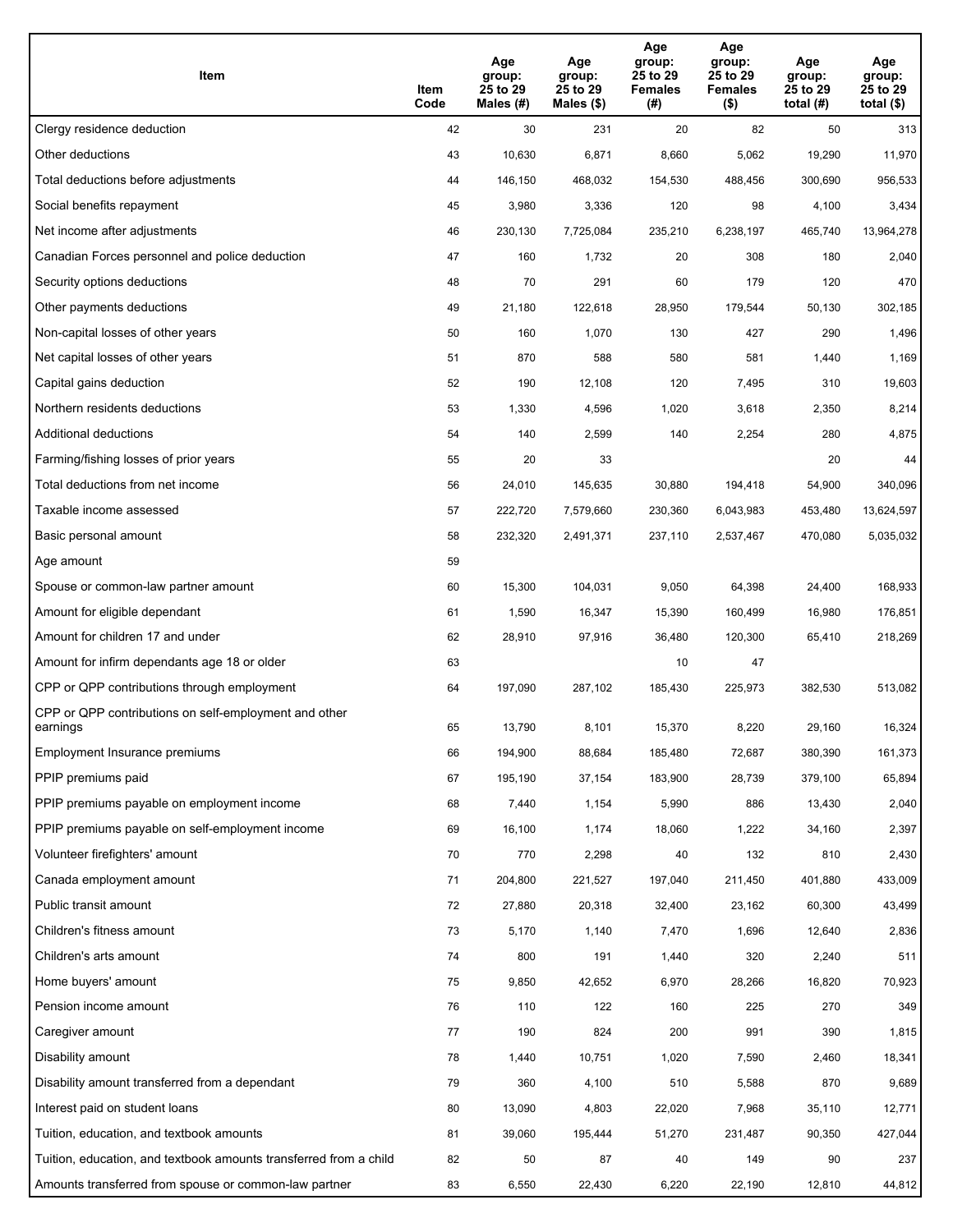| Item | Item Code | Age group: 25 to 29 Males (#) | Age group: 25 to 29 Males ($) | Age group: 25 to 29 Females (#) | Age group: 25 to 29 Females ($) | Age group: 25 to 29 total (#) | Age group: 25 to 29 total ($) |
|---|---|---|---|---|---|---|---|
| Clergy residence deduction | 42 | 30 | 231 | 20 | 82 | 50 | 313 |
| Other deductions | 43 | 10,630 | 6,871 | 8,660 | 5,062 | 19,290 | 11,970 |
| Total deductions before adjustments | 44 | 146,150 | 468,032 | 154,530 | 488,456 | 300,690 | 956,533 |
| Social benefits repayment | 45 | 3,980 | 3,336 | 120 | 98 | 4,100 | 3,434 |
| Net income after adjustments | 46 | 230,130 | 7,725,084 | 235,210 | 6,238,197 | 465,740 | 13,964,278 |
| Canadian Forces personnel and police deduction | 47 | 160 | 1,732 | 20 | 308 | 180 | 2,040 |
| Security options deductions | 48 | 70 | 291 | 60 | 179 | 120 | 470 |
| Other payments deductions | 49 | 21,180 | 122,618 | 28,950 | 179,544 | 50,130 | 302,185 |
| Non-capital losses of other years | 50 | 160 | 1,070 | 130 | 427 | 290 | 1,496 |
| Net capital losses of other years | 51 | 870 | 588 | 580 | 581 | 1,440 | 1,169 |
| Capital gains deduction | 52 | 190 | 12,108 | 120 | 7,495 | 310 | 19,603 |
| Northern residents deductions | 53 | 1,330 | 4,596 | 1,020 | 3,618 | 2,350 | 8,214 |
| Additional deductions | 54 | 140 | 2,599 | 140 | 2,254 | 280 | 4,875 |
| Farming/fishing losses of prior years | 55 | 20 | 33 | | | 20 | 44 |
| Total deductions from net income | 56 | 24,010 | 145,635 | 30,880 | 194,418 | 54,900 | 340,096 |
| Taxable income assessed | 57 | 222,720 | 7,579,660 | 230,360 | 6,043,983 | 453,480 | 13,624,597 |
| Basic personal amount | 58 | 232,320 | 2,491,371 | 237,110 | 2,537,467 | 470,080 | 5,035,032 |
| Age amount | 59 | | | | | | |
| Spouse or common-law partner amount | 60 | 15,300 | 104,031 | 9,050 | 64,398 | 24,400 | 168,933 |
| Amount for eligible dependant | 61 | 1,590 | 16,347 | 15,390 | 160,499 | 16,980 | 176,851 |
| Amount for children 17 and under | 62 | 28,910 | 97,916 | 36,480 | 120,300 | 65,410 | 218,269 |
| Amount for infirm dependants age 18 or older | 63 | | | 10 | 47 | | |
| CPP or QPP contributions through employment | 64 | 197,090 | 287,102 | 185,430 | 225,973 | 382,530 | 513,082 |
| CPP or QPP contributions on self-employment and other earnings | 65 | 13,790 | 8,101 | 15,370 | 8,220 | 29,160 | 16,324 |
| Employment Insurance premiums | 66 | 194,900 | 88,684 | 185,480 | 72,687 | 380,390 | 161,373 |
| PPIP premiums paid | 67 | 195,190 | 37,154 | 183,900 | 28,739 | 379,100 | 65,894 |
| PPIP premiums payable on employment income | 68 | 7,440 | 1,154 | 5,990 | 886 | 13,430 | 2,040 |
| PPIP premiums payable on self-employment income | 69 | 16,100 | 1,174 | 18,060 | 1,222 | 34,160 | 2,397 |
| Volunteer firefighters' amount | 70 | 770 | 2,298 | 40 | 132 | 810 | 2,430 |
| Canada employment amount | 71 | 204,800 | 221,527 | 197,040 | 211,450 | 401,880 | 433,009 |
| Public transit amount | 72 | 27,880 | 20,318 | 32,400 | 23,162 | 60,300 | 43,499 |
| Children's fitness amount | 73 | 5,170 | 1,140 | 7,470 | 1,696 | 12,640 | 2,836 |
| Children's arts amount | 74 | 800 | 191 | 1,440 | 320 | 2,240 | 511 |
| Home buyers' amount | 75 | 9,850 | 42,652 | 6,970 | 28,266 | 16,820 | 70,923 |
| Pension income amount | 76 | 110 | 122 | 160 | 225 | 270 | 349 |
| Caregiver amount | 77 | 190 | 824 | 200 | 991 | 390 | 1,815 |
| Disability amount | 78 | 1,440 | 10,751 | 1,020 | 7,590 | 2,460 | 18,341 |
| Disability amount transferred from a dependant | 79 | 360 | 4,100 | 510 | 5,588 | 870 | 9,689 |
| Interest paid on student loans | 80 | 13,090 | 4,803 | 22,020 | 7,968 | 35,110 | 12,771 |
| Tuition, education, and textbook amounts | 81 | 39,060 | 195,444 | 51,270 | 231,487 | 90,350 | 427,044 |
| Tuition, education, and textbook amounts transferred from a child | 82 | 50 | 87 | 40 | 149 | 90 | 237 |
| Amounts transferred from spouse or common-law partner | 83 | 6,550 | 22,430 | 6,220 | 22,190 | 12,810 | 44,812 |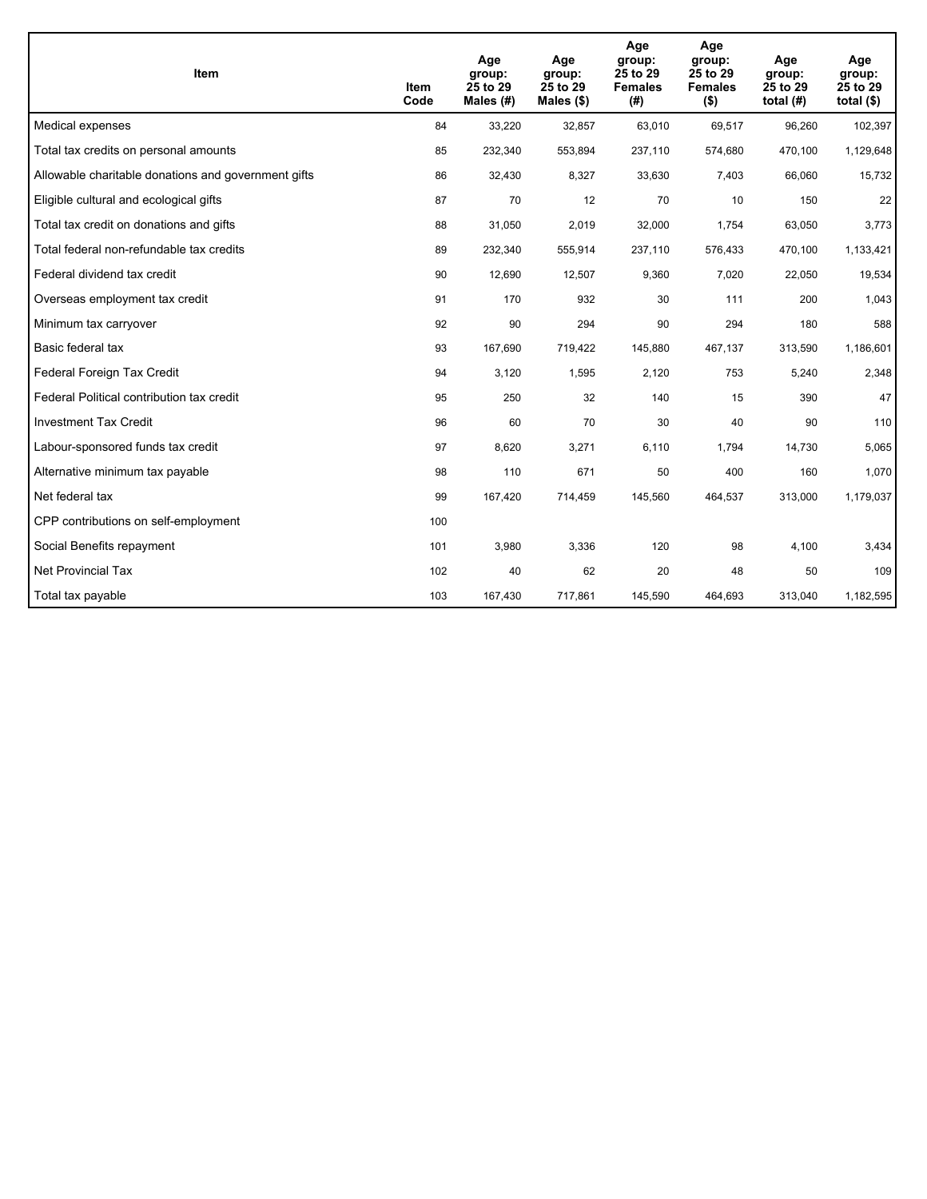| Item | Item Code | Age group: 25 to 29 Males (#) | Age group: 25 to 29 Males ($) | Age group: 25 to 29 Females (#) | Age group: 25 to 29 Females ($) | Age group: 25 to 29 total (#) | Age group: 25 to 29 total ($) |
| --- | --- | --- | --- | --- | --- | --- | --- |
| Medical expenses | 84 | 33,220 | 32,857 | 63,010 | 69,517 | 96,260 | 102,397 |
| Total tax credits on personal amounts | 85 | 232,340 | 553,894 | 237,110 | 574,680 | 470,100 | 1,129,648 |
| Allowable charitable donations and government gifts | 86 | 32,430 | 8,327 | 33,630 | 7,403 | 66,060 | 15,732 |
| Eligible cultural and ecological gifts | 87 | 70 | 12 | 70 | 10 | 150 | 22 |
| Total tax credit on donations and gifts | 88 | 31,050 | 2,019 | 32,000 | 1,754 | 63,050 | 3,773 |
| Total federal non-refundable tax credits | 89 | 232,340 | 555,914 | 237,110 | 576,433 | 470,100 | 1,133,421 |
| Federal dividend tax credit | 90 | 12,690 | 12,507 | 9,360 | 7,020 | 22,050 | 19,534 |
| Overseas employment tax credit | 91 | 170 | 932 | 30 | 111 | 200 | 1,043 |
| Minimum tax carryover | 92 | 90 | 294 | 90 | 294 | 180 | 588 |
| Basic federal tax | 93 | 167,690 | 719,422 | 145,880 | 467,137 | 313,590 | 1,186,601 |
| Federal Foreign Tax Credit | 94 | 3,120 | 1,595 | 2,120 | 753 | 5,240 | 2,348 |
| Federal Political contribution tax credit | 95 | 250 | 32 | 140 | 15 | 390 | 47 |
| Investment Tax Credit | 96 | 60 | 70 | 30 | 40 | 90 | 110 |
| Labour-sponsored funds tax credit | 97 | 8,620 | 3,271 | 6,110 | 1,794 | 14,730 | 5,065 |
| Alternative minimum tax payable | 98 | 110 | 671 | 50 | 400 | 160 | 1,070 |
| Net federal tax | 99 | 167,420 | 714,459 | 145,560 | 464,537 | 313,000 | 1,179,037 |
| CPP contributions on self-employment | 100 | | | | | | |
| Social Benefits repayment | 101 | 3,980 | 3,336 | 120 | 98 | 4,100 | 3,434 |
| Net Provincial Tax | 102 | 40 | 62 | 20 | 48 | 50 | 109 |
| Total tax payable | 103 | 167,430 | 717,861 | 145,590 | 464,693 | 313,040 | 1,182,595 |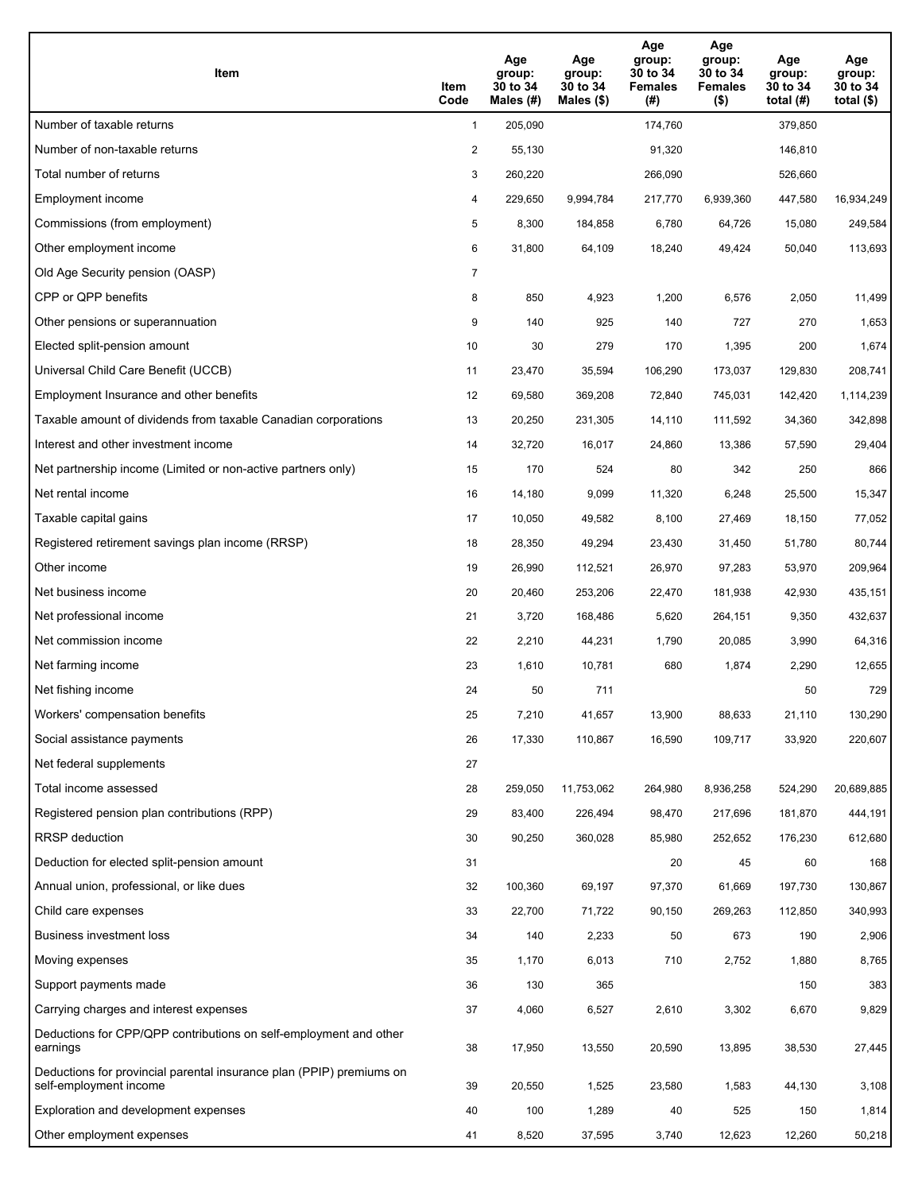| Item | Item Code | Age group: 30 to 34 Males (#) | Age group: 30 to 34 Males ($) | Age group: 30 to 34 Females (#) | Age group: 30 to 34 Females ($) | Age group: 30 to 34 total (#) | Age group: 30 to 34 total ($) |
|---|---|---|---|---|---|---|---|
| Number of taxable returns | 1 | 205,090 | | 174,760 | | 379,850 | |
| Number of non-taxable returns | 2 | 55,130 | | 91,320 | | 146,810 | |
| Total number of returns | 3 | 260,220 | | 266,090 | | 526,660 | |
| Employment income | 4 | 229,650 | 9,994,784 | 217,770 | 6,939,360 | 447,580 | 16,934,249 |
| Commissions (from employment) | 5 | 8,300 | 184,858 | 6,780 | 64,726 | 15,080 | 249,584 |
| Other employment income | 6 | 31,800 | 64,109 | 18,240 | 49,424 | 50,040 | 113,693 |
| Old Age Security pension (OASP) | 7 | | | | | | |
| CPP or QPP benefits | 8 | 850 | 4,923 | 1,200 | 6,576 | 2,050 | 11,499 |
| Other pensions or superannuation | 9 | 140 | 925 | 140 | 727 | 270 | 1,653 |
| Elected split-pension amount | 10 | 30 | 279 | 170 | 1,395 | 200 | 1,674 |
| Universal Child Care Benefit (UCCB) | 11 | 23,470 | 35,594 | 106,290 | 173,037 | 129,830 | 208,741 |
| Employment Insurance and other benefits | 12 | 69,580 | 369,208 | 72,840 | 745,031 | 142,420 | 1,114,239 |
| Taxable amount of dividends from taxable Canadian corporations | 13 | 20,250 | 231,305 | 14,110 | 111,592 | 34,360 | 342,898 |
| Interest and other investment income | 14 | 32,720 | 16,017 | 24,860 | 13,386 | 57,590 | 29,404 |
| Net partnership income (Limited or non-active partners only) | 15 | 170 | 524 | 80 | 342 | 250 | 866 |
| Net rental income | 16 | 14,180 | 9,099 | 11,320 | 6,248 | 25,500 | 15,347 |
| Taxable capital gains | 17 | 10,050 | 49,582 | 8,100 | 27,469 | 18,150 | 77,052 |
| Registered retirement savings plan income (RRSP) | 18 | 28,350 | 49,294 | 23,430 | 31,450 | 51,780 | 80,744 |
| Other income | 19 | 26,990 | 112,521 | 26,970 | 97,283 | 53,970 | 209,964 |
| Net business income | 20 | 20,460 | 253,206 | 22,470 | 181,938 | 42,930 | 435,151 |
| Net professional income | 21 | 3,720 | 168,486 | 5,620 | 264,151 | 9,350 | 432,637 |
| Net commission income | 22 | 2,210 | 44,231 | 1,790 | 20,085 | 3,990 | 64,316 |
| Net farming income | 23 | 1,610 | 10,781 | 680 | 1,874 | 2,290 | 12,655 |
| Net fishing income | 24 | 50 | 711 | | | 50 | 729 |
| Workers' compensation benefits | 25 | 7,210 | 41,657 | 13,900 | 88,633 | 21,110 | 130,290 |
| Social assistance payments | 26 | 17,330 | 110,867 | 16,590 | 109,717 | 33,920 | 220,607 |
| Net federal supplements | 27 | | | | | | |
| Total income assessed | 28 | 259,050 | 11,753,062 | 264,980 | 8,936,258 | 524,290 | 20,689,885 |
| Registered pension plan contributions (RPP) | 29 | 83,400 | 226,494 | 98,470 | 217,696 | 181,870 | 444,191 |
| RRSP deduction | 30 | 90,250 | 360,028 | 85,980 | 252,652 | 176,230 | 612,680 |
| Deduction for elected split-pension amount | 31 | | | 20 | 45 | 60 | 168 |
| Annual union, professional, or like dues | 32 | 100,360 | 69,197 | 97,370 | 61,669 | 197,730 | 130,867 |
| Child care expenses | 33 | 22,700 | 71,722 | 90,150 | 269,263 | 112,850 | 340,993 |
| Business investment loss | 34 | 140 | 2,233 | 50 | 673 | 190 | 2,906 |
| Moving expenses | 35 | 1,170 | 6,013 | 710 | 2,752 | 1,880 | 8,765 |
| Support payments made | 36 | 130 | 365 | | | 150 | 383 |
| Carrying charges and interest expenses | 37 | 4,060 | 6,527 | 2,610 | 3,302 | 6,670 | 9,829 |
| Deductions for CPP/QPP contributions on self-employment and other earnings | 38 | 17,950 | 13,550 | 20,590 | 13,895 | 38,530 | 27,445 |
| Deductions for provincial parental insurance plan (PPIP) premiums on self-employment income | 39 | 20,550 | 1,525 | 23,580 | 1,583 | 44,130 | 3,108 |
| Exploration and development expenses | 40 | 100 | 1,289 | 40 | 525 | 150 | 1,814 |
| Other employment expenses | 41 | 8,520 | 37,595 | 3,740 | 12,623 | 12,260 | 50,218 |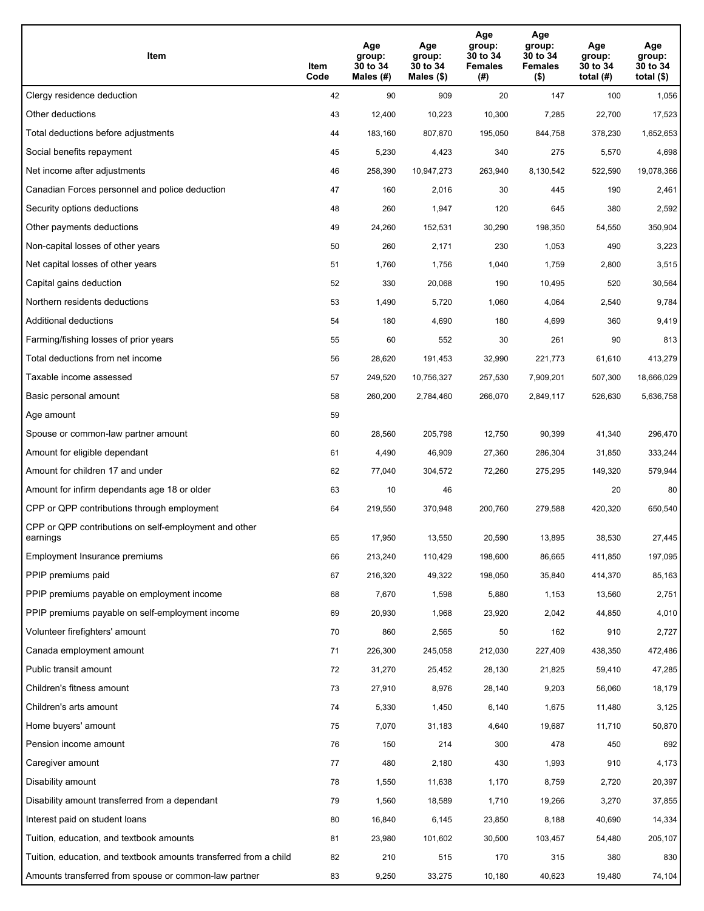| Item | Item Code | Age group: 30 to 34 Males (#) | Age group: 30 to 34 Males ($) | Age group: 30 to 34 Females (#) | Age group: 30 to 34 Females ($) | Age group: 30 to 34 total (#) | Age group: 30 to 34 total ($) |
|---|---|---|---|---|---|---|---|
| Clergy residence deduction | 42 | 90 | 909 | 20 | 147 | 100 | 1,056 |
| Other deductions | 43 | 12,400 | 10,223 | 10,300 | 7,285 | 22,700 | 17,523 |
| Total deductions before adjustments | 44 | 183,160 | 807,870 | 195,050 | 844,758 | 378,230 | 1,652,653 |
| Social benefits repayment | 45 | 5,230 | 4,423 | 340 | 275 | 5,570 | 4,698 |
| Net income after adjustments | 46 | 258,390 | 10,947,273 | 263,940 | 8,130,542 | 522,590 | 19,078,366 |
| Canadian Forces personnel and police deduction | 47 | 160 | 2,016 | 30 | 445 | 190 | 2,461 |
| Security options deductions | 48 | 260 | 1,947 | 120 | 645 | 380 | 2,592 |
| Other payments deductions | 49 | 24,260 | 152,531 | 30,290 | 198,350 | 54,550 | 350,904 |
| Non-capital losses of other years | 50 | 260 | 2,171 | 230 | 1,053 | 490 | 3,223 |
| Net capital losses of other years | 51 | 1,760 | 1,756 | 1,040 | 1,759 | 2,800 | 3,515 |
| Capital gains deduction | 52 | 330 | 20,068 | 190 | 10,495 | 520 | 30,564 |
| Northern residents deductions | 53 | 1,490 | 5,720 | 1,060 | 4,064 | 2,540 | 9,784 |
| Additional deductions | 54 | 180 | 4,690 | 180 | 4,699 | 360 | 9,419 |
| Farming/fishing losses of prior years | 55 | 60 | 552 | 30 | 261 | 90 | 813 |
| Total deductions from net income | 56 | 28,620 | 191,453 | 32,990 | 221,773 | 61,610 | 413,279 |
| Taxable income assessed | 57 | 249,520 | 10,756,327 | 257,530 | 7,909,201 | 507,300 | 18,666,029 |
| Basic personal amount | 58 | 260,200 | 2,784,460 | 266,070 | 2,849,117 | 526,630 | 5,636,758 |
| Age amount | 59 | | | | | | |
| Spouse or common-law partner amount | 60 | 28,560 | 205,798 | 12,750 | 90,399 | 41,340 | 296,470 |
| Amount for eligible dependant | 61 | 4,490 | 46,909 | 27,360 | 286,304 | 31,850 | 333,244 |
| Amount for children 17 and under | 62 | 77,040 | 304,572 | 72,260 | 275,295 | 149,320 | 579,944 |
| Amount for infirm dependants age 18 or older | 63 | 10 | 46 | | | 20 | 80 |
| CPP or QPP contributions through employment | 64 | 219,550 | 370,948 | 200,760 | 279,588 | 420,320 | 650,540 |
| CPP or QPP contributions on self-employment and other earnings | 65 | 17,950 | 13,550 | 20,590 | 13,895 | 38,530 | 27,445 |
| Employment Insurance premiums | 66 | 213,240 | 110,429 | 198,600 | 86,665 | 411,850 | 197,095 |
| PPIP premiums paid | 67 | 216,320 | 49,322 | 198,050 | 35,840 | 414,370 | 85,163 |
| PPIP premiums payable on employment income | 68 | 7,670 | 1,598 | 5,880 | 1,153 | 13,560 | 2,751 |
| PPIP premiums payable on self-employment income | 69 | 20,930 | 1,968 | 23,920 | 2,042 | 44,850 | 4,010 |
| Volunteer firefighters' amount | 70 | 860 | 2,565 | 50 | 162 | 910 | 2,727 |
| Canada employment amount | 71 | 226,300 | 245,058 | 212,030 | 227,409 | 438,350 | 472,486 |
| Public transit amount | 72 | 31,270 | 25,452 | 28,130 | 21,825 | 59,410 | 47,285 |
| Children's fitness amount | 73 | 27,910 | 8,976 | 28,140 | 9,203 | 56,060 | 18,179 |
| Children's arts amount | 74 | 5,330 | 1,450 | 6,140 | 1,675 | 11,480 | 3,125 |
| Home buyers' amount | 75 | 7,070 | 31,183 | 4,640 | 19,687 | 11,710 | 50,870 |
| Pension income amount | 76 | 150 | 214 | 300 | 478 | 450 | 692 |
| Caregiver amount | 77 | 480 | 2,180 | 430 | 1,993 | 910 | 4,173 |
| Disability amount | 78 | 1,550 | 11,638 | 1,170 | 8,759 | 2,720 | 20,397 |
| Disability amount transferred from a dependant | 79 | 1,560 | 18,589 | 1,710 | 19,266 | 3,270 | 37,855 |
| Interest paid on student loans | 80 | 16,840 | 6,145 | 23,850 | 8,188 | 40,690 | 14,334 |
| Tuition, education, and textbook amounts | 81 | 23,980 | 101,602 | 30,500 | 103,457 | 54,480 | 205,107 |
| Tuition, education, and textbook amounts transferred from a child | 82 | 210 | 515 | 170 | 315 | 380 | 830 |
| Amounts transferred from spouse or common-law partner | 83 | 9,250 | 33,275 | 10,180 | 40,623 | 19,480 | 74,104 |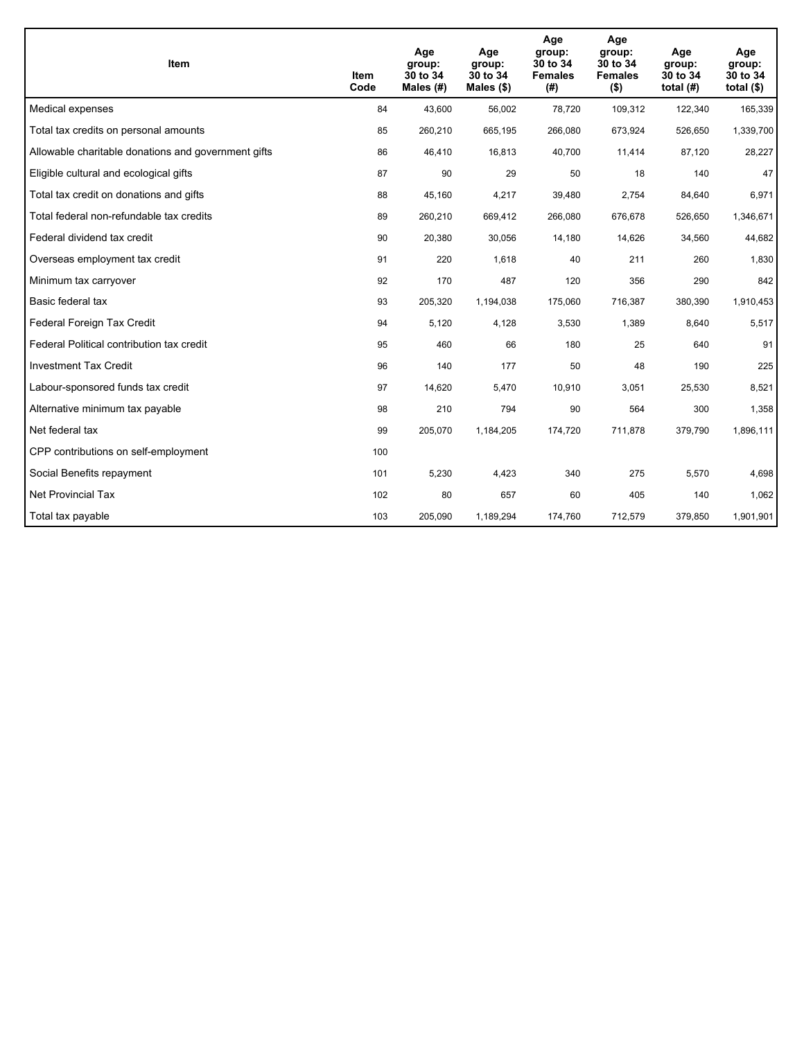| Item | Item Code | Age group: 30 to 34 Males (#) | Age group: 30 to 34 Males ($) | Age group: 30 to 34 Females (#) | Age group: 30 to 34 Females ($) | Age group: 30 to 34 total (#) | Age group: 30 to 34 total ($) |
|---|---|---|---|---|---|---|---|
| Medical expenses | 84 | 43,600 | 56,002 | 78,720 | 109,312 | 122,340 | 165,339 |
| Total tax credits on personal amounts | 85 | 260,210 | 665,195 | 266,080 | 673,924 | 526,650 | 1,339,700 |
| Allowable charitable donations and government gifts | 86 | 46,410 | 16,813 | 40,700 | 11,414 | 87,120 | 28,227 |
| Eligible cultural and ecological gifts | 87 | 90 | 29 | 50 | 18 | 140 | 47 |
| Total tax credit on donations and gifts | 88 | 45,160 | 4,217 | 39,480 | 2,754 | 84,640 | 6,971 |
| Total federal non-refundable tax credits | 89 | 260,210 | 669,412 | 266,080 | 676,678 | 526,650 | 1,346,671 |
| Federal dividend tax credit | 90 | 20,380 | 30,056 | 14,180 | 14,626 | 34,560 | 44,682 |
| Overseas employment tax credit | 91 | 220 | 1,618 | 40 | 211 | 260 | 1,830 |
| Minimum tax carryover | 92 | 170 | 487 | 120 | 356 | 290 | 842 |
| Basic federal tax | 93 | 205,320 | 1,194,038 | 175,060 | 716,387 | 380,390 | 1,910,453 |
| Federal Foreign Tax Credit | 94 | 5,120 | 4,128 | 3,530 | 1,389 | 8,640 | 5,517 |
| Federal Political contribution tax credit | 95 | 460 | 66 | 180 | 25 | 640 | 91 |
| Investment Tax Credit | 96 | 140 | 177 | 50 | 48 | 190 | 225 |
| Labour-sponsored funds tax credit | 97 | 14,620 | 5,470 | 10,910 | 3,051 | 25,530 | 8,521 |
| Alternative minimum tax payable | 98 | 210 | 794 | 90 | 564 | 300 | 1,358 |
| Net federal tax | 99 | 205,070 | 1,184,205 | 174,720 | 711,878 | 379,790 | 1,896,111 |
| CPP contributions on self-employment | 100 | | | | | | |
| Social Benefits repayment | 101 | 5,230 | 4,423 | 340 | 275 | 5,570 | 4,698 |
| Net Provincial Tax | 102 | 80 | 657 | 60 | 405 | 140 | 1,062 |
| Total tax payable | 103 | 205,090 | 1,189,294 | 174,760 | 712,579 | 379,850 | 1,901,901 |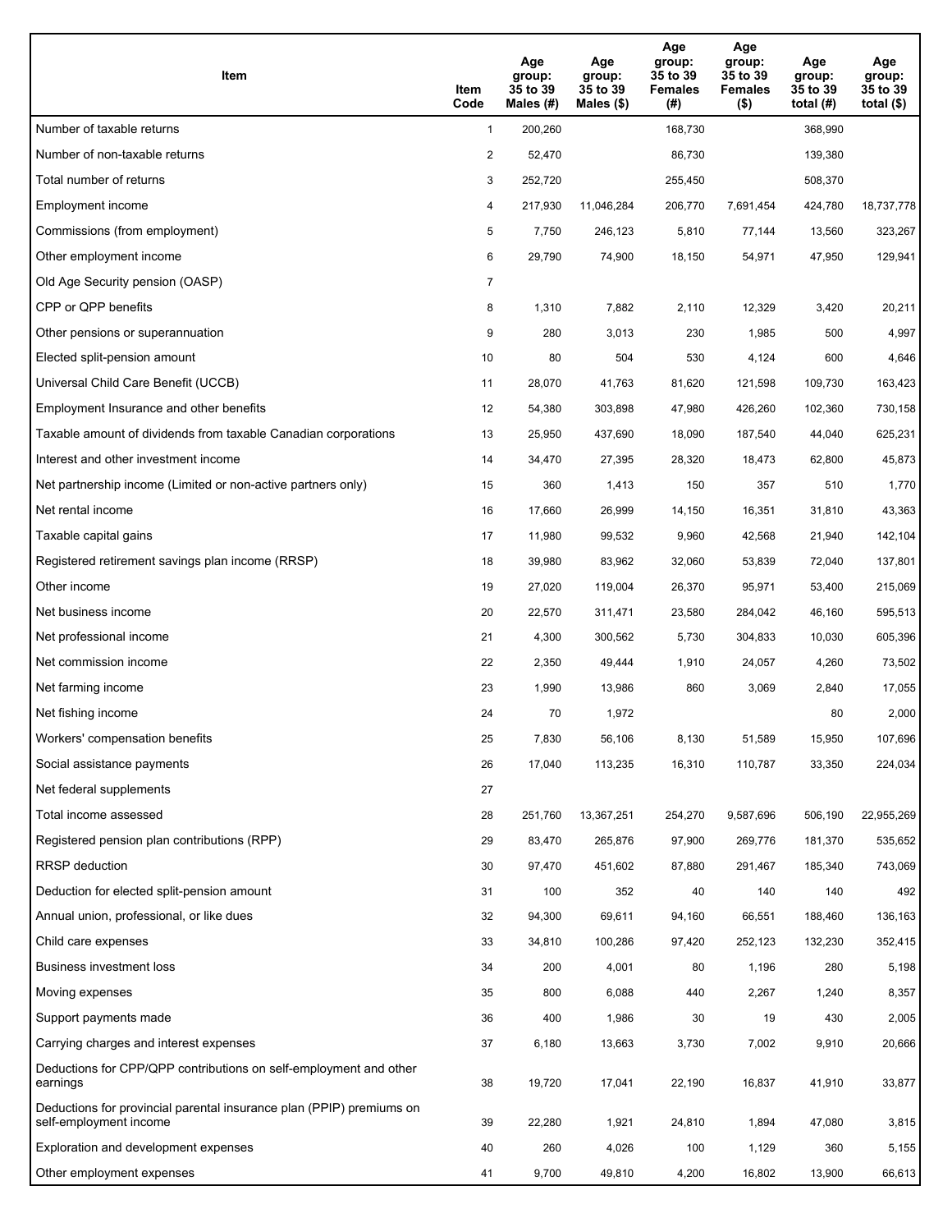| Item | Item Code | Age group: 35 to 39 Males (#) | Age group: 35 to 39 Males ($) | Age group: 35 to 39 Females (#) | Age group: 35 to 39 Females ($) | Age group: 35 to 39 total (#) | Age group: 35 to 39 total ($) |
|---|---|---|---|---|---|---|---|
| Number of taxable returns | 1 | 200,260 | | 168,730 | | 368,990 | |
| Number of non-taxable returns | 2 | 52,470 | | 86,730 | | 139,380 | |
| Total number of returns | 3 | 252,720 | | 255,450 | | 508,370 | |
| Employment income | 4 | 217,930 | 11,046,284 | 206,770 | 7,691,454 | 424,780 | 18,737,778 |
| Commissions (from employment) | 5 | 7,750 | 246,123 | 5,810 | 77,144 | 13,560 | 323,267 |
| Other employment income | 6 | 29,790 | 74,900 | 18,150 | 54,971 | 47,950 | 129,941 |
| Old Age Security pension (OASP) | 7 | | | | | | |
| CPP or QPP benefits | 8 | 1,310 | 7,882 | 2,110 | 12,329 | 3,420 | 20,211 |
| Other pensions or superannuation | 9 | 280 | 3,013 | 230 | 1,985 | 500 | 4,997 |
| Elected split-pension amount | 10 | 80 | 504 | 530 | 4,124 | 600 | 4,646 |
| Universal Child Care Benefit (UCCB) | 11 | 28,070 | 41,763 | 81,620 | 121,598 | 109,730 | 163,423 |
| Employment Insurance and other benefits | 12 | 54,380 | 303,898 | 47,980 | 426,260 | 102,360 | 730,158 |
| Taxable amount of dividends from taxable Canadian corporations | 13 | 25,950 | 437,690 | 18,090 | 187,540 | 44,040 | 625,231 |
| Interest and other investment income | 14 | 34,470 | 27,395 | 28,320 | 18,473 | 62,800 | 45,873 |
| Net partnership income (Limited or non-active partners only) | 15 | 360 | 1,413 | 150 | 357 | 510 | 1,770 |
| Net rental income | 16 | 17,660 | 26,999 | 14,150 | 16,351 | 31,810 | 43,363 |
| Taxable capital gains | 17 | 11,980 | 99,532 | 9,960 | 42,568 | 21,940 | 142,104 |
| Registered retirement savings plan income (RRSP) | 18 | 39,980 | 83,962 | 32,060 | 53,839 | 72,040 | 137,801 |
| Other income | 19 | 27,020 | 119,004 | 26,370 | 95,971 | 53,400 | 215,069 |
| Net business income | 20 | 22,570 | 311,471 | 23,580 | 284,042 | 46,160 | 595,513 |
| Net professional income | 21 | 4,300 | 300,562 | 5,730 | 304,833 | 10,030 | 605,396 |
| Net commission income | 22 | 2,350 | 49,444 | 1,910 | 24,057 | 4,260 | 73,502 |
| Net farming income | 23 | 1,990 | 13,986 | 860 | 3,069 | 2,840 | 17,055 |
| Net fishing income | 24 | 70 | 1,972 | | | 80 | 2,000 |
| Workers' compensation benefits | 25 | 7,830 | 56,106 | 8,130 | 51,589 | 15,950 | 107,696 |
| Social assistance payments | 26 | 17,040 | 113,235 | 16,310 | 110,787 | 33,350 | 224,034 |
| Net federal supplements | 27 | | | | | | |
| Total income assessed | 28 | 251,760 | 13,367,251 | 254,270 | 9,587,696 | 506,190 | 22,955,269 |
| Registered pension plan contributions (RPP) | 29 | 83,470 | 265,876 | 97,900 | 269,776 | 181,370 | 535,652 |
| RRSP deduction | 30 | 97,470 | 451,602 | 87,880 | 291,467 | 185,340 | 743,069 |
| Deduction for elected split-pension amount | 31 | 100 | 352 | 40 | 140 | 140 | 492 |
| Annual union, professional, or like dues | 32 | 94,300 | 69,611 | 94,160 | 66,551 | 188,460 | 136,163 |
| Child care expenses | 33 | 34,810 | 100,286 | 97,420 | 252,123 | 132,230 | 352,415 |
| Business investment loss | 34 | 200 | 4,001 | 80 | 1,196 | 280 | 5,198 |
| Moving expenses | 35 | 800 | 6,088 | 440 | 2,267 | 1,240 | 8,357 |
| Support payments made | 36 | 400 | 1,986 | 30 | 19 | 430 | 2,005 |
| Carrying charges and interest expenses | 37 | 6,180 | 13,663 | 3,730 | 7,002 | 9,910 | 20,666 |
| Deductions for CPP/QPP contributions on self-employment and other earnings | 38 | 19,720 | 17,041 | 22,190 | 16,837 | 41,910 | 33,877 |
| Deductions for provincial parental insurance plan (PPIP) premiums on self-employment income | 39 | 22,280 | 1,921 | 24,810 | 1,894 | 47,080 | 3,815 |
| Exploration and development expenses | 40 | 260 | 4,026 | 100 | 1,129 | 360 | 5,155 |
| Other employment expenses | 41 | 9,700 | 49,810 | 4,200 | 16,802 | 13,900 | 66,613 |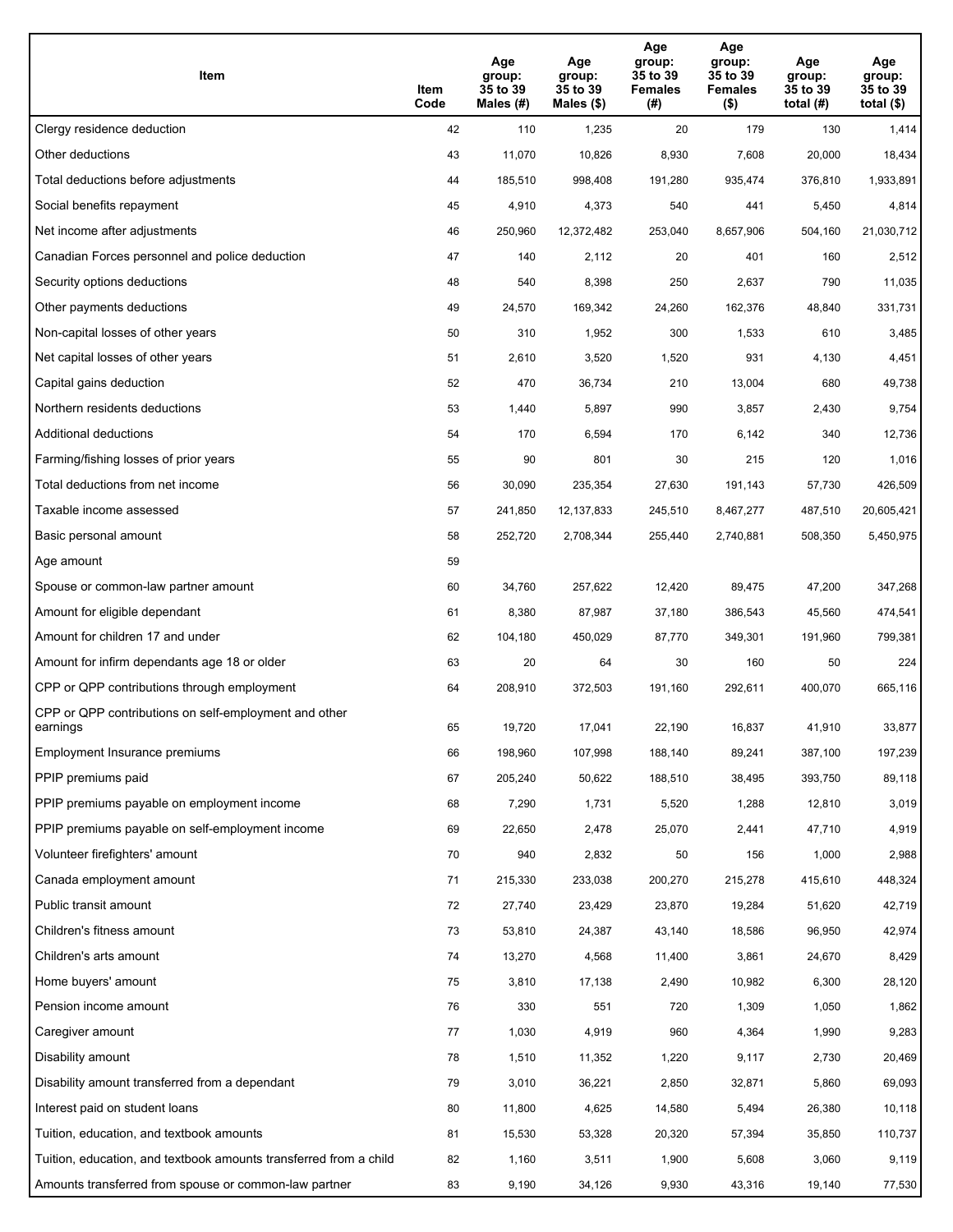| Item | Item Code | Age group: 35 to 39 Males (#) | Age group: 35 to 39 Males ($) | Age group: 35 to 39 Females (#) | Age group: 35 to 39 Females ($) | Age group: 35 to 39 total (#) | Age group: 35 to 39 total ($) |
|---|---|---|---|---|---|---|---|
| Clergy residence deduction | 42 | 110 | 1,235 | 20 | 179 | 130 | 1,414 |
| Other deductions | 43 | 11,070 | 10,826 | 8,930 | 7,608 | 20,000 | 18,434 |
| Total deductions before adjustments | 44 | 185,510 | 998,408 | 191,280 | 935,474 | 376,810 | 1,933,891 |
| Social benefits repayment | 45 | 4,910 | 4,373 | 540 | 441 | 5,450 | 4,814 |
| Net income after adjustments | 46 | 250,960 | 12,372,482 | 253,040 | 8,657,906 | 504,160 | 21,030,712 |
| Canadian Forces personnel and police deduction | 47 | 140 | 2,112 | 20 | 401 | 160 | 2,512 |
| Security options deductions | 48 | 540 | 8,398 | 250 | 2,637 | 790 | 11,035 |
| Other payments deductions | 49 | 24,570 | 169,342 | 24,260 | 162,376 | 48,840 | 331,731 |
| Non-capital losses of other years | 50 | 310 | 1,952 | 300 | 1,533 | 610 | 3,485 |
| Net capital losses of other years | 51 | 2,610 | 3,520 | 1,520 | 931 | 4,130 | 4,451 |
| Capital gains deduction | 52 | 470 | 36,734 | 210 | 13,004 | 680 | 49,738 |
| Northern residents deductions | 53 | 1,440 | 5,897 | 990 | 3,857 | 2,430 | 9,754 |
| Additional deductions | 54 | 170 | 6,594 | 170 | 6,142 | 340 | 12,736 |
| Farming/fishing losses of prior years | 55 | 90 | 801 | 30 | 215 | 120 | 1,016 |
| Total deductions from net income | 56 | 30,090 | 235,354 | 27,630 | 191,143 | 57,730 | 426,509 |
| Taxable income assessed | 57 | 241,850 | 12,137,833 | 245,510 | 8,467,277 | 487,510 | 20,605,421 |
| Basic personal amount | 58 | 252,720 | 2,708,344 | 255,440 | 2,740,881 | 508,350 | 5,450,975 |
| Age amount | 59 | | | | | | |
| Spouse or common-law partner amount | 60 | 34,760 | 257,622 | 12,420 | 89,475 | 47,200 | 347,268 |
| Amount for eligible dependant | 61 | 8,380 | 87,987 | 37,180 | 386,543 | 45,560 | 474,541 |
| Amount for children 17 and under | 62 | 104,180 | 450,029 | 87,770 | 349,301 | 191,960 | 799,381 |
| Amount for infirm dependants age 18 or older | 63 | 20 | 64 | 30 | 160 | 50 | 224 |
| CPP or QPP contributions through employment | 64 | 208,910 | 372,503 | 191,160 | 292,611 | 400,070 | 665,116 |
| CPP or QPP contributions on self-employment and other earnings | 65 | 19,720 | 17,041 | 22,190 | 16,837 | 41,910 | 33,877 |
| Employment Insurance premiums | 66 | 198,960 | 107,998 | 188,140 | 89,241 | 387,100 | 197,239 |
| PPIP premiums paid | 67 | 205,240 | 50,622 | 188,510 | 38,495 | 393,750 | 89,118 |
| PPIP premiums payable on employment income | 68 | 7,290 | 1,731 | 5,520 | 1,288 | 12,810 | 3,019 |
| PPIP premiums payable on self-employment income | 69 | 22,650 | 2,478 | 25,070 | 2,441 | 47,710 | 4,919 |
| Volunteer firefighters' amount | 70 | 940 | 2,832 | 50 | 156 | 1,000 | 2,988 |
| Canada employment amount | 71 | 215,330 | 233,038 | 200,270 | 215,278 | 415,610 | 448,324 |
| Public transit amount | 72 | 27,740 | 23,429 | 23,870 | 19,284 | 51,620 | 42,719 |
| Children's fitness amount | 73 | 53,810 | 24,387 | 43,140 | 18,586 | 96,950 | 42,974 |
| Children's arts amount | 74 | 13,270 | 4,568 | 11,400 | 3,861 | 24,670 | 8,429 |
| Home buyers' amount | 75 | 3,810 | 17,138 | 2,490 | 10,982 | 6,300 | 28,120 |
| Pension income amount | 76 | 330 | 551 | 720 | 1,309 | 1,050 | 1,862 |
| Caregiver amount | 77 | 1,030 | 4,919 | 960 | 4,364 | 1,990 | 9,283 |
| Disability amount | 78 | 1,510 | 11,352 | 1,220 | 9,117 | 2,730 | 20,469 |
| Disability amount transferred from a dependant | 79 | 3,010 | 36,221 | 2,850 | 32,871 | 5,860 | 69,093 |
| Interest paid on student loans | 80 | 11,800 | 4,625 | 14,580 | 5,494 | 26,380 | 10,118 |
| Tuition, education, and textbook amounts | 81 | 15,530 | 53,328 | 20,320 | 57,394 | 35,850 | 110,737 |
| Tuition, education, and textbook amounts transferred from a child | 82 | 1,160 | 3,511 | 1,900 | 5,608 | 3,060 | 9,119 |
| Amounts transferred from spouse or common-law partner | 83 | 9,190 | 34,126 | 9,930 | 43,316 | 19,140 | 77,530 |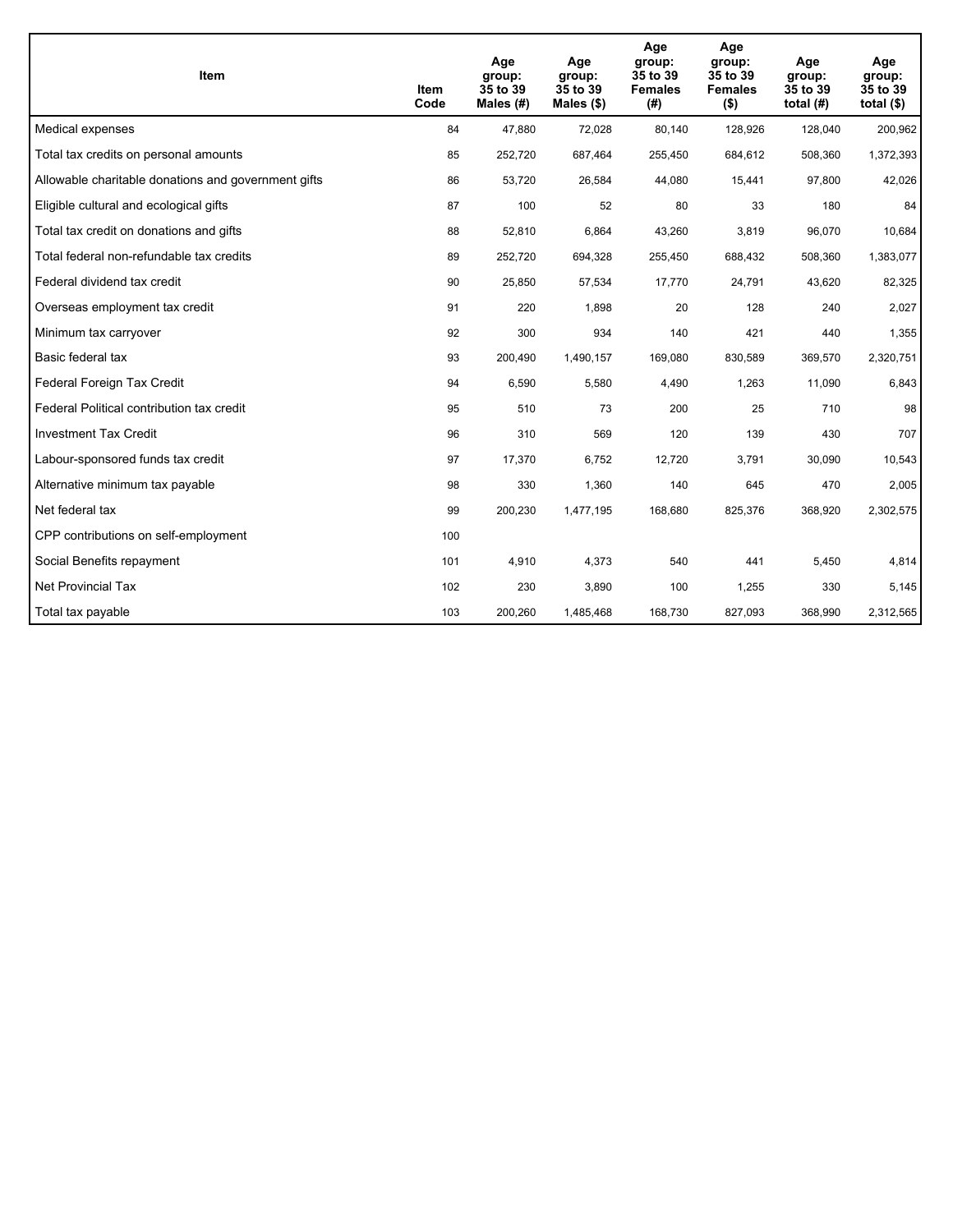| Item | Item Code | Age group: 35 to 39 Males (#) | Age group: 35 to 39 Males ($) | Age group: 35 to 39 Females (#) | Age group: 35 to 39 Females ($) | Age group: 35 to 39 total (#) | Age group: 35 to 39 total ($) |
|---|---|---|---|---|---|---|---|
| Medical expenses | 84 | 47,880 | 72,028 | 80,140 | 128,926 | 128,040 | 200,962 |
| Total tax credits on personal amounts | 85 | 252,720 | 687,464 | 255,450 | 684,612 | 508,360 | 1,372,393 |
| Allowable charitable donations and government gifts | 86 | 53,720 | 26,584 | 44,080 | 15,441 | 97,800 | 42,026 |
| Eligible cultural and ecological gifts | 87 | 100 | 52 | 80 | 33 | 180 | 84 |
| Total tax credit on donations and gifts | 88 | 52,810 | 6,864 | 43,260 | 3,819 | 96,070 | 10,684 |
| Total federal non-refundable tax credits | 89 | 252,720 | 694,328 | 255,450 | 688,432 | 508,360 | 1,383,077 |
| Federal dividend tax credit | 90 | 25,850 | 57,534 | 17,770 | 24,791 | 43,620 | 82,325 |
| Overseas employment tax credit | 91 | 220 | 1,898 | 20 | 128 | 240 | 2,027 |
| Minimum tax carryover | 92 | 300 | 934 | 140 | 421 | 440 | 1,355 |
| Basic federal tax | 93 | 200,490 | 1,490,157 | 169,080 | 830,589 | 369,570 | 2,320,751 |
| Federal Foreign Tax Credit | 94 | 6,590 | 5,580 | 4,490 | 1,263 | 11,090 | 6,843 |
| Federal Political contribution tax credit | 95 | 510 | 73 | 200 | 25 | 710 | 98 |
| Investment Tax Credit | 96 | 310 | 569 | 120 | 139 | 430 | 707 |
| Labour-sponsored funds tax credit | 97 | 17,370 | 6,752 | 12,720 | 3,791 | 30,090 | 10,543 |
| Alternative minimum tax payable | 98 | 330 | 1,360 | 140 | 645 | 470 | 2,005 |
| Net federal tax | 99 | 200,230 | 1,477,195 | 168,680 | 825,376 | 368,920 | 2,302,575 |
| CPP contributions on self-employment | 100 | | | | | | |
| Social Benefits repayment | 101 | 4,910 | 4,373 | 540 | 441 | 5,450 | 4,814 |
| Net Provincial Tax | 102 | 230 | 3,890 | 100 | 1,255 | 330 | 5,145 |
| Total tax payable | 103 | 200,260 | 1,485,468 | 168,730 | 827,093 | 368,990 | 2,312,565 |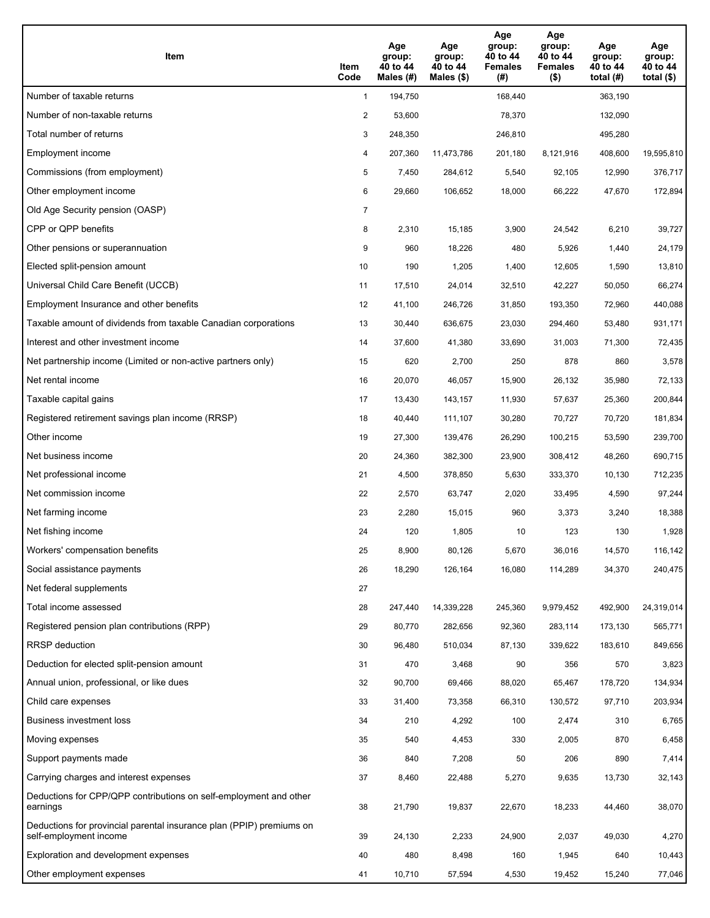| Item | Item Code | Age group: 40 to 44 Males (#) | Age group: 40 to 44 Males ($) | Age group: 40 to 44 Females (#) | Age group: 40 to 44 Females ($) | Age group: 40 to 44 total (#) | Age group: 40 to 44 total ($) |
|---|---|---|---|---|---|---|---|
| Number of taxable returns | 1 | 194,750 | | 168,440 | | 363,190 | |
| Number of non-taxable returns | 2 | 53,600 | | 78,370 | | 132,090 | |
| Total number of returns | 3 | 248,350 | | 246,810 | | 495,280 | |
| Employment income | 4 | 207,360 | 11,473,786 | 201,180 | 8,121,916 | 408,600 | 19,595,810 |
| Commissions (from employment) | 5 | 7,450 | 284,612 | 5,540 | 92,105 | 12,990 | 376,717 |
| Other employment income | 6 | 29,660 | 106,652 | 18,000 | 66,222 | 47,670 | 172,894 |
| Old Age Security pension (OASP) | 7 | | | | | | |
| CPP or QPP benefits | 8 | 2,310 | 15,185 | 3,900 | 24,542 | 6,210 | 39,727 |
| Other pensions or superannuation | 9 | 960 | 18,226 | 480 | 5,926 | 1,440 | 24,179 |
| Elected split-pension amount | 10 | 190 | 1,205 | 1,400 | 12,605 | 1,590 | 13,810 |
| Universal Child Care Benefit (UCCB) | 11 | 17,510 | 24,014 | 32,510 | 42,227 | 50,050 | 66,274 |
| Employment Insurance and other benefits | 12 | 41,100 | 246,726 | 31,850 | 193,350 | 72,960 | 440,088 |
| Taxable amount of dividends from taxable Canadian corporations | 13 | 30,440 | 636,675 | 23,030 | 294,460 | 53,480 | 931,171 |
| Interest and other investment income | 14 | 37,600 | 41,380 | 33,690 | 31,003 | 71,300 | 72,435 |
| Net partnership income (Limited or non-active partners only) | 15 | 620 | 2,700 | 250 | 878 | 860 | 3,578 |
| Net rental income | 16 | 20,070 | 46,057 | 15,900 | 26,132 | 35,980 | 72,133 |
| Taxable capital gains | 17 | 13,430 | 143,157 | 11,930 | 57,637 | 25,360 | 200,844 |
| Registered retirement savings plan income (RRSP) | 18 | 40,440 | 111,107 | 30,280 | 70,727 | 70,720 | 181,834 |
| Other income | 19 | 27,300 | 139,476 | 26,290 | 100,215 | 53,590 | 239,700 |
| Net business income | 20 | 24,360 | 382,300 | 23,900 | 308,412 | 48,260 | 690,715 |
| Net professional income | 21 | 4,500 | 378,850 | 5,630 | 333,370 | 10,130 | 712,235 |
| Net commission income | 22 | 2,570 | 63,747 | 2,020 | 33,495 | 4,590 | 97,244 |
| Net farming income | 23 | 2,280 | 15,015 | 960 | 3,373 | 3,240 | 18,388 |
| Net fishing income | 24 | 120 | 1,805 | 10 | 123 | 130 | 1,928 |
| Workers' compensation benefits | 25 | 8,900 | 80,126 | 5,670 | 36,016 | 14,570 | 116,142 |
| Social assistance payments | 26 | 18,290 | 126,164 | 16,080 | 114,289 | 34,370 | 240,475 |
| Net federal supplements | 27 | | | | | | |
| Total income assessed | 28 | 247,440 | 14,339,228 | 245,360 | 9,979,452 | 492,900 | 24,319,014 |
| Registered pension plan contributions (RPP) | 29 | 80,770 | 282,656 | 92,360 | 283,114 | 173,130 | 565,771 |
| RRSP deduction | 30 | 96,480 | 510,034 | 87,130 | 339,622 | 183,610 | 849,656 |
| Deduction for elected split-pension amount | 31 | 470 | 3,468 | 90 | 356 | 570 | 3,823 |
| Annual union, professional, or like dues | 32 | 90,700 | 69,466 | 88,020 | 65,467 | 178,720 | 134,934 |
| Child care expenses | 33 | 31,400 | 73,358 | 66,310 | 130,572 | 97,710 | 203,934 |
| Business investment loss | 34 | 210 | 4,292 | 100 | 2,474 | 310 | 6,765 |
| Moving expenses | 35 | 540 | 4,453 | 330 | 2,005 | 870 | 6,458 |
| Support payments made | 36 | 840 | 7,208 | 50 | 206 | 890 | 7,414 |
| Carrying charges and interest expenses | 37 | 8,460 | 22,488 | 5,270 | 9,635 | 13,730 | 32,143 |
| Deductions for CPP/QPP contributions on self-employment and other earnings | 38 | 21,790 | 19,837 | 22,670 | 18,233 | 44,460 | 38,070 |
| Deductions for provincial parental insurance plan (PPIP) premiums on self-employment income | 39 | 24,130 | 2,233 | 24,900 | 2,037 | 49,030 | 4,270 |
| Exploration and development expenses | 40 | 480 | 8,498 | 160 | 1,945 | 640 | 10,443 |
| Other employment expenses | 41 | 10,710 | 57,594 | 4,530 | 19,452 | 15,240 | 77,046 |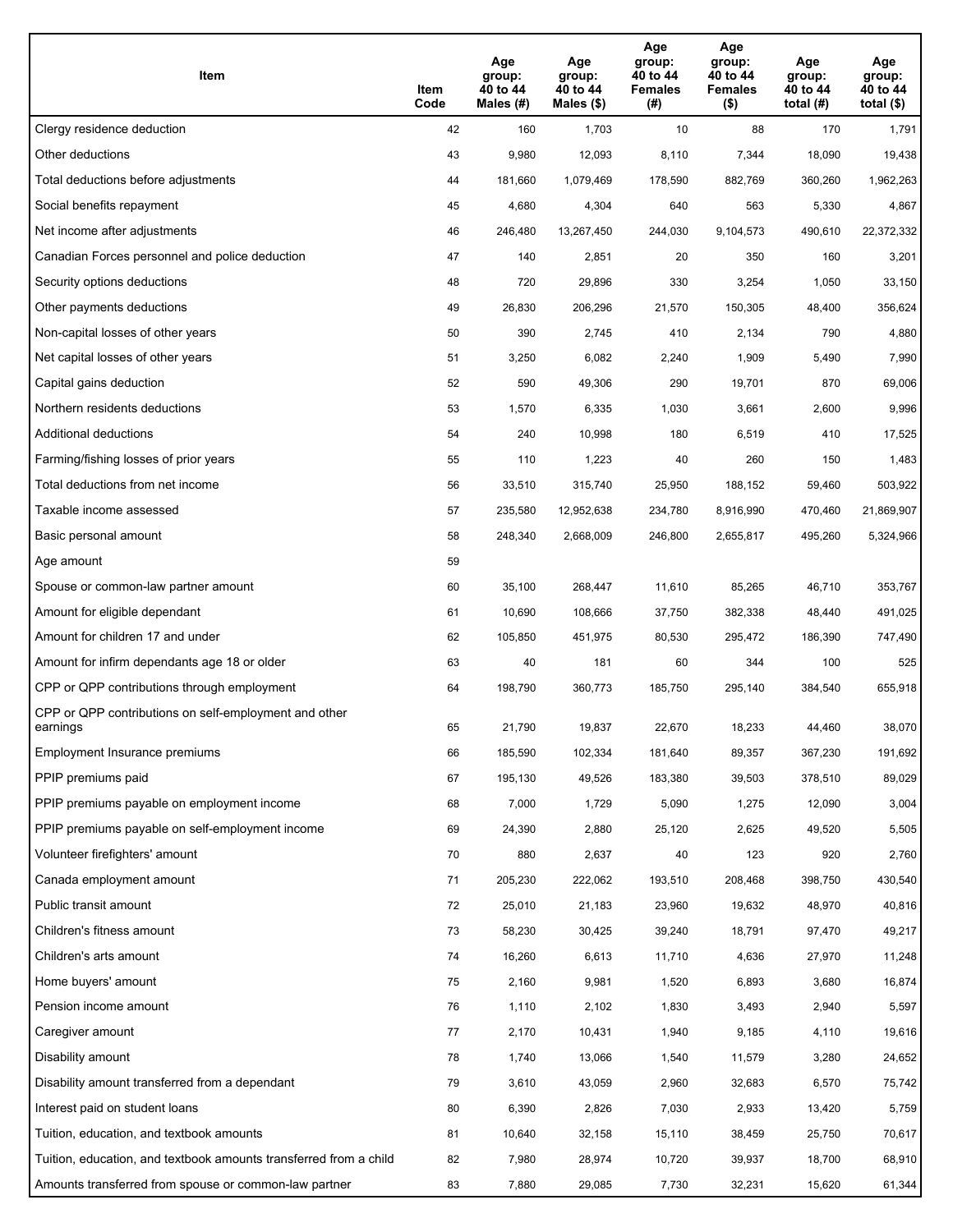| Item | Item Code | Age group: 40 to 44 Males (#) | Age group: 40 to 44 Males ($) | Age group: 40 to 44 Females (#) | Age group: 40 to 44 Females ($) | Age group: 40 to 44 total (#) | Age group: 40 to 44 total ($) |
|---|---|---|---|---|---|---|---|
| Clergy residence deduction | 42 | 160 | 1,703 | 10 | 88 | 170 | 1,791 |
| Other deductions | 43 | 9,980 | 12,093 | 8,110 | 7,344 | 18,090 | 19,438 |
| Total deductions before adjustments | 44 | 181,660 | 1,079,469 | 178,590 | 882,769 | 360,260 | 1,962,263 |
| Social benefits repayment | 45 | 4,680 | 4,304 | 640 | 563 | 5,330 | 4,867 |
| Net income after adjustments | 46 | 246,480 | 13,267,450 | 244,030 | 9,104,573 | 490,610 | 22,372,332 |
| Canadian Forces personnel and police deduction | 47 | 140 | 2,851 | 20 | 350 | 160 | 3,201 |
| Security options deductions | 48 | 720 | 29,896 | 330 | 3,254 | 1,050 | 33,150 |
| Other payments deductions | 49 | 26,830 | 206,296 | 21,570 | 150,305 | 48,400 | 356,624 |
| Non-capital losses of other years | 50 | 390 | 2,745 | 410 | 2,134 | 790 | 4,880 |
| Net capital losses of other years | 51 | 3,250 | 6,082 | 2,240 | 1,909 | 5,490 | 7,990 |
| Capital gains deduction | 52 | 590 | 49,306 | 290 | 19,701 | 870 | 69,006 |
| Northern residents deductions | 53 | 1,570 | 6,335 | 1,030 | 3,661 | 2,600 | 9,996 |
| Additional deductions | 54 | 240 | 10,998 | 180 | 6,519 | 410 | 17,525 |
| Farming/fishing losses of prior years | 55 | 110 | 1,223 | 40 | 260 | 150 | 1,483 |
| Total deductions from net income | 56 | 33,510 | 315,740 | 25,950 | 188,152 | 59,460 | 503,922 |
| Taxable income assessed | 57 | 235,580 | 12,952,638 | 234,780 | 8,916,990 | 470,460 | 21,869,907 |
| Basic personal amount | 58 | 248,340 | 2,668,009 | 246,800 | 2,655,817 | 495,260 | 5,324,966 |
| Age amount | 59 | | | | | | |
| Spouse or common-law partner amount | 60 | 35,100 | 268,447 | 11,610 | 85,265 | 46,710 | 353,767 |
| Amount for eligible dependant | 61 | 10,690 | 108,666 | 37,750 | 382,338 | 48,440 | 491,025 |
| Amount for children 17 and under | 62 | 105,850 | 451,975 | 80,530 | 295,472 | 186,390 | 747,490 |
| Amount for infirm dependants age 18 or older | 63 | 40 | 181 | 60 | 344 | 100 | 525 |
| CPP or QPP contributions through employment | 64 | 198,790 | 360,773 | 185,750 | 295,140 | 384,540 | 655,918 |
| CPP or QPP contributions on self-employment and other earnings | 65 | 21,790 | 19,837 | 22,670 | 18,233 | 44,460 | 38,070 |
| Employment Insurance premiums | 66 | 185,590 | 102,334 | 181,640 | 89,357 | 367,230 | 191,692 |
| PPIP premiums paid | 67 | 195,130 | 49,526 | 183,380 | 39,503 | 378,510 | 89,029 |
| PPIP premiums payable on employment income | 68 | 7,000 | 1,729 | 5,090 | 1,275 | 12,090 | 3,004 |
| PPIP premiums payable on self-employment income | 69 | 24,390 | 2,880 | 25,120 | 2,625 | 49,520 | 5,505 |
| Volunteer firefighters' amount | 70 | 880 | 2,637 | 40 | 123 | 920 | 2,760 |
| Canada employment amount | 71 | 205,230 | 222,062 | 193,510 | 208,468 | 398,750 | 430,540 |
| Public transit amount | 72 | 25,010 | 21,183 | 23,960 | 19,632 | 48,970 | 40,816 |
| Children's fitness amount | 73 | 58,230 | 30,425 | 39,240 | 18,791 | 97,470 | 49,217 |
| Children's arts amount | 74 | 16,260 | 6,613 | 11,710 | 4,636 | 27,970 | 11,248 |
| Home buyers' amount | 75 | 2,160 | 9,981 | 1,520 | 6,893 | 3,680 | 16,874 |
| Pension income amount | 76 | 1,110 | 2,102 | 1,830 | 3,493 | 2,940 | 5,597 |
| Caregiver amount | 77 | 2,170 | 10,431 | 1,940 | 9,185 | 4,110 | 19,616 |
| Disability amount | 78 | 1,740 | 13,066 | 1,540 | 11,579 | 3,280 | 24,652 |
| Disability amount transferred from a dependant | 79 | 3,610 | 43,059 | 2,960 | 32,683 | 6,570 | 75,742 |
| Interest paid on student loans | 80 | 6,390 | 2,826 | 7,030 | 2,933 | 13,420 | 5,759 |
| Tuition, education, and textbook amounts | 81 | 10,640 | 32,158 | 15,110 | 38,459 | 25,750 | 70,617 |
| Tuition, education, and textbook amounts transferred from a child | 82 | 7,980 | 28,974 | 10,720 | 39,937 | 18,700 | 68,910 |
| Amounts transferred from spouse or common-law partner | 83 | 7,880 | 29,085 | 7,730 | 32,231 | 15,620 | 61,344 |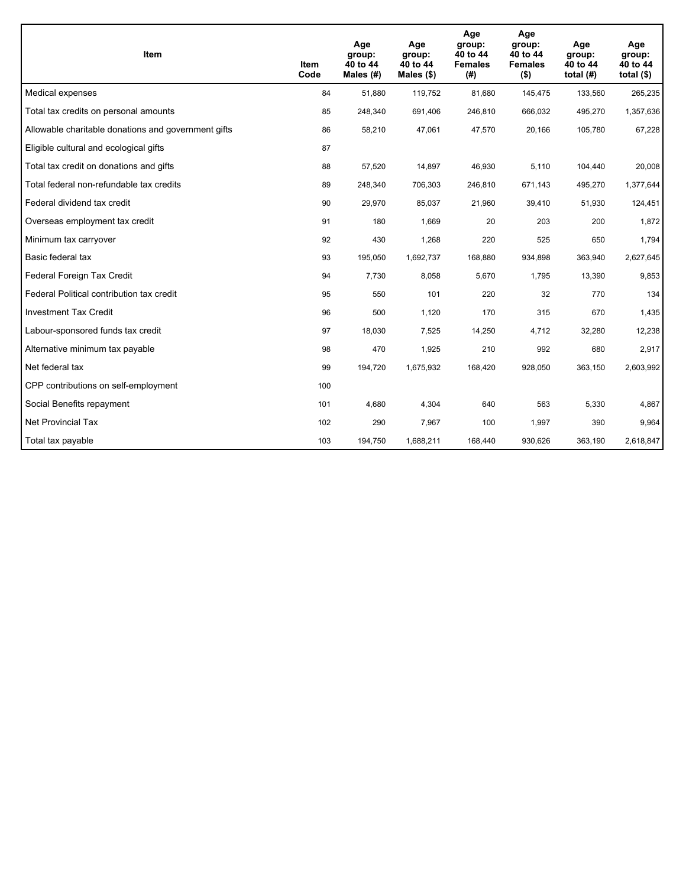| Item | Item Code | Age group: 40 to 44 Males (#) | Age group: 40 to 44 Males ($) | Age group: 40 to 44 Females (#) | Age group: 40 to 44 Females ($) | Age group: 40 to 44 total (#) | Age group: 40 to 44 total ($) |
|---|---|---|---|---|---|---|---|
| Medical expenses | 84 | 51,880 | 119,752 | 81,680 | 145,475 | 133,560 | 265,235 |
| Total tax credits on personal amounts | 85 | 248,340 | 691,406 | 246,810 | 666,032 | 495,270 | 1,357,636 |
| Allowable charitable donations and government gifts | 86 | 58,210 | 47,061 | 47,570 | 20,166 | 105,780 | 67,228 |
| Eligible cultural and ecological gifts | 87 | | | | | | |
| Total tax credit on donations and gifts | 88 | 57,520 | 14,897 | 46,930 | 5,110 | 104,440 | 20,008 |
| Total federal non-refundable tax credits | 89 | 248,340 | 706,303 | 246,810 | 671,143 | 495,270 | 1,377,644 |
| Federal dividend tax credit | 90 | 29,970 | 85,037 | 21,960 | 39,410 | 51,930 | 124,451 |
| Overseas employment tax credit | 91 | 180 | 1,669 | 20 | 203 | 200 | 1,872 |
| Minimum tax carryover | 92 | 430 | 1,268 | 220 | 525 | 650 | 1,794 |
| Basic federal tax | 93 | 195,050 | 1,692,737 | 168,880 | 934,898 | 363,940 | 2,627,645 |
| Federal Foreign Tax Credit | 94 | 7,730 | 8,058 | 5,670 | 1,795 | 13,390 | 9,853 |
| Federal Political contribution tax credit | 95 | 550 | 101 | 220 | 32 | 770 | 134 |
| Investment Tax Credit | 96 | 500 | 1,120 | 170 | 315 | 670 | 1,435 |
| Labour-sponsored funds tax credit | 97 | 18,030 | 7,525 | 14,250 | 4,712 | 32,280 | 12,238 |
| Alternative minimum tax payable | 98 | 470 | 1,925 | 210 | 992 | 680 | 2,917 |
| Net federal tax | 99 | 194,720 | 1,675,932 | 168,420 | 928,050 | 363,150 | 2,603,992 |
| CPP contributions on self-employment | 100 | | | | | | |
| Social Benefits repayment | 101 | 4,680 | 4,304 | 640 | 563 | 5,330 | 4,867 |
| Net Provincial Tax | 102 | 290 | 7,967 | 100 | 1,997 | 390 | 9,964 |
| Total tax payable | 103 | 194,750 | 1,688,211 | 168,440 | 930,626 | 363,190 | 2,618,847 |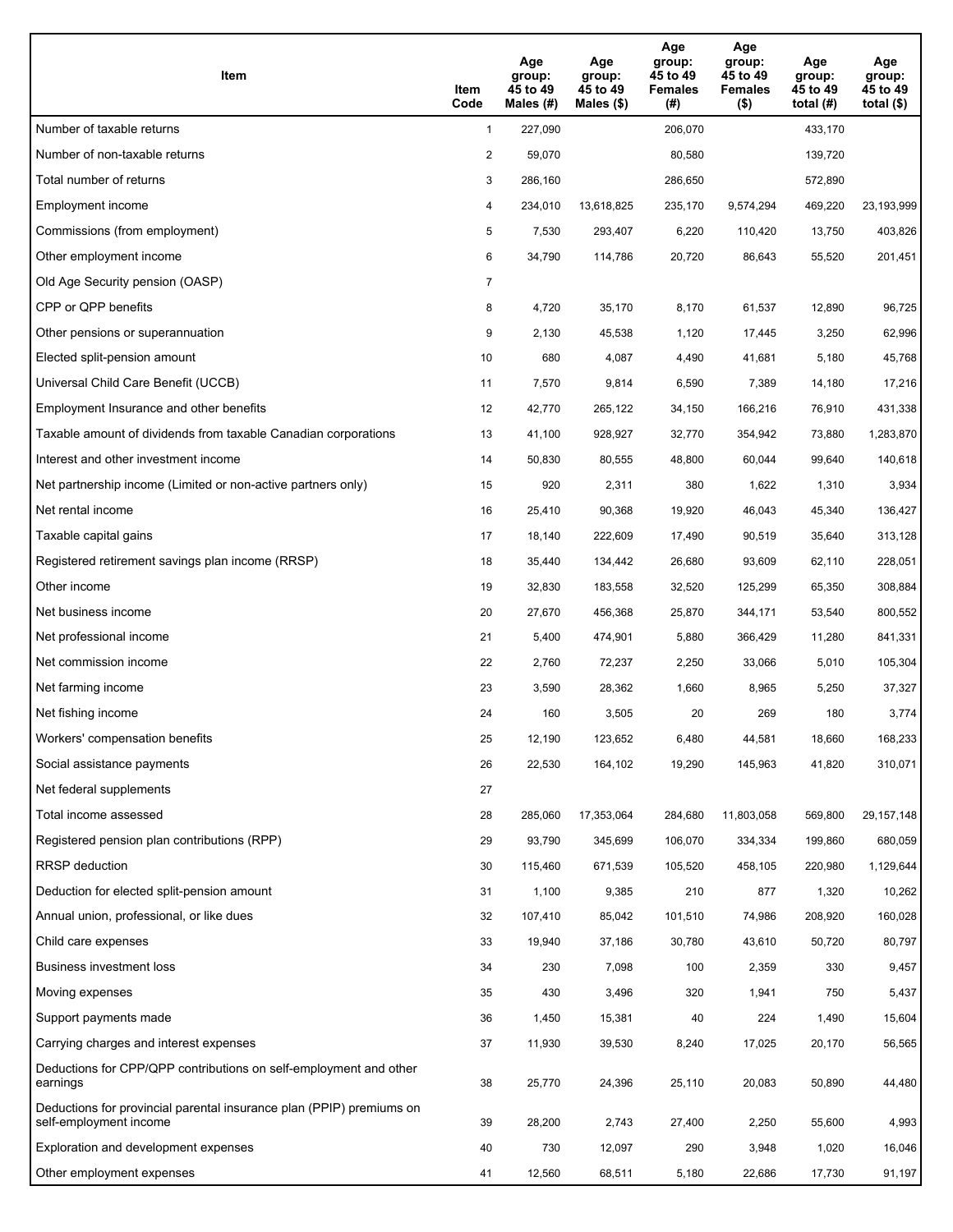| Item | Item Code | Age group: 45 to 49 Males (#) | Age group: 45 to 49 Males ($) | Age group: 45 to 49 Females (#) | Age group: 45 to 49 Females ($) | Age group: 45 to 49 total (#) | Age group: 45 to 49 total ($) |
|---|---|---|---|---|---|---|---|
| Number of taxable returns | 1 | 227,090 | | 206,070 | | 433,170 | |
| Number of non-taxable returns | 2 | 59,070 | | 80,580 | | 139,720 | |
| Total number of returns | 3 | 286,160 | | 286,650 | | 572,890 | |
| Employment income | 4 | 234,010 | 13,618,825 | 235,170 | 9,574,294 | 469,220 | 23,193,999 |
| Commissions (from employment) | 5 | 7,530 | 293,407 | 6,220 | 110,420 | 13,750 | 403,826 |
| Other employment income | 6 | 34,790 | 114,786 | 20,720 | 86,643 | 55,520 | 201,451 |
| Old Age Security pension (OASP) | 7 | | | | | | |
| CPP or QPP benefits | 8 | 4,720 | 35,170 | 8,170 | 61,537 | 12,890 | 96,725 |
| Other pensions or superannuation | 9 | 2,130 | 45,538 | 1,120 | 17,445 | 3,250 | 62,996 |
| Elected split-pension amount | 10 | 680 | 4,087 | 4,490 | 41,681 | 5,180 | 45,768 |
| Universal Child Care Benefit (UCCB) | 11 | 7,570 | 9,814 | 6,590 | 7,389 | 14,180 | 17,216 |
| Employment Insurance and other benefits | 12 | 42,770 | 265,122 | 34,150 | 166,216 | 76,910 | 431,338 |
| Taxable amount of dividends from taxable Canadian corporations | 13 | 41,100 | 928,927 | 32,770 | 354,942 | 73,880 | 1,283,870 |
| Interest and other investment income | 14 | 50,830 | 80,555 | 48,800 | 60,044 | 99,640 | 140,618 |
| Net partnership income (Limited or non-active partners only) | 15 | 920 | 2,311 | 380 | 1,622 | 1,310 | 3,934 |
| Net rental income | 16 | 25,410 | 90,368 | 19,920 | 46,043 | 45,340 | 136,427 |
| Taxable capital gains | 17 | 18,140 | 222,609 | 17,490 | 90,519 | 35,640 | 313,128 |
| Registered retirement savings plan income (RRSP) | 18 | 35,440 | 134,442 | 26,680 | 93,609 | 62,110 | 228,051 |
| Other income | 19 | 32,830 | 183,558 | 32,520 | 125,299 | 65,350 | 308,884 |
| Net business income | 20 | 27,670 | 456,368 | 25,870 | 344,171 | 53,540 | 800,552 |
| Net professional income | 21 | 5,400 | 474,901 | 5,880 | 366,429 | 11,280 | 841,331 |
| Net commission income | 22 | 2,760 | 72,237 | 2,250 | 33,066 | 5,010 | 105,304 |
| Net farming income | 23 | 3,590 | 28,362 | 1,660 | 8,965 | 5,250 | 37,327 |
| Net fishing income | 24 | 160 | 3,505 | 20 | 269 | 180 | 3,774 |
| Workers' compensation benefits | 25 | 12,190 | 123,652 | 6,480 | 44,581 | 18,660 | 168,233 |
| Social assistance payments | 26 | 22,530 | 164,102 | 19,290 | 145,963 | 41,820 | 310,071 |
| Net federal supplements | 27 | | | | | | |
| Total income assessed | 28 | 285,060 | 17,353,064 | 284,680 | 11,803,058 | 569,800 | 29,157,148 |
| Registered pension plan contributions (RPP) | 29 | 93,790 | 345,699 | 106,070 | 334,334 | 199,860 | 680,059 |
| RRSP deduction | 30 | 115,460 | 671,539 | 105,520 | 458,105 | 220,980 | 1,129,644 |
| Deduction for elected split-pension amount | 31 | 1,100 | 9,385 | 210 | 877 | 1,320 | 10,262 |
| Annual union, professional, or like dues | 32 | 107,410 | 85,042 | 101,510 | 74,986 | 208,920 | 160,028 |
| Child care expenses | 33 | 19,940 | 37,186 | 30,780 | 43,610 | 50,720 | 80,797 |
| Business investment loss | 34 | 230 | 7,098 | 100 | 2,359 | 330 | 9,457 |
| Moving expenses | 35 | 430 | 3,496 | 320 | 1,941 | 750 | 5,437 |
| Support payments made | 36 | 1,450 | 15,381 | 40 | 224 | 1,490 | 15,604 |
| Carrying charges and interest expenses | 37 | 11,930 | 39,530 | 8,240 | 17,025 | 20,170 | 56,565 |
| Deductions for CPP/QPP contributions on self-employment and other earnings | 38 | 25,770 | 24,396 | 25,110 | 20,083 | 50,890 | 44,480 |
| Deductions for provincial parental insurance plan (PPIP) premiums on self-employment income | 39 | 28,200 | 2,743 | 27,400 | 2,250 | 55,600 | 4,993 |
| Exploration and development expenses | 40 | 730 | 12,097 | 290 | 3,948 | 1,020 | 16,046 |
| Other employment expenses | 41 | 12,560 | 68,511 | 5,180 | 22,686 | 17,730 | 91,197 |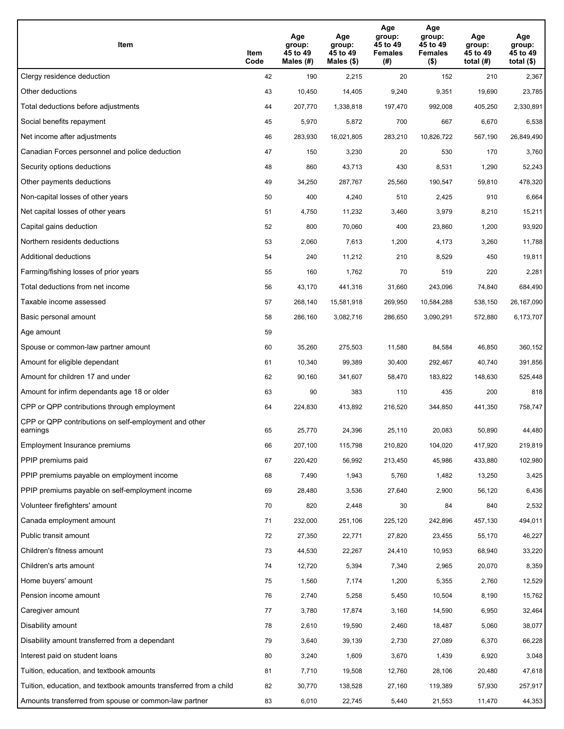| Item | Item Code | Age group: 45 to 49 Males (#) | Age group: 45 to 49 Males ($) | Age group: 45 to 49 Females (#) | Age group: 45 to 49 Females ($) | Age group: 45 to 49 total (#) | Age group: 45 to 49 total ($) |
|---|---|---|---|---|---|---|---|
| Clergy residence deduction | 42 | 190 | 2,215 | 20 | 152 | 210 | 2,367 |
| Other deductions | 43 | 10,450 | 14,405 | 9,240 | 9,351 | 19,690 | 23,785 |
| Total deductions before adjustments | 44 | 207,770 | 1,338,818 | 197,470 | 992,008 | 405,250 | 2,330,891 |
| Social benefits repayment | 45 | 5,970 | 5,872 | 700 | 667 | 6,670 | 6,538 |
| Net income after adjustments | 46 | 283,930 | 16,021,805 | 283,210 | 10,826,722 | 567,190 | 26,849,490 |
| Canadian Forces personnel and police deduction | 47 | 150 | 3,230 | 20 | 530 | 170 | 3,760 |
| Security options deductions | 48 | 860 | 43,713 | 430 | 8,531 | 1,290 | 52,243 |
| Other payments deductions | 49 | 34,250 | 287,767 | 25,560 | 190,547 | 59,810 | 478,320 |
| Non-capital losses of other years | 50 | 400 | 4,240 | 510 | 2,425 | 910 | 6,664 |
| Net capital losses of other years | 51 | 4,750 | 11,232 | 3,460 | 3,979 | 8,210 | 15,211 |
| Capital gains deduction | 52 | 800 | 70,060 | 400 | 23,860 | 1,200 | 93,920 |
| Northern residents deductions | 53 | 2,060 | 7,613 | 1,200 | 4,173 | 3,260 | 11,788 |
| Additional deductions | 54 | 240 | 11,212 | 210 | 8,529 | 450 | 19,811 |
| Farming/fishing losses of prior years | 55 | 160 | 1,762 | 70 | 519 | 220 | 2,281 |
| Total deductions from net income | 56 | 43,170 | 441,316 | 31,660 | 243,096 | 74,840 | 684,490 |
| Taxable income assessed | 57 | 268,140 | 15,581,918 | 269,950 | 10,584,288 | 538,150 | 26,167,090 |
| Basic personal amount | 58 | 286,160 | 3,082,716 | 286,650 | 3,090,291 | 572,880 | 6,173,707 |
| Age amount | 59 | | | | | | |
| Spouse or common-law partner amount | 60 | 35,260 | 275,503 | 11,580 | 84,584 | 46,850 | 360,152 |
| Amount for eligible dependant | 61 | 10,340 | 99,389 | 30,400 | 292,467 | 40,740 | 391,856 |
| Amount for children 17 and under | 62 | 90,160 | 341,607 | 58,470 | 183,822 | 148,630 | 525,448 |
| Amount for infirm dependants age 18 or older | 63 | 90 | 383 | 110 | 435 | 200 | 818 |
| CPP or QPP contributions through employment | 64 | 224,830 | 413,892 | 216,520 | 344,850 | 441,350 | 758,747 |
| CPP or QPP contributions on self-employment and other earnings | 65 | 25,770 | 24,396 | 25,110 | 20,083 | 50,890 | 44,480 |
| Employment Insurance premiums | 66 | 207,100 | 115,798 | 210,820 | 104,020 | 417,920 | 219,819 |
| PPIP premiums paid | 67 | 220,420 | 56,992 | 213,450 | 45,986 | 433,880 | 102,980 |
| PPIP premiums payable on employment income | 68 | 7,490 | 1,943 | 5,760 | 1,482 | 13,250 | 3,425 |
| PPIP premiums payable on self-employment income | 69 | 28,480 | 3,536 | 27,640 | 2,900 | 56,120 | 6,436 |
| Volunteer firefighters' amount | 70 | 820 | 2,448 | 30 | 84 | 840 | 2,532 |
| Canada employment amount | 71 | 232,000 | 251,106 | 225,120 | 242,896 | 457,130 | 494,011 |
| Public transit amount | 72 | 27,350 | 22,771 | 27,820 | 23,455 | 55,170 | 46,227 |
| Children's fitness amount | 73 | 44,530 | 22,267 | 24,410 | 10,953 | 68,940 | 33,220 |
| Children's arts amount | 74 | 12,720 | 5,394 | 7,340 | 2,965 | 20,070 | 8,359 |
| Home buyers' amount | 75 | 1,560 | 7,174 | 1,200 | 5,355 | 2,760 | 12,529 |
| Pension income amount | 76 | 2,740 | 5,258 | 5,450 | 10,504 | 8,190 | 15,762 |
| Caregiver amount | 77 | 3,780 | 17,874 | 3,160 | 14,590 | 6,950 | 32,464 |
| Disability amount | 78 | 2,610 | 19,590 | 2,460 | 18,487 | 5,060 | 38,077 |
| Disability amount transferred from a dependant | 79 | 3,640 | 39,139 | 2,730 | 27,089 | 6,370 | 66,228 |
| Interest paid on student loans | 80 | 3,240 | 1,609 | 3,670 | 1,439 | 6,920 | 3,048 |
| Tuition, education, and textbook amounts | 81 | 7,710 | 19,508 | 12,760 | 28,106 | 20,480 | 47,618 |
| Tuition, education, and textbook amounts transferred from a child | 82 | 30,770 | 138,528 | 27,160 | 119,389 | 57,930 | 257,917 |
| Amounts transferred from spouse or common-law partner | 83 | 6,010 | 22,745 | 5,440 | 21,553 | 11,470 | 44,353 |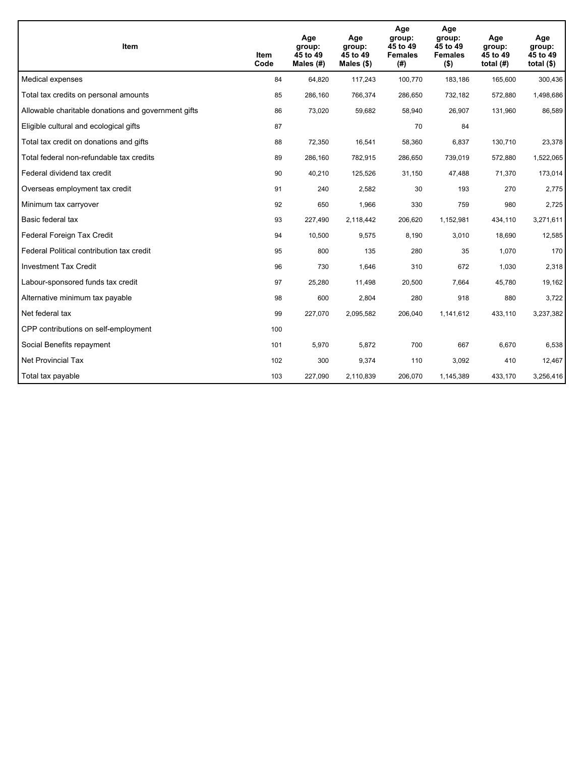| Item | Item Code | Age group: 45 to 49 Males (#) | Age group: 45 to 49 Males ($) | Age group: 45 to 49 Females (#) | Age group: 45 to 49 Females ($) | Age group: 45 to 49 total (#) | Age group: 45 to 49 total ($) |
|---|---|---|---|---|---|---|---|
| Medical expenses | 84 | 64,820 | 117,243 | 100,770 | 183,186 | 165,600 | 300,436 |
| Total tax credits on personal amounts | 85 | 286,160 | 766,374 | 286,650 | 732,182 | 572,880 | 1,498,686 |
| Allowable charitable donations and government gifts | 86 | 73,020 | 59,682 | 58,940 | 26,907 | 131,960 | 86,589 |
| Eligible cultural and ecological gifts | 87 | | | 70 | 84 | | |
| Total tax credit on donations and gifts | 88 | 72,350 | 16,541 | 58,360 | 6,837 | 130,710 | 23,378 |
| Total federal non-refundable tax credits | 89 | 286,160 | 782,915 | 286,650 | 739,019 | 572,880 | 1,522,065 |
| Federal dividend tax credit | 90 | 40,210 | 125,526 | 31,150 | 47,488 | 71,370 | 173,014 |
| Overseas employment tax credit | 91 | 240 | 2,582 | 30 | 193 | 270 | 2,775 |
| Minimum tax carryover | 92 | 650 | 1,966 | 330 | 759 | 980 | 2,725 |
| Basic federal tax | 93 | 227,490 | 2,118,442 | 206,620 | 1,152,981 | 434,110 | 3,271,611 |
| Federal Foreign Tax Credit | 94 | 10,500 | 9,575 | 8,190 | 3,010 | 18,690 | 12,585 |
| Federal Political contribution tax credit | 95 | 800 | 135 | 280 | 35 | 1,070 | 170 |
| Investment Tax Credit | 96 | 730 | 1,646 | 310 | 672 | 1,030 | 2,318 |
| Labour-sponsored funds tax credit | 97 | 25,280 | 11,498 | 20,500 | 7,664 | 45,780 | 19,162 |
| Alternative minimum tax payable | 98 | 600 | 2,804 | 280 | 918 | 880 | 3,722 |
| Net federal tax | 99 | 227,070 | 2,095,582 | 206,040 | 1,141,612 | 433,110 | 3,237,382 |
| CPP contributions on self-employment | 100 | | | | | | |
| Social Benefits repayment | 101 | 5,970 | 5,872 | 700 | 667 | 6,670 | 6,538 |
| Net Provincial Tax | 102 | 300 | 9,374 | 110 | 3,092 | 410 | 12,467 |
| Total tax payable | 103 | 227,090 | 2,110,839 | 206,070 | 1,145,389 | 433,170 | 3,256,416 |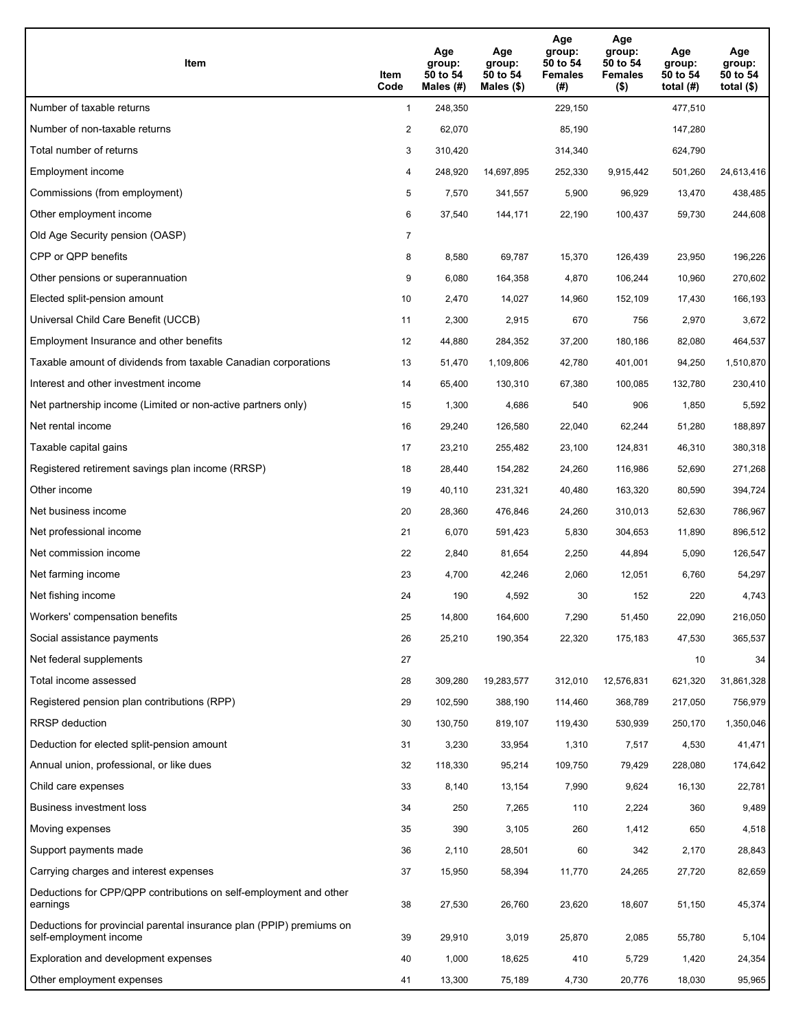| Item | Item Code | Age group: 50 to 54 Males (#) | Age group: 50 to 54 Males ($) | Age group: 50 to 54 Females (#) | Age group: 50 to 54 Females ($) | Age group: 50 to 54 total (#) | Age group: 50 to 54 total ($) |
|---|---|---|---|---|---|---|---|
| Number of taxable returns | 1 | 248,350 | | 229,150 | | 477,510 | |
| Number of non-taxable returns | 2 | 62,070 | | 85,190 | | 147,280 | |
| Total number of returns | 3 | 310,420 | | 314,340 | | 624,790 | |
| Employment income | 4 | 248,920 | 14,697,895 | 252,330 | 9,915,442 | 501,260 | 24,613,416 |
| Commissions (from employment) | 5 | 7,570 | 341,557 | 5,900 | 96,929 | 13,470 | 438,485 |
| Other employment income | 6 | 37,540 | 144,171 | 22,190 | 100,437 | 59,730 | 244,608 |
| Old Age Security pension (OASP) | 7 | | | | | | |
| CPP or QPP benefits | 8 | 8,580 | 69,787 | 15,370 | 126,439 | 23,950 | 196,226 |
| Other pensions or superannuation | 9 | 6,080 | 164,358 | 4,870 | 106,244 | 10,960 | 270,602 |
| Elected split-pension amount | 10 | 2,470 | 14,027 | 14,960 | 152,109 | 17,430 | 166,193 |
| Universal Child Care Benefit (UCCB) | 11 | 2,300 | 2,915 | 670 | 756 | 2,970 | 3,672 |
| Employment Insurance and other benefits | 12 | 44,880 | 284,352 | 37,200 | 180,186 | 82,080 | 464,537 |
| Taxable amount of dividends from taxable Canadian corporations | 13 | 51,470 | 1,109,806 | 42,780 | 401,001 | 94,250 | 1,510,870 |
| Interest and other investment income | 14 | 65,400 | 130,310 | 67,380 | 100,085 | 132,780 | 230,410 |
| Net partnership income (Limited or non-active partners only) | 15 | 1,300 | 4,686 | 540 | 906 | 1,850 | 5,592 |
| Net rental income | 16 | 29,240 | 126,580 | 22,040 | 62,244 | 51,280 | 188,897 |
| Taxable capital gains | 17 | 23,210 | 255,482 | 23,100 | 124,831 | 46,310 | 380,318 |
| Registered retirement savings plan income (RRSP) | 18 | 28,440 | 154,282 | 24,260 | 116,986 | 52,690 | 271,268 |
| Other income | 19 | 40,110 | 231,321 | 40,480 | 163,320 | 80,590 | 394,724 |
| Net business income | 20 | 28,360 | 476,846 | 24,260 | 310,013 | 52,630 | 786,967 |
| Net professional income | 21 | 6,070 | 591,423 | 5,830 | 304,653 | 11,890 | 896,512 |
| Net commission income | 22 | 2,840 | 81,654 | 2,250 | 44,894 | 5,090 | 126,547 |
| Net farming income | 23 | 4,700 | 42,246 | 2,060 | 12,051 | 6,760 | 54,297 |
| Net fishing income | 24 | 190 | 4,592 | 30 | 152 | 220 | 4,743 |
| Workers' compensation benefits | 25 | 14,800 | 164,600 | 7,290 | 51,450 | 22,090 | 216,050 |
| Social assistance payments | 26 | 25,210 | 190,354 | 22,320 | 175,183 | 47,530 | 365,537 |
| Net federal supplements | 27 | | | | | 10 | 34 |
| Total income assessed | 28 | 309,280 | 19,283,577 | 312,010 | 12,576,831 | 621,320 | 31,861,328 |
| Registered pension plan contributions (RPP) | 29 | 102,590 | 388,190 | 114,460 | 368,789 | 217,050 | 756,979 |
| RRSP deduction | 30 | 130,750 | 819,107 | 119,430 | 530,939 | 250,170 | 1,350,046 |
| Deduction for elected split-pension amount | 31 | 3,230 | 33,954 | 1,310 | 7,517 | 4,530 | 41,471 |
| Annual union, professional, or like dues | 32 | 118,330 | 95,214 | 109,750 | 79,429 | 228,080 | 174,642 |
| Child care expenses | 33 | 8,140 | 13,154 | 7,990 | 9,624 | 16,130 | 22,781 |
| Business investment loss | 34 | 250 | 7,265 | 110 | 2,224 | 360 | 9,489 |
| Moving expenses | 35 | 390 | 3,105 | 260 | 1,412 | 650 | 4,518 |
| Support payments made | 36 | 2,110 | 28,501 | 60 | 342 | 2,170 | 28,843 |
| Carrying charges and interest expenses | 37 | 15,950 | 58,394 | 11,770 | 24,265 | 27,720 | 82,659 |
| Deductions for CPP/QPP contributions on self-employment and other earnings | 38 | 27,530 | 26,760 | 23,620 | 18,607 | 51,150 | 45,374 |
| Deductions for provincial parental insurance plan (PPIP) premiums on self-employment income | 39 | 29,910 | 3,019 | 25,870 | 2,085 | 55,780 | 5,104 |
| Exploration and development expenses | 40 | 1,000 | 18,625 | 410 | 5,729 | 1,420 | 24,354 |
| Other employment expenses | 41 | 13,300 | 75,189 | 4,730 | 20,776 | 18,030 | 95,965 |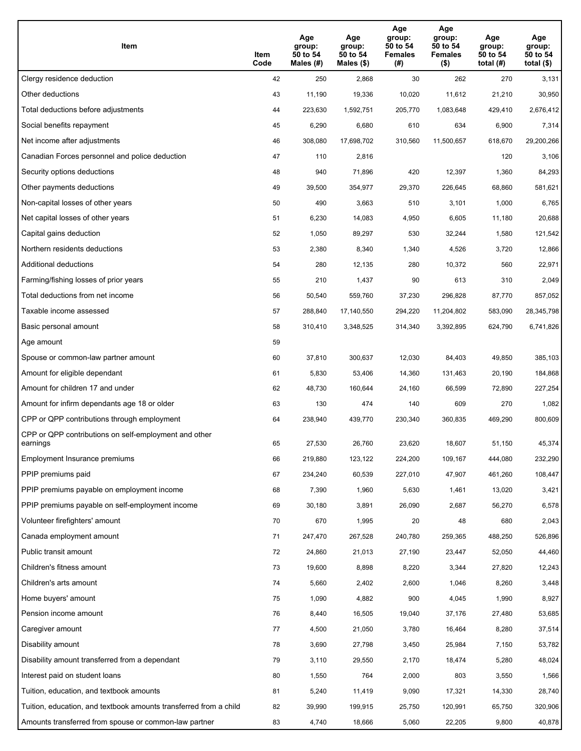| Item | Item Code | Age group: 50 to 54 Males (#) | Age group: 50 to 54 Males ($) | Age group: 50 to 54 Females (#) | Age group: 50 to 54 Females ($) | Age group: 50 to 54 total (#) | Age group: 50 to 54 total ($) |
|---|---|---|---|---|---|---|---|
| Clergy residence deduction | 42 | 250 | 2,868 | 30 | 262 | 270 | 3,131 |
| Other deductions | 43 | 11,190 | 19,336 | 10,020 | 11,612 | 21,210 | 30,950 |
| Total deductions before adjustments | 44 | 223,630 | 1,592,751 | 205,770 | 1,083,648 | 429,410 | 2,676,412 |
| Social benefits repayment | 45 | 6,290 | 6,680 | 610 | 634 | 6,900 | 7,314 |
| Net income after adjustments | 46 | 308,080 | 17,698,702 | 310,560 | 11,500,657 | 618,670 | 29,200,266 |
| Canadian Forces personnel and police deduction | 47 | 110 | 2,816 | | | 120 | 3,106 |
| Security options deductions | 48 | 940 | 71,896 | 420 | 12,397 | 1,360 | 84,293 |
| Other payments deductions | 49 | 39,500 | 354,977 | 29,370 | 226,645 | 68,860 | 581,621 |
| Non-capital losses of other years | 50 | 490 | 3,663 | 510 | 3,101 | 1,000 | 6,765 |
| Net capital losses of other years | 51 | 6,230 | 14,083 | 4,950 | 6,605 | 11,180 | 20,688 |
| Capital gains deduction | 52 | 1,050 | 89,297 | 530 | 32,244 | 1,580 | 121,542 |
| Northern residents deductions | 53 | 2,380 | 8,340 | 1,340 | 4,526 | 3,720 | 12,866 |
| Additional deductions | 54 | 280 | 12,135 | 280 | 10,372 | 560 | 22,971 |
| Farming/fishing losses of prior years | 55 | 210 | 1,437 | 90 | 613 | 310 | 2,049 |
| Total deductions from net income | 56 | 50,540 | 559,760 | 37,230 | 296,828 | 87,770 | 857,052 |
| Taxable income assessed | 57 | 288,840 | 17,140,550 | 294,220 | 11,204,802 | 583,090 | 28,345,798 |
| Basic personal amount | 58 | 310,410 | 3,348,525 | 314,340 | 3,392,895 | 624,790 | 6,741,826 |
| Age amount | 59 | | | | | | |
| Spouse or common-law partner amount | 60 | 37,810 | 300,637 | 12,030 | 84,403 | 49,850 | 385,103 |
| Amount for eligible dependant | 61 | 5,830 | 53,406 | 14,360 | 131,463 | 20,190 | 184,868 |
| Amount for children 17 and under | 62 | 48,730 | 160,644 | 24,160 | 66,599 | 72,890 | 227,254 |
| Amount for infirm dependants age 18 or older | 63 | 130 | 474 | 140 | 609 | 270 | 1,082 |
| CPP or QPP contributions through employment | 64 | 238,940 | 439,770 | 230,340 | 360,835 | 469,290 | 800,609 |
| CPP or QPP contributions on self-employment and other earnings | 65 | 27,530 | 26,760 | 23,620 | 18,607 | 51,150 | 45,374 |
| Employment Insurance premiums | 66 | 219,880 | 123,122 | 224,200 | 109,167 | 444,080 | 232,290 |
| PPIP premiums paid | 67 | 234,240 | 60,539 | 227,010 | 47,907 | 461,260 | 108,447 |
| PPIP premiums payable on employment income | 68 | 7,390 | 1,960 | 5,630 | 1,461 | 13,020 | 3,421 |
| PPIP premiums payable on self-employment income | 69 | 30,180 | 3,891 | 26,090 | 2,687 | 56,270 | 6,578 |
| Volunteer firefighters' amount | 70 | 670 | 1,995 | 20 | 48 | 680 | 2,043 |
| Canada employment amount | 71 | 247,470 | 267,528 | 240,780 | 259,365 | 488,250 | 526,896 |
| Public transit amount | 72 | 24,860 | 21,013 | 27,190 | 23,447 | 52,050 | 44,460 |
| Children's fitness amount | 73 | 19,600 | 8,898 | 8,220 | 3,344 | 27,820 | 12,243 |
| Children's arts amount | 74 | 5,660 | 2,402 | 2,600 | 1,046 | 8,260 | 3,448 |
| Home buyers' amount | 75 | 1,090 | 4,882 | 900 | 4,045 | 1,990 | 8,927 |
| Pension income amount | 76 | 8,440 | 16,505 | 19,040 | 37,176 | 27,480 | 53,685 |
| Caregiver amount | 77 | 4,500 | 21,050 | 3,780 | 16,464 | 8,280 | 37,514 |
| Disability amount | 78 | 3,690 | 27,798 | 3,450 | 25,984 | 7,150 | 53,782 |
| Disability amount transferred from a dependant | 79 | 3,110 | 29,550 | 2,170 | 18,474 | 5,280 | 48,024 |
| Interest paid on student loans | 80 | 1,550 | 764 | 2,000 | 803 | 3,550 | 1,566 |
| Tuition, education, and textbook amounts | 81 | 5,240 | 11,419 | 9,090 | 17,321 | 14,330 | 28,740 |
| Tuition, education, and textbook amounts transferred from a child | 82 | 39,990 | 199,915 | 25,750 | 120,991 | 65,750 | 320,906 |
| Amounts transferred from spouse or common-law partner | 83 | 4,740 | 18,666 | 5,060 | 22,205 | 9,800 | 40,878 |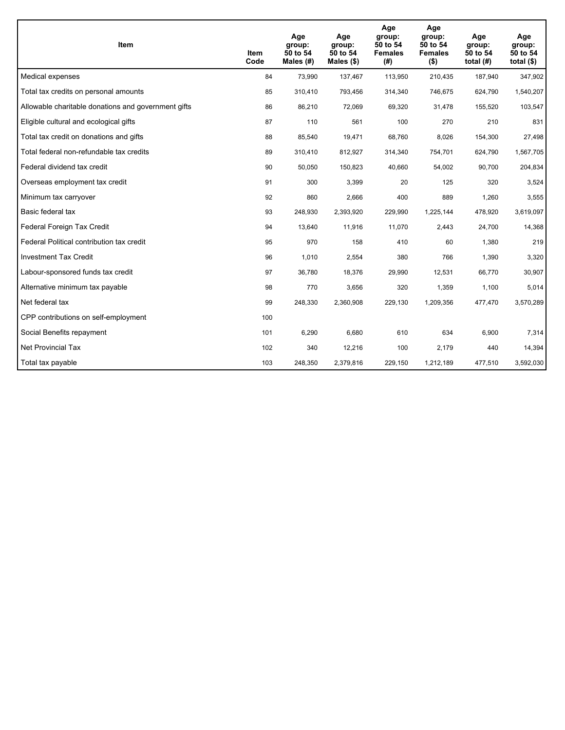| Item | Item Code | Age group: 50 to 54 Males (#) | Age group: 50 to 54 Males ($) | Age group: 50 to 54 Females (#) | Age group: 50 to 54 Females ($) | Age group: 50 to 54 total (#) | Age group: 50 to 54 total ($) |
|---|---|---|---|---|---|---|---|
| Medical expenses | 84 | 73,990 | 137,467 | 113,950 | 210,435 | 187,940 | 347,902 |
| Total tax credits on personal amounts | 85 | 310,410 | 793,456 | 314,340 | 746,675 | 624,790 | 1,540,207 |
| Allowable charitable donations and government gifts | 86 | 86,210 | 72,069 | 69,320 | 31,478 | 155,520 | 103,547 |
| Eligible cultural and ecological gifts | 87 | 110 | 561 | 100 | 270 | 210 | 831 |
| Total tax credit on donations and gifts | 88 | 85,540 | 19,471 | 68,760 | 8,026 | 154,300 | 27,498 |
| Total federal non-refundable tax credits | 89 | 310,410 | 812,927 | 314,340 | 754,701 | 624,790 | 1,567,705 |
| Federal dividend tax credit | 90 | 50,050 | 150,823 | 40,660 | 54,002 | 90,700 | 204,834 |
| Overseas employment tax credit | 91 | 300 | 3,399 | 20 | 125 | 320 | 3,524 |
| Minimum tax carryover | 92 | 860 | 2,666 | 400 | 889 | 1,260 | 3,555 |
| Basic federal tax | 93 | 248,930 | 2,393,920 | 229,990 | 1,225,144 | 478,920 | 3,619,097 |
| Federal Foreign Tax Credit | 94 | 13,640 | 11,916 | 11,070 | 2,443 | 24,700 | 14,368 |
| Federal Political contribution tax credit | 95 | 970 | 158 | 410 | 60 | 1,380 | 219 |
| Investment Tax Credit | 96 | 1,010 | 2,554 | 380 | 766 | 1,390 | 3,320 |
| Labour-sponsored funds tax credit | 97 | 36,780 | 18,376 | 29,990 | 12,531 | 66,770 | 30,907 |
| Alternative minimum tax payable | 98 | 770 | 3,656 | 320 | 1,359 | 1,100 | 5,014 |
| Net federal tax | 99 | 248,330 | 2,360,908 | 229,130 | 1,209,356 | 477,470 | 3,570,289 |
| CPP contributions on self-employment | 100 | | | | | | |
| Social Benefits repayment | 101 | 6,290 | 6,680 | 610 | 634 | 6,900 | 7,314 |
| Net Provincial Tax | 102 | 340 | 12,216 | 100 | 2,179 | 440 | 14,394 |
| Total tax payable | 103 | 248,350 | 2,379,816 | 229,150 | 1,212,189 | 477,510 | 3,592,030 |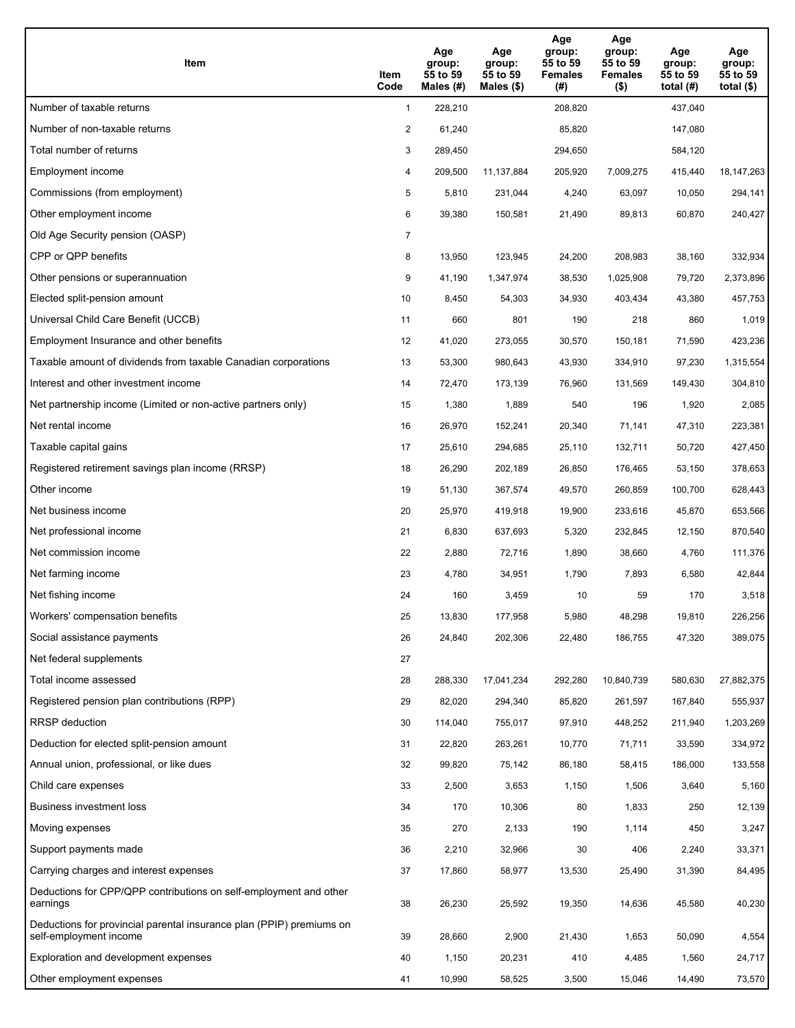| Item | Item Code | Age group: 55 to 59 Males (#) | Age group: 55 to 59 Males ($) | Age group: 55 to 59 Females (#) | Age group: 55 to 59 Females ($) | Age group: 55 to 59 total (#) | Age group: 55 to 59 total ($) |
|---|---|---|---|---|---|---|---|
| Number of taxable returns | 1 | 228,210 | | 208,820 | | 437,040 | |
| Number of non-taxable returns | 2 | 61,240 | | 85,820 | | 147,080 | |
| Total number of returns | 3 | 289,450 | | 294,650 | | 584,120 | |
| Employment income | 4 | 209,500 | 11,137,884 | 205,920 | 7,009,275 | 415,440 | 18,147,263 |
| Commissions (from employment) | 5 | 5,810 | 231,044 | 4,240 | 63,097 | 10,050 | 294,141 |
| Other employment income | 6 | 39,380 | 150,581 | 21,490 | 89,813 | 60,870 | 240,427 |
| Old Age Security pension (OASP) | 7 | | | | | | |
| CPP or QPP benefits | 8 | 13,950 | 123,945 | 24,200 | 208,983 | 38,160 | 332,934 |
| Other pensions or superannuation | 9 | 41,190 | 1,347,974 | 38,530 | 1,025,908 | 79,720 | 2,373,896 |
| Elected split-pension amount | 10 | 8,450 | 54,303 | 34,930 | 403,434 | 43,380 | 457,753 |
| Universal Child Care Benefit (UCCB) | 11 | 660 | 801 | 190 | 218 | 860 | 1,019 |
| Employment Insurance and other benefits | 12 | 41,020 | 273,055 | 30,570 | 150,181 | 71,590 | 423,236 |
| Taxable amount of dividends from taxable Canadian corporations | 13 | 53,300 | 980,643 | 43,930 | 334,910 | 97,230 | 1,315,554 |
| Interest and other investment income | 14 | 72,470 | 173,139 | 76,960 | 131,569 | 149,430 | 304,810 |
| Net partnership income (Limited or non-active partners only) | 15 | 1,380 | 1,889 | 540 | 196 | 1,920 | 2,085 |
| Net rental income | 16 | 26,970 | 152,241 | 20,340 | 71,141 | 47,310 | 223,381 |
| Taxable capital gains | 17 | 25,610 | 294,685 | 25,110 | 132,711 | 50,720 | 427,450 |
| Registered retirement savings plan income (RRSP) | 18 | 26,290 | 202,189 | 26,850 | 176,465 | 53,150 | 378,653 |
| Other income | 19 | 51,130 | 367,574 | 49,570 | 260,859 | 100,700 | 628,443 |
| Net business income | 20 | 25,970 | 419,918 | 19,900 | 233,616 | 45,870 | 653,566 |
| Net professional income | 21 | 6,830 | 637,693 | 5,320 | 232,845 | 12,150 | 870,540 |
| Net commission income | 22 | 2,880 | 72,716 | 1,890 | 38,660 | 4,760 | 111,376 |
| Net farming income | 23 | 4,780 | 34,951 | 1,790 | 7,893 | 6,580 | 42,844 |
| Net fishing income | 24 | 160 | 3,459 | 10 | 59 | 170 | 3,518 |
| Workers' compensation benefits | 25 | 13,830 | 177,958 | 5,980 | 48,298 | 19,810 | 226,256 |
| Social assistance payments | 26 | 24,840 | 202,306 | 22,480 | 186,755 | 47,320 | 389,075 |
| Net federal supplements | 27 | | | | | | |
| Total income assessed | 28 | 288,330 | 17,041,234 | 292,280 | 10,840,739 | 580,630 | 27,882,375 |
| Registered pension plan contributions (RPP) | 29 | 82,020 | 294,340 | 85,820 | 261,597 | 167,840 | 555,937 |
| RRSP deduction | 30 | 114,040 | 755,017 | 97,910 | 448,252 | 211,940 | 1,203,269 |
| Deduction for elected split-pension amount | 31 | 22,820 | 263,261 | 10,770 | 71,711 | 33,590 | 334,972 |
| Annual union, professional, or like dues | 32 | 99,820 | 75,142 | 86,180 | 58,415 | 186,000 | 133,558 |
| Child care expenses | 33 | 2,500 | 3,653 | 1,150 | 1,506 | 3,640 | 5,160 |
| Business investment loss | 34 | 170 | 10,306 | 80 | 1,833 | 250 | 12,139 |
| Moving expenses | 35 | 270 | 2,133 | 190 | 1,114 | 450 | 3,247 |
| Support payments made | 36 | 2,210 | 32,966 | 30 | 406 | 2,240 | 33,371 |
| Carrying charges and interest expenses | 37 | 17,860 | 58,977 | 13,530 | 25,490 | 31,390 | 84,495 |
| Deductions for CPP/QPP contributions on self-employment and other earnings | 38 | 26,230 | 25,592 | 19,350 | 14,636 | 45,580 | 40,230 |
| Deductions for provincial parental insurance plan (PPIP) premiums on self-employment income | 39 | 28,660 | 2,900 | 21,430 | 1,653 | 50,090 | 4,554 |
| Exploration and development expenses | 40 | 1,150 | 20,231 | 410 | 4,485 | 1,560 | 24,717 |
| Other employment expenses | 41 | 10,990 | 58,525 | 3,500 | 15,046 | 14,490 | 73,570 |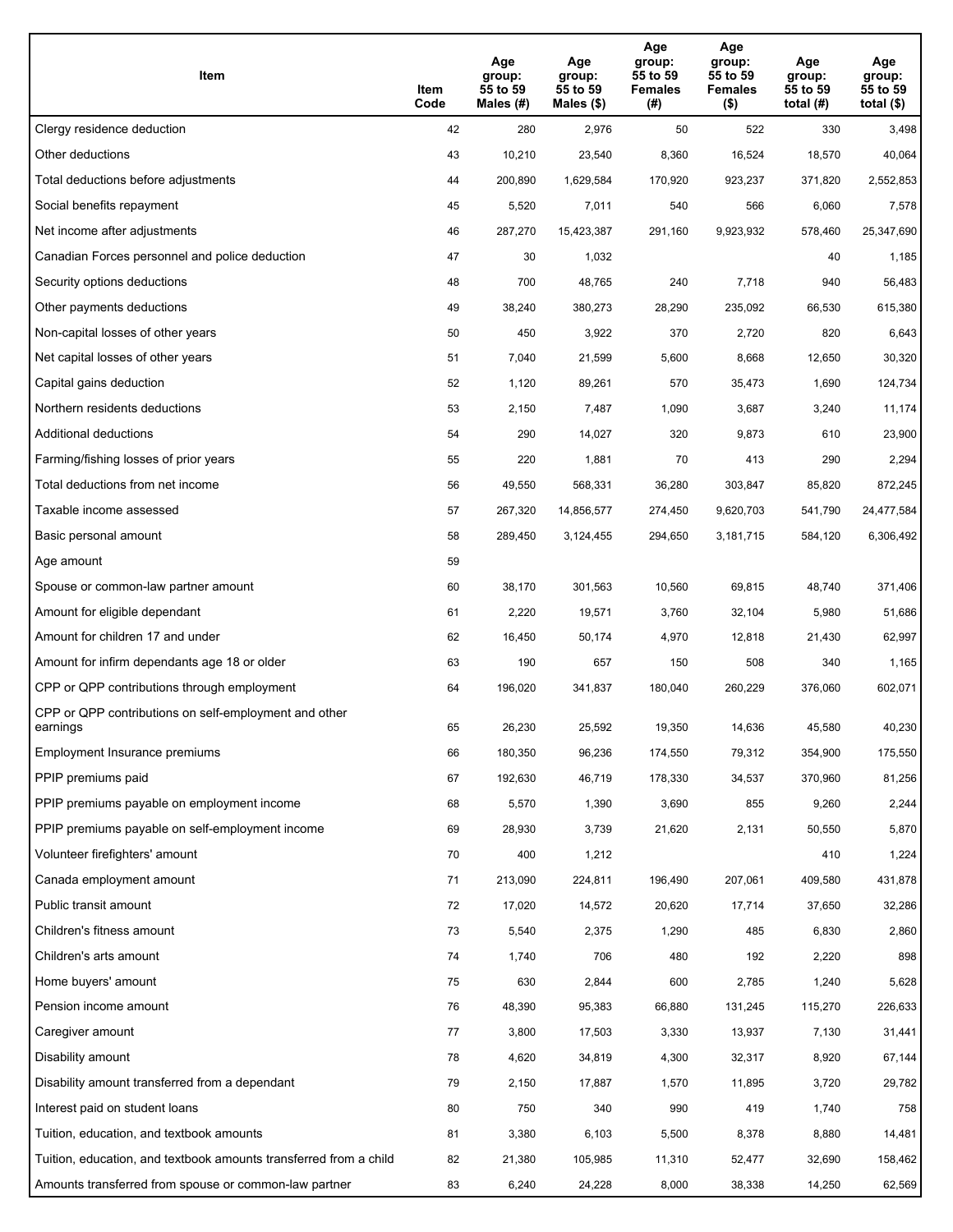| Item | Item Code | Age group: 55 to 59 Males (#) | Age group: 55 to 59 Males ($) | Age group: 55 to 59 Females (#) | Age group: 55 to 59 Females ($) | Age group: 55 to 59 total (#) | Age group: 55 to 59 total ($) |
|---|---|---|---|---|---|---|---|
| Clergy residence deduction | 42 | 280 | 2,976 | 50 | 522 | 330 | 3,498 |
| Other deductions | 43 | 10,210 | 23,540 | 8,360 | 16,524 | 18,570 | 40,064 |
| Total deductions before adjustments | 44 | 200,890 | 1,629,584 | 170,920 | 923,237 | 371,820 | 2,552,853 |
| Social benefits repayment | 45 | 5,520 | 7,011 | 540 | 566 | 6,060 | 7,578 |
| Net income after adjustments | 46 | 287,270 | 15,423,387 | 291,160 | 9,923,932 | 578,460 | 25,347,690 |
| Canadian Forces personnel and police deduction | 47 | 30 | 1,032 | | | 40 | 1,185 |
| Security options deductions | 48 | 700 | 48,765 | 240 | 7,718 | 940 | 56,483 |
| Other payments deductions | 49 | 38,240 | 380,273 | 28,290 | 235,092 | 66,530 | 615,380 |
| Non-capital losses of other years | 50 | 450 | 3,922 | 370 | 2,720 | 820 | 6,643 |
| Net capital losses of other years | 51 | 7,040 | 21,599 | 5,600 | 8,668 | 12,650 | 30,320 |
| Capital gains deduction | 52 | 1,120 | 89,261 | 570 | 35,473 | 1,690 | 124,734 |
| Northern residents deductions | 53 | 2,150 | 7,487 | 1,090 | 3,687 | 3,240 | 11,174 |
| Additional deductions | 54 | 290 | 14,027 | 320 | 9,873 | 610 | 23,900 |
| Farming/fishing losses of prior years | 55 | 220 | 1,881 | 70 | 413 | 290 | 2,294 |
| Total deductions from net income | 56 | 49,550 | 568,331 | 36,280 | 303,847 | 85,820 | 872,245 |
| Taxable income assessed | 57 | 267,320 | 14,856,577 | 274,450 | 9,620,703 | 541,790 | 24,477,584 |
| Basic personal amount | 58 | 289,450 | 3,124,455 | 294,650 | 3,181,715 | 584,120 | 6,306,492 |
| Age amount | 59 | | | | | | |
| Spouse or common-law partner amount | 60 | 38,170 | 301,563 | 10,560 | 69,815 | 48,740 | 371,406 |
| Amount for eligible dependant | 61 | 2,220 | 19,571 | 3,760 | 32,104 | 5,980 | 51,686 |
| Amount for children 17 and under | 62 | 16,450 | 50,174 | 4,970 | 12,818 | 21,430 | 62,997 |
| Amount for infirm dependants age 18 or older | 63 | 190 | 657 | 150 | 508 | 340 | 1,165 |
| CPP or QPP contributions through employment | 64 | 196,020 | 341,837 | 180,040 | 260,229 | 376,060 | 602,071 |
| CPP or QPP contributions on self-employment and other earnings | 65 | 26,230 | 25,592 | 19,350 | 14,636 | 45,580 | 40,230 |
| Employment Insurance premiums | 66 | 180,350 | 96,236 | 174,550 | 79,312 | 354,900 | 175,550 |
| PPIP premiums paid | 67 | 192,630 | 46,719 | 178,330 | 34,537 | 370,960 | 81,256 |
| PPIP premiums payable on employment income | 68 | 5,570 | 1,390 | 3,690 | 855 | 9,260 | 2,244 |
| PPIP premiums payable on self-employment income | 69 | 28,930 | 3,739 | 21,620 | 2,131 | 50,550 | 5,870 |
| Volunteer firefighters' amount | 70 | 400 | 1,212 | | | 410 | 1,224 |
| Canada employment amount | 71 | 213,090 | 224,811 | 196,490 | 207,061 | 409,580 | 431,878 |
| Public transit amount | 72 | 17,020 | 14,572 | 20,620 | 17,714 | 37,650 | 32,286 |
| Children's fitness amount | 73 | 5,540 | 2,375 | 1,290 | 485 | 6,830 | 2,860 |
| Children's arts amount | 74 | 1,740 | 706 | 480 | 192 | 2,220 | 898 |
| Home buyers' amount | 75 | 630 | 2,844 | 600 | 2,785 | 1,240 | 5,628 |
| Pension income amount | 76 | 48,390 | 95,383 | 66,880 | 131,245 | 115,270 | 226,633 |
| Caregiver amount | 77 | 3,800 | 17,503 | 3,330 | 13,937 | 7,130 | 31,441 |
| Disability amount | 78 | 4,620 | 34,819 | 4,300 | 32,317 | 8,920 | 67,144 |
| Disability amount transferred from a dependant | 79 | 2,150 | 17,887 | 1,570 | 11,895 | 3,720 | 29,782 |
| Interest paid on student loans | 80 | 750 | 340 | 990 | 419 | 1,740 | 758 |
| Tuition, education, and textbook amounts | 81 | 3,380 | 6,103 | 5,500 | 8,378 | 8,880 | 14,481 |
| Tuition, education, and textbook amounts transferred from a child | 82 | 21,380 | 105,985 | 11,310 | 52,477 | 32,690 | 158,462 |
| Amounts transferred from spouse or common-law partner | 83 | 6,240 | 24,228 | 8,000 | 38,338 | 14,250 | 62,569 |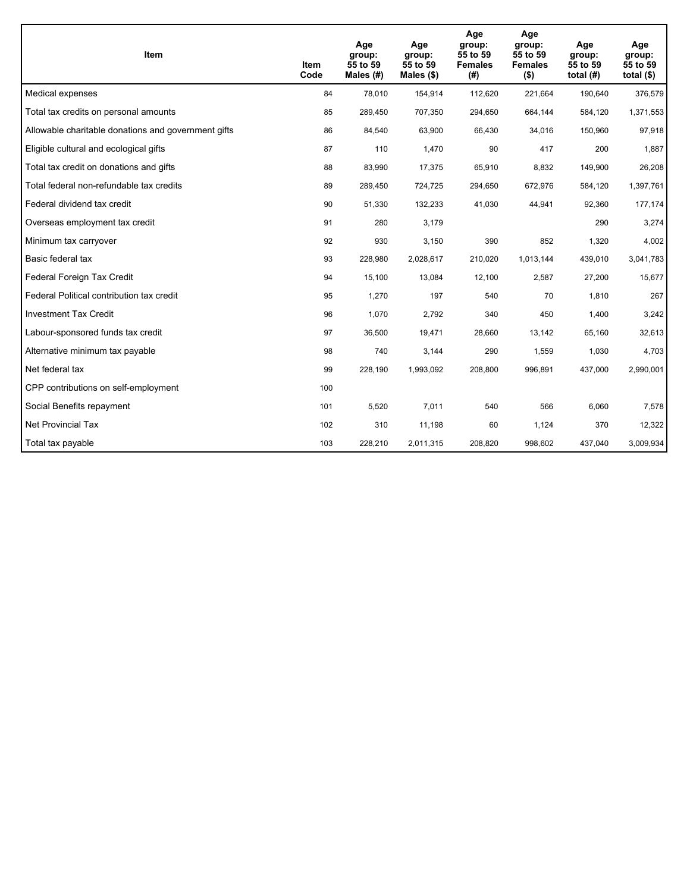| Item | Item Code | Age group: 55 to 59 Males (#) | Age group: 55 to 59 Males ($) | Age group: 55 to 59 Females (#) | Age group: 55 to 59 Females ($) | Age group: 55 to 59 total (#) | Age group: 55 to 59 total ($) |
|---|---|---|---|---|---|---|---|
| Medical expenses | 84 | 78,010 | 154,914 | 112,620 | 221,664 | 190,640 | 376,579 |
| Total tax credits on personal amounts | 85 | 289,450 | 707,350 | 294,650 | 664,144 | 584,120 | 1,371,553 |
| Allowable charitable donations and government gifts | 86 | 84,540 | 63,900 | 66,430 | 34,016 | 150,960 | 97,918 |
| Eligible cultural and ecological gifts | 87 | 110 | 1,470 | 90 | 417 | 200 | 1,887 |
| Total tax credit on donations and gifts | 88 | 83,990 | 17,375 | 65,910 | 8,832 | 149,900 | 26,208 |
| Total federal non-refundable tax credits | 89 | 289,450 | 724,725 | 294,650 | 672,976 | 584,120 | 1,397,761 |
| Federal dividend tax credit | 90 | 51,330 | 132,233 | 41,030 | 44,941 | 92,360 | 177,174 |
| Overseas employment tax credit | 91 | 280 | 3,179 | | | 290 | 3,274 |
| Minimum tax carryover | 92 | 930 | 3,150 | 390 | 852 | 1,320 | 4,002 |
| Basic federal tax | 93 | 228,980 | 2,028,617 | 210,020 | 1,013,144 | 439,010 | 3,041,783 |
| Federal Foreign Tax Credit | 94 | 15,100 | 13,084 | 12,100 | 2,587 | 27,200 | 15,677 |
| Federal Political contribution tax credit | 95 | 1,270 | 197 | 540 | 70 | 1,810 | 267 |
| Investment Tax Credit | 96 | 1,070 | 2,792 | 340 | 450 | 1,400 | 3,242 |
| Labour-sponsored funds tax credit | 97 | 36,500 | 19,471 | 28,660 | 13,142 | 65,160 | 32,613 |
| Alternative minimum tax payable | 98 | 740 | 3,144 | 290 | 1,559 | 1,030 | 4,703 |
| Net federal tax | 99 | 228,190 | 1,993,092 | 208,800 | 996,891 | 437,000 | 2,990,001 |
| CPP contributions on self-employment | 100 | | | | | | |
| Social Benefits repayment | 101 | 5,520 | 7,011 | 540 | 566 | 6,060 | 7,578 |
| Net Provincial Tax | 102 | 310 | 11,198 | 60 | 1,124 | 370 | 12,322 |
| Total tax payable | 103 | 228,210 | 2,011,315 | 208,820 | 998,602 | 437,040 | 3,009,934 |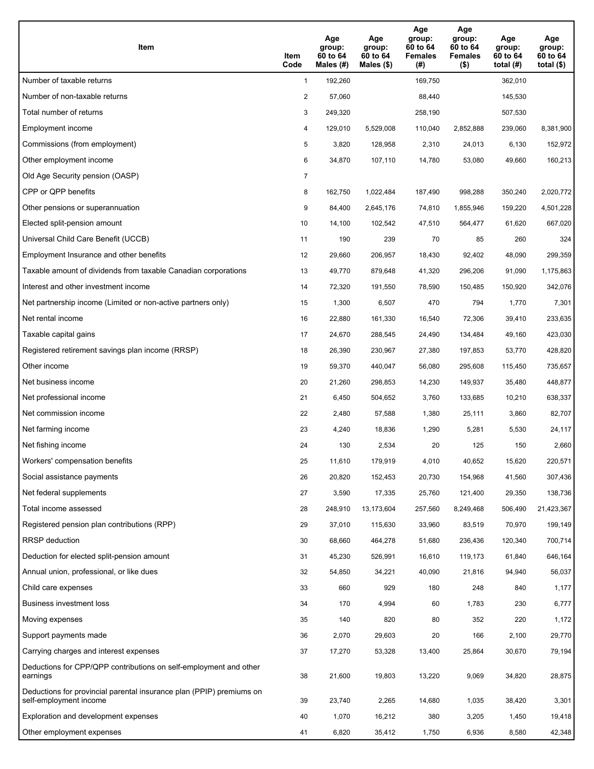| Item | Item Code | Age group: 60 to 64 Males (#) | Age group: 60 to 64 Males ($) | Age group: 60 to 64 Females (#) | Age group: 60 to 64 Females ($) | Age group: 60 to 64 total (#) | Age group: 60 to 64 total ($) |
|---|---|---|---|---|---|---|---|
| Number of taxable returns | 1 | 192,260 | | 169,750 | | 362,010 | |
| Number of non-taxable returns | 2 | 57,060 | | 88,440 | | 145,530 | |
| Total number of returns | 3 | 249,320 | | 258,190 | | 507,530 | |
| Employment income | 4 | 129,010 | 5,529,008 | 110,040 | 2,852,888 | 239,060 | 8,381,900 |
| Commissions (from employment) | 5 | 3,820 | 128,958 | 2,310 | 24,013 | 6,130 | 152,972 |
| Other employment income | 6 | 34,870 | 107,110 | 14,780 | 53,080 | 49,660 | 160,213 |
| Old Age Security pension (OASP) | 7 | | | | | | |
| CPP or QPP benefits | 8 | 162,750 | 1,022,484 | 187,490 | 998,288 | 350,240 | 2,020,772 |
| Other pensions or superannuation | 9 | 84,400 | 2,645,176 | 74,810 | 1,855,946 | 159,220 | 4,501,228 |
| Elected split-pension amount | 10 | 14,100 | 102,542 | 47,510 | 564,477 | 61,620 | 667,020 |
| Universal Child Care Benefit (UCCB) | 11 | 190 | 239 | 70 | 85 | 260 | 324 |
| Employment Insurance and other benefits | 12 | 29,660 | 206,957 | 18,430 | 92,402 | 48,090 | 299,359 |
| Taxable amount of dividends from taxable Canadian corporations | 13 | 49,770 | 879,648 | 41,320 | 296,206 | 91,090 | 1,175,863 |
| Interest and other investment income | 14 | 72,320 | 191,550 | 78,590 | 150,485 | 150,920 | 342,076 |
| Net partnership income (Limited or non-active partners only) | 15 | 1,300 | 6,507 | 470 | 794 | 1,770 | 7,301 |
| Net rental income | 16 | 22,880 | 161,330 | 16,540 | 72,306 | 39,410 | 233,635 |
| Taxable capital gains | 17 | 24,670 | 288,545 | 24,490 | 134,484 | 49,160 | 423,030 |
| Registered retirement savings plan income (RRSP) | 18 | 26,390 | 230,967 | 27,380 | 197,853 | 53,770 | 428,820 |
| Other income | 19 | 59,370 | 440,047 | 56,080 | 295,608 | 115,450 | 735,657 |
| Net business income | 20 | 21,260 | 298,853 | 14,230 | 149,937 | 35,480 | 448,877 |
| Net professional income | 21 | 6,450 | 504,652 | 3,760 | 133,685 | 10,210 | 638,337 |
| Net commission income | 22 | 2,480 | 57,588 | 1,380 | 25,111 | 3,860 | 82,707 |
| Net farming income | 23 | 4,240 | 18,836 | 1,290 | 5,281 | 5,530 | 24,117 |
| Net fishing income | 24 | 130 | 2,534 | 20 | 125 | 150 | 2,660 |
| Workers' compensation benefits | 25 | 11,610 | 179,919 | 4,010 | 40,652 | 15,620 | 220,571 |
| Social assistance payments | 26 | 20,820 | 152,453 | 20,730 | 154,968 | 41,560 | 307,436 |
| Net federal supplements | 27 | 3,590 | 17,335 | 25,760 | 121,400 | 29,350 | 138,736 |
| Total income assessed | 28 | 248,910 | 13,173,604 | 257,560 | 8,249,468 | 506,490 | 21,423,367 |
| Registered pension plan contributions (RPP) | 29 | 37,010 | 115,630 | 33,960 | 83,519 | 70,970 | 199,149 |
| RRSP deduction | 30 | 68,660 | 464,278 | 51,680 | 236,436 | 120,340 | 700,714 |
| Deduction for elected split-pension amount | 31 | 45,230 | 526,991 | 16,610 | 119,173 | 61,840 | 646,164 |
| Annual union, professional, or like dues | 32 | 54,850 | 34,221 | 40,090 | 21,816 | 94,940 | 56,037 |
| Child care expenses | 33 | 660 | 929 | 180 | 248 | 840 | 1,177 |
| Business investment loss | 34 | 170 | 4,994 | 60 | 1,783 | 230 | 6,777 |
| Moving expenses | 35 | 140 | 820 | 80 | 352 | 220 | 1,172 |
| Support payments made | 36 | 2,070 | 29,603 | 20 | 166 | 2,100 | 29,770 |
| Carrying charges and interest expenses | 37 | 17,270 | 53,328 | 13,400 | 25,864 | 30,670 | 79,194 |
| Deductions for CPP/QPP contributions on self-employment and other earnings | 38 | 21,600 | 19,803 | 13,220 | 9,069 | 34,820 | 28,875 |
| Deductions for provincial parental insurance plan (PPIP) premiums on self-employment income | 39 | 23,740 | 2,265 | 14,680 | 1,035 | 38,420 | 3,301 |
| Exploration and development expenses | 40 | 1,070 | 16,212 | 380 | 3,205 | 1,450 | 19,418 |
| Other employment expenses | 41 | 6,820 | 35,412 | 1,750 | 6,936 | 8,580 | 42,348 |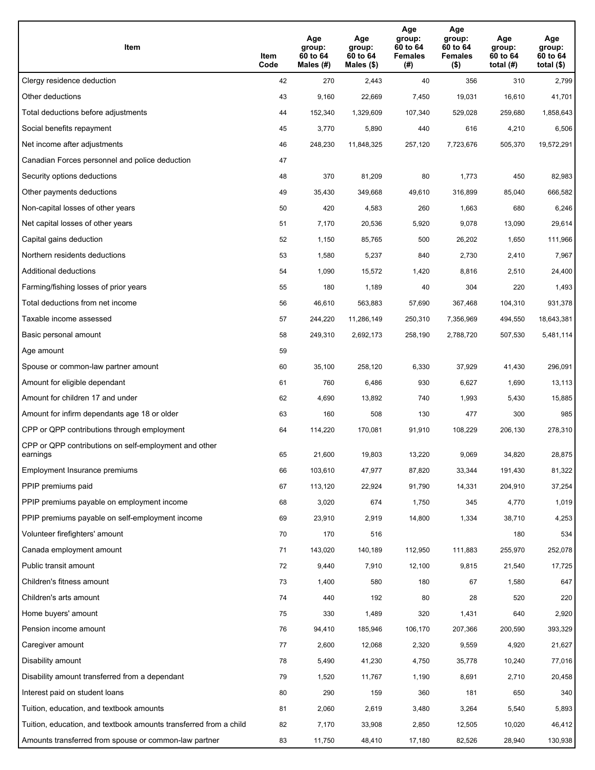| Item | Item Code | Age group: 60 to 64 Males (#) | Age group: 60 to 64 Males ($) | Age group: 60 to 64 Females (#) | Age group: 60 to 64 Females ($) | Age group: 60 to 64 total (#) | Age group: 60 to 64 total ($) |
|---|---|---|---|---|---|---|---|
| Clergy residence deduction | 42 | 270 | 2,443 | 40 | 356 | 310 | 2,799 |
| Other deductions | 43 | 9,160 | 22,669 | 7,450 | 19,031 | 16,610 | 41,701 |
| Total deductions before adjustments | 44 | 152,340 | 1,329,609 | 107,340 | 529,028 | 259,680 | 1,858,643 |
| Social benefits repayment | 45 | 3,770 | 5,890 | 440 | 616 | 4,210 | 6,506 |
| Net income after adjustments | 46 | 248,230 | 11,848,325 | 257,120 | 7,723,676 | 505,370 | 19,572,291 |
| Canadian Forces personnel and police deduction | 47 | | | | | | |
| Security options deductions | 48 | 370 | 81,209 | 80 | 1,773 | 450 | 82,983 |
| Other payments deductions | 49 | 35,430 | 349,668 | 49,610 | 316,899 | 85,040 | 666,582 |
| Non-capital losses of other years | 50 | 420 | 4,583 | 260 | 1,663 | 680 | 6,246 |
| Net capital losses of other years | 51 | 7,170 | 20,536 | 5,920 | 9,078 | 13,090 | 29,614 |
| Capital gains deduction | 52 | 1,150 | 85,765 | 500 | 26,202 | 1,650 | 111,966 |
| Northern residents deductions | 53 | 1,580 | 5,237 | 840 | 2,730 | 2,410 | 7,967 |
| Additional deductions | 54 | 1,090 | 15,572 | 1,420 | 8,816 | 2,510 | 24,400 |
| Farming/fishing losses of prior years | 55 | 180 | 1,189 | 40 | 304 | 220 | 1,493 |
| Total deductions from net income | 56 | 46,610 | 563,883 | 57,690 | 367,468 | 104,310 | 931,378 |
| Taxable income assessed | 57 | 244,220 | 11,286,149 | 250,310 | 7,356,969 | 494,550 | 18,643,381 |
| Basic personal amount | 58 | 249,310 | 2,692,173 | 258,190 | 2,788,720 | 507,530 | 5,481,114 |
| Age amount | 59 | | | | | | |
| Spouse or common-law partner amount | 60 | 35,100 | 258,120 | 6,330 | 37,929 | 41,430 | 296,091 |
| Amount for eligible dependant | 61 | 760 | 6,486 | 930 | 6,627 | 1,690 | 13,113 |
| Amount for children 17 and under | 62 | 4,690 | 13,892 | 740 | 1,993 | 5,430 | 15,885 |
| Amount for infirm dependants age 18 or older | 63 | 160 | 508 | 130 | 477 | 300 | 985 |
| CPP or QPP contributions through employment | 64 | 114,220 | 170,081 | 91,910 | 108,229 | 206,130 | 278,310 |
| CPP or QPP contributions on self-employment and other earnings | 65 | 21,600 | 19,803 | 13,220 | 9,069 | 34,820 | 28,875 |
| Employment Insurance premiums | 66 | 103,610 | 47,977 | 87,820 | 33,344 | 191,430 | 81,322 |
| PPIP premiums paid | 67 | 113,120 | 22,924 | 91,790 | 14,331 | 204,910 | 37,254 |
| PPIP premiums payable on employment income | 68 | 3,020 | 674 | 1,750 | 345 | 4,770 | 1,019 |
| PPIP premiums payable on self-employment income | 69 | 23,910 | 2,919 | 14,800 | 1,334 | 38,710 | 4,253 |
| Volunteer firefighters' amount | 70 | 170 | 516 | | | 180 | 534 |
| Canada employment amount | 71 | 143,020 | 140,189 | 112,950 | 111,883 | 255,970 | 252,078 |
| Public transit amount | 72 | 9,440 | 7,910 | 12,100 | 9,815 | 21,540 | 17,725 |
| Children's fitness amount | 73 | 1,400 | 580 | 180 | 67 | 1,580 | 647 |
| Children's arts amount | 74 | 440 | 192 | 80 | 28 | 520 | 220 |
| Home buyers' amount | 75 | 330 | 1,489 | 320 | 1,431 | 640 | 2,920 |
| Pension income amount | 76 | 94,410 | 185,946 | 106,170 | 207,366 | 200,590 | 393,329 |
| Caregiver amount | 77 | 2,600 | 12,068 | 2,320 | 9,559 | 4,920 | 21,627 |
| Disability amount | 78 | 5,490 | 41,230 | 4,750 | 35,778 | 10,240 | 77,016 |
| Disability amount transferred from a dependant | 79 | 1,520 | 11,767 | 1,190 | 8,691 | 2,710 | 20,458 |
| Interest paid on student loans | 80 | 290 | 159 | 360 | 181 | 650 | 340 |
| Tuition, education, and textbook amounts | 81 | 2,060 | 2,619 | 3,480 | 3,264 | 5,540 | 5,893 |
| Tuition, education, and textbook amounts transferred from a child | 82 | 7,170 | 33,908 | 2,850 | 12,505 | 10,020 | 46,412 |
| Amounts transferred from spouse or common-law partner | 83 | 11,750 | 48,410 | 17,180 | 82,526 | 28,940 | 130,938 |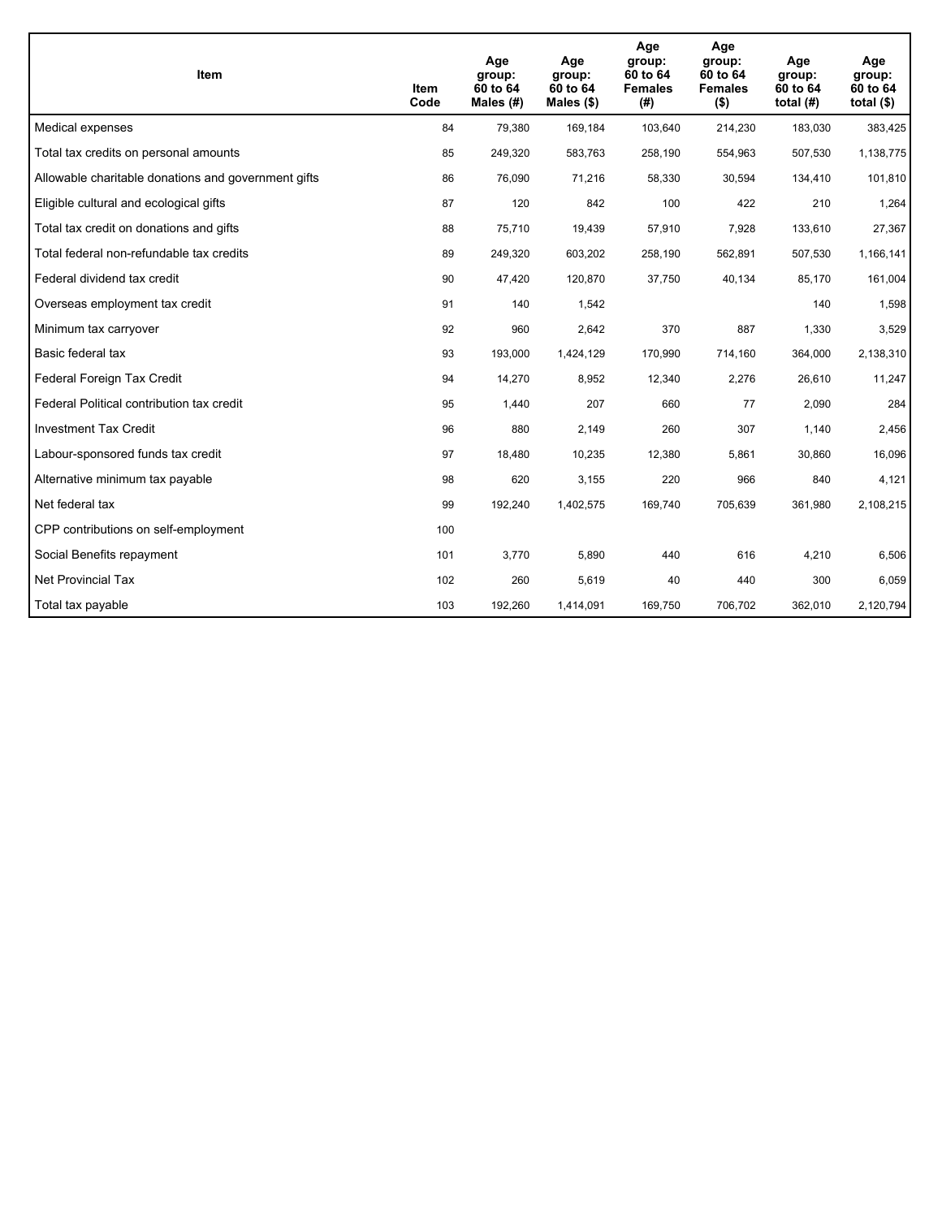| Item | Item Code | Age group: 60 to 64 Males (#) | Age group: 60 to 64 Males ($) | Age group: 60 to 64 Females (#) | Age group: 60 to 64 Females ($) | Age group: 60 to 64 total (#) | Age group: 60 to 64 total ($) |
|---|---|---|---|---|---|---|---|
| Medical expenses | 84 | 79,380 | 169,184 | 103,640 | 214,230 | 183,030 | 383,425 |
| Total tax credits on personal amounts | 85 | 249,320 | 583,763 | 258,190 | 554,963 | 507,530 | 1,138,775 |
| Allowable charitable donations and government gifts | 86 | 76,090 | 71,216 | 58,330 | 30,594 | 134,410 | 101,810 |
| Eligible cultural and ecological gifts | 87 | 120 | 842 | 100 | 422 | 210 | 1,264 |
| Total tax credit on donations and gifts | 88 | 75,710 | 19,439 | 57,910 | 7,928 | 133,610 | 27,367 |
| Total federal non-refundable tax credits | 89 | 249,320 | 603,202 | 258,190 | 562,891 | 507,530 | 1,166,141 |
| Federal dividend tax credit | 90 | 47,420 | 120,870 | 37,750 | 40,134 | 85,170 | 161,004 |
| Overseas employment tax credit | 91 | 140 | 1,542 | | | 140 | 1,598 |
| Minimum tax carryover | 92 | 960 | 2,642 | 370 | 887 | 1,330 | 3,529 |
| Basic federal tax | 93 | 193,000 | 1,424,129 | 170,990 | 714,160 | 364,000 | 2,138,310 |
| Federal Foreign Tax Credit | 94 | 14,270 | 8,952 | 12,340 | 2,276 | 26,610 | 11,247 |
| Federal Political contribution tax credit | 95 | 1,440 | 207 | 660 | 77 | 2,090 | 284 |
| Investment Tax Credit | 96 | 880 | 2,149 | 260 | 307 | 1,140 | 2,456 |
| Labour-sponsored funds tax credit | 97 | 18,480 | 10,235 | 12,380 | 5,861 | 30,860 | 16,096 |
| Alternative minimum tax payable | 98 | 620 | 3,155 | 220 | 966 | 840 | 4,121 |
| Net federal tax | 99 | 192,240 | 1,402,575 | 169,740 | 705,639 | 361,980 | 2,108,215 |
| CPP contributions on self-employment | 100 | | | | | | |
| Social Benefits repayment | 101 | 3,770 | 5,890 | 440 | 616 | 4,210 | 6,506 |
| Net Provincial Tax | 102 | 260 | 5,619 | 40 | 440 | 300 | 6,059 |
| Total tax payable | 103 | 192,260 | 1,414,091 | 169,750 | 706,702 | 362,010 | 2,120,794 |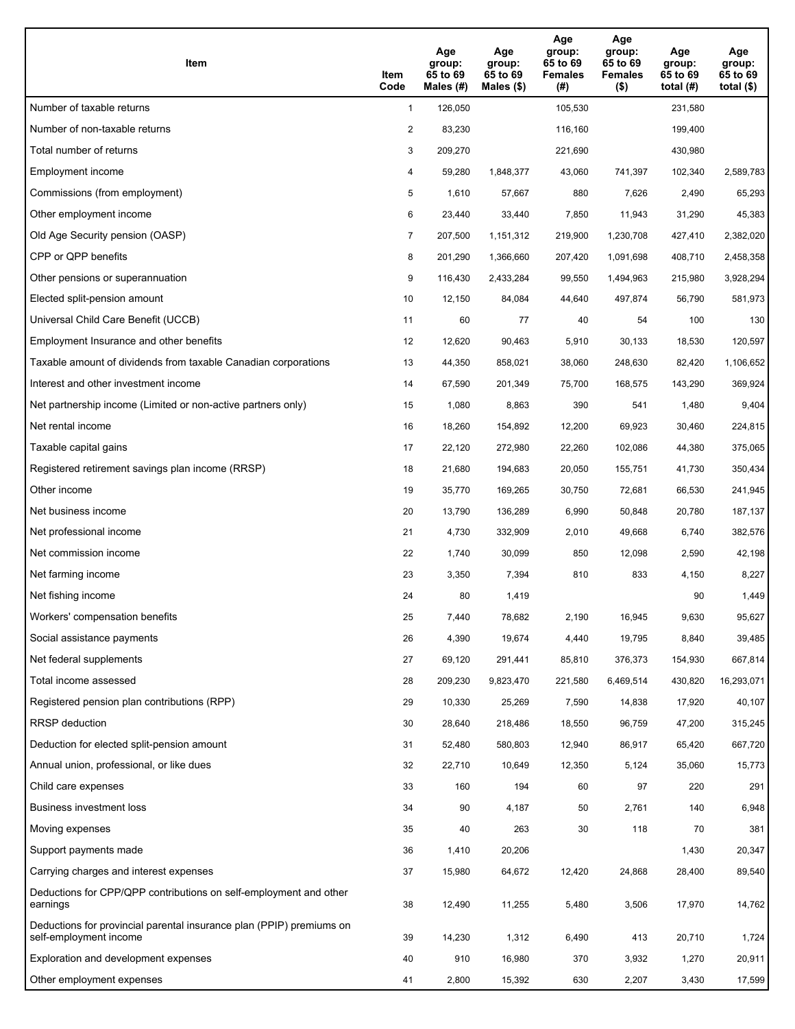| Item | Item Code | Age group: 65 to 69 Males (#) | Age group: 65 to 69 Males ($) | Age group: 65 to 69 Females (#) | Age group: 65 to 69 Females ($) | Age group: 65 to 69 total (#) | Age group: 65 to 69 total ($) |
|---|---|---|---|---|---|---|---|
| Number of taxable returns | 1 | 126,050 | | 105,530 | | 231,580 | |
| Number of non-taxable returns | 2 | 83,230 | | 116,160 | | 199,400 | |
| Total number of returns | 3 | 209,270 | | 221,690 | | 430,980 | |
| Employment income | 4 | 59,280 | 1,848,377 | 43,060 | 741,397 | 102,340 | 2,589,783 |
| Commissions (from employment) | 5 | 1,610 | 57,667 | 880 | 7,626 | 2,490 | 65,293 |
| Other employment income | 6 | 23,440 | 33,440 | 7,850 | 11,943 | 31,290 | 45,383 |
| Old Age Security pension (OASP) | 7 | 207,500 | 1,151,312 | 219,900 | 1,230,708 | 427,410 | 2,382,020 |
| CPP or QPP benefits | 8 | 201,290 | 1,366,660 | 207,420 | 1,091,698 | 408,710 | 2,458,358 |
| Other pensions or superannuation | 9 | 116,430 | 2,433,284 | 99,550 | 1,494,963 | 215,980 | 3,928,294 |
| Elected split-pension amount | 10 | 12,150 | 84,084 | 44,640 | 497,874 | 56,790 | 581,973 |
| Universal Child Care Benefit (UCCB) | 11 | 60 | 77 | 40 | 54 | 100 | 130 |
| Employment Insurance and other benefits | 12 | 12,620 | 90,463 | 5,910 | 30,133 | 18,530 | 120,597 |
| Taxable amount of dividends from taxable Canadian corporations | 13 | 44,350 | 858,021 | 38,060 | 248,630 | 82,420 | 1,106,652 |
| Interest and other investment income | 14 | 67,590 | 201,349 | 75,700 | 168,575 | 143,290 | 369,924 |
| Net partnership income (Limited or non-active partners only) | 15 | 1,080 | 8,863 | 390 | 541 | 1,480 | 9,404 |
| Net rental income | 16 | 18,260 | 154,892 | 12,200 | 69,923 | 30,460 | 224,815 |
| Taxable capital gains | 17 | 22,120 | 272,980 | 22,260 | 102,086 | 44,380 | 375,065 |
| Registered retirement savings plan income (RRSP) | 18 | 21,680 | 194,683 | 20,050 | 155,751 | 41,730 | 350,434 |
| Other income | 19 | 35,770 | 169,265 | 30,750 | 72,681 | 66,530 | 241,945 |
| Net business income | 20 | 13,790 | 136,289 | 6,990 | 50,848 | 20,780 | 187,137 |
| Net professional income | 21 | 4,730 | 332,909 | 2,010 | 49,668 | 6,740 | 382,576 |
| Net commission income | 22 | 1,740 | 30,099 | 850 | 12,098 | 2,590 | 42,198 |
| Net farming income | 23 | 3,350 | 7,394 | 810 | 833 | 4,150 | 8,227 |
| Net fishing income | 24 | 80 | 1,419 | | | 90 | 1,449 |
| Workers' compensation benefits | 25 | 7,440 | 78,682 | 2,190 | 16,945 | 9,630 | 95,627 |
| Social assistance payments | 26 | 4,390 | 19,674 | 4,440 | 19,795 | 8,840 | 39,485 |
| Net federal supplements | 27 | 69,120 | 291,441 | 85,810 | 376,373 | 154,930 | 667,814 |
| Total income assessed | 28 | 209,230 | 9,823,470 | 221,580 | 6,469,514 | 430,820 | 16,293,071 |
| Registered pension plan contributions (RPP) | 29 | 10,330 | 25,269 | 7,590 | 14,838 | 17,920 | 40,107 |
| RRSP deduction | 30 | 28,640 | 218,486 | 18,550 | 96,759 | 47,200 | 315,245 |
| Deduction for elected split-pension amount | 31 | 52,480 | 580,803 | 12,940 | 86,917 | 65,420 | 667,720 |
| Annual union, professional, or like dues | 32 | 22,710 | 10,649 | 12,350 | 5,124 | 35,060 | 15,773 |
| Child care expenses | 33 | 160 | 194 | 60 | 97 | 220 | 291 |
| Business investment loss | 34 | 90 | 4,187 | 50 | 2,761 | 140 | 6,948 |
| Moving expenses | 35 | 40 | 263 | 30 | 118 | 70 | 381 |
| Support payments made | 36 | 1,410 | 20,206 | | | 1,430 | 20,347 |
| Carrying charges and interest expenses | 37 | 15,980 | 64,672 | 12,420 | 24,868 | 28,400 | 89,540 |
| Deductions for CPP/QPP contributions on self-employment and other earnings | 38 | 12,490 | 11,255 | 5,480 | 3,506 | 17,970 | 14,762 |
| Deductions for provincial parental insurance plan (PPIP) premiums on self-employment income | 39 | 14,230 | 1,312 | 6,490 | 413 | 20,710 | 1,724 |
| Exploration and development expenses | 40 | 910 | 16,980 | 370 | 3,932 | 1,270 | 20,911 |
| Other employment expenses | 41 | 2,800 | 15,392 | 630 | 2,207 | 3,430 | 17,599 |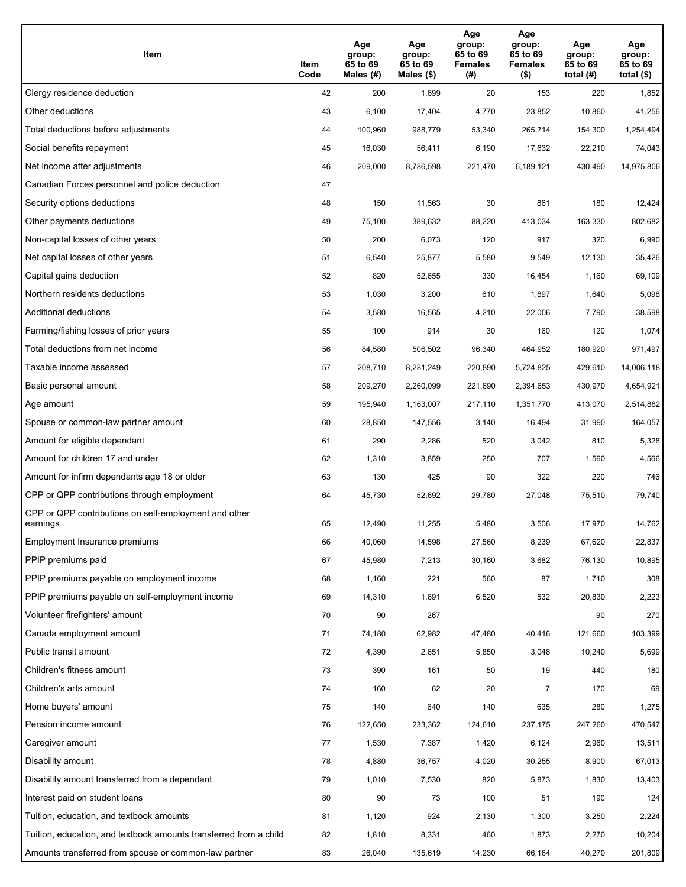| Item | Item Code | Age group: 65 to 69 Males (#) | Age group: 65 to 69 Males ($) | Age group: 65 to 69 Females (#) | Age group: 65 to 69 Females ($) | Age group: 65 to 69 total (#) | Age group: 65 to 69 total ($) |
|---|---|---|---|---|---|---|---|
| Clergy residence deduction | 42 | 200 | 1,699 | 20 | 153 | 220 | 1,852 |
| Other deductions | 43 | 6,100 | 17,404 | 4,770 | 23,852 | 10,860 | 41,256 |
| Total deductions before adjustments | 44 | 100,960 | 988,779 | 53,340 | 265,714 | 154,300 | 1,254,494 |
| Social benefits repayment | 45 | 16,030 | 56,411 | 6,190 | 17,632 | 22,210 | 74,043 |
| Net income after adjustments | 46 | 209,000 | 8,786,598 | 221,470 | 6,189,121 | 430,490 | 14,975,806 |
| Canadian Forces personnel and police deduction | 47 | | | | | | |
| Security options deductions | 48 | 150 | 11,563 | 30 | 861 | 180 | 12,424 |
| Other payments deductions | 49 | 75,100 | 389,632 | 88,220 | 413,034 | 163,330 | 802,682 |
| Non-capital losses of other years | 50 | 200 | 6,073 | 120 | 917 | 320 | 6,990 |
| Net capital losses of other years | 51 | 6,540 | 25,877 | 5,580 | 9,549 | 12,130 | 35,426 |
| Capital gains deduction | 52 | 820 | 52,655 | 330 | 16,454 | 1,160 | 69,109 |
| Northern residents deductions | 53 | 1,030 | 3,200 | 610 | 1,897 | 1,640 | 5,098 |
| Additional deductions | 54 | 3,580 | 16,565 | 4,210 | 22,006 | 7,790 | 38,598 |
| Farming/fishing losses of prior years | 55 | 100 | 914 | 30 | 160 | 120 | 1,074 |
| Total deductions from net income | 56 | 84,580 | 506,502 | 96,340 | 464,952 | 180,920 | 971,497 |
| Taxable income assessed | 57 | 208,710 | 8,281,249 | 220,890 | 5,724,825 | 429,610 | 14,006,118 |
| Basic personal amount | 58 | 209,270 | 2,260,099 | 221,690 | 2,394,653 | 430,970 | 4,654,921 |
| Age amount | 59 | 195,940 | 1,163,007 | 217,110 | 1,351,770 | 413,070 | 2,514,882 |
| Spouse or common-law partner amount | 60 | 28,850 | 147,556 | 3,140 | 16,494 | 31,990 | 164,057 |
| Amount for eligible dependant | 61 | 290 | 2,286 | 520 | 3,042 | 810 | 5,328 |
| Amount for children 17 and under | 62 | 1,310 | 3,859 | 250 | 707 | 1,560 | 4,566 |
| Amount for infirm dependants age 18 or older | 63 | 130 | 425 | 90 | 322 | 220 | 746 |
| CPP or QPP contributions through employment | 64 | 45,730 | 52,692 | 29,780 | 27,048 | 75,510 | 79,740 |
| CPP or QPP contributions on self-employment and other earnings | 65 | 12,490 | 11,255 | 5,480 | 3,506 | 17,970 | 14,762 |
| Employment Insurance premiums | 66 | 40,060 | 14,598 | 27,560 | 8,239 | 67,620 | 22,837 |
| PPIP premiums paid | 67 | 45,980 | 7,213 | 30,160 | 3,682 | 76,130 | 10,895 |
| PPIP premiums payable on employment income | 68 | 1,160 | 221 | 560 | 87 | 1,710 | 308 |
| PPIP premiums payable on self-employment income | 69 | 14,310 | 1,691 | 6,520 | 532 | 20,830 | 2,223 |
| Volunteer firefighters' amount | 70 | 90 | 267 | | | 90 | 270 |
| Canada employment amount | 71 | 74,180 | 62,982 | 47,480 | 40,416 | 121,660 | 103,399 |
| Public transit amount | 72 | 4,390 | 2,651 | 5,850 | 3,048 | 10,240 | 5,699 |
| Children's fitness amount | 73 | 390 | 161 | 50 | 19 | 440 | 180 |
| Children's arts amount | 74 | 160 | 62 | 20 | 7 | 170 | 69 |
| Home buyers' amount | 75 | 140 | 640 | 140 | 635 | 280 | 1,275 |
| Pension income amount | 76 | 122,650 | 233,362 | 124,610 | 237,175 | 247,260 | 470,547 |
| Caregiver amount | 77 | 1,530 | 7,387 | 1,420 | 6,124 | 2,960 | 13,511 |
| Disability amount | 78 | 4,880 | 36,757 | 4,020 | 30,255 | 8,900 | 67,013 |
| Disability amount transferred from a dependant | 79 | 1,010 | 7,530 | 820 | 5,873 | 1,830 | 13,403 |
| Interest paid on student loans | 80 | 90 | 73 | 100 | 51 | 190 | 124 |
| Tuition, education, and textbook amounts | 81 | 1,120 | 924 | 2,130 | 1,300 | 3,250 | 2,224 |
| Tuition, education, and textbook amounts transferred from a child | 82 | 1,810 | 8,331 | 460 | 1,873 | 2,270 | 10,204 |
| Amounts transferred from spouse or common-law partner | 83 | 26,040 | 135,619 | 14,230 | 66,164 | 40,270 | 201,809 |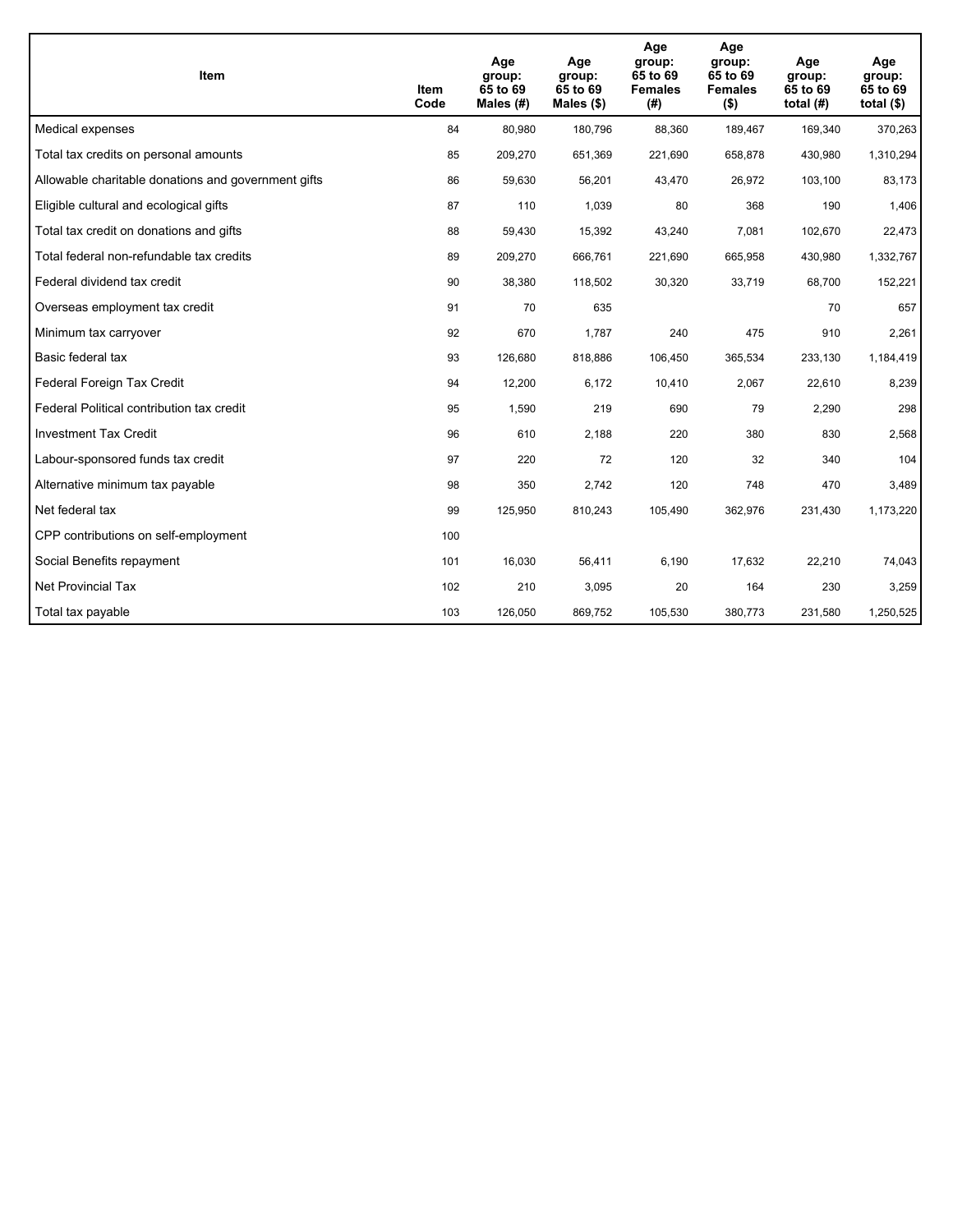| Item | Item Code | Age group: 65 to 69 Males (#) | Age group: 65 to 69 Males ($) | Age group: 65 to 69 Females (#) | Age group: 65 to 69 Females ($) | Age group: 65 to 69 total (#) | Age group: 65 to 69 total ($) |
|---|---|---|---|---|---|---|---|
| Medical expenses | 84 | 80,980 | 180,796 | 88,360 | 189,467 | 169,340 | 370,263 |
| Total tax credits on personal amounts | 85 | 209,270 | 651,369 | 221,690 | 658,878 | 430,980 | 1,310,294 |
| Allowable charitable donations and government gifts | 86 | 59,630 | 56,201 | 43,470 | 26,972 | 103,100 | 83,173 |
| Eligible cultural and ecological gifts | 87 | 110 | 1,039 | 80 | 368 | 190 | 1,406 |
| Total tax credit on donations and gifts | 88 | 59,430 | 15,392 | 43,240 | 7,081 | 102,670 | 22,473 |
| Total federal non-refundable tax credits | 89 | 209,270 | 666,761 | 221,690 | 665,958 | 430,980 | 1,332,767 |
| Federal dividend tax credit | 90 | 38,380 | 118,502 | 30,320 | 33,719 | 68,700 | 152,221 |
| Overseas employment tax credit | 91 | 70 | 635 | | | 70 | 657 |
| Minimum tax carryover | 92 | 670 | 1,787 | 240 | 475 | 910 | 2,261 |
| Basic federal tax | 93 | 126,680 | 818,886 | 106,450 | 365,534 | 233,130 | 1,184,419 |
| Federal Foreign Tax Credit | 94 | 12,200 | 6,172 | 10,410 | 2,067 | 22,610 | 8,239 |
| Federal Political contribution tax credit | 95 | 1,590 | 219 | 690 | 79 | 2,290 | 298 |
| Investment Tax Credit | 96 | 610 | 2,188 | 220 | 380 | 830 | 2,568 |
| Labour-sponsored funds tax credit | 97 | 220 | 72 | 120 | 32 | 340 | 104 |
| Alternative minimum tax payable | 98 | 350 | 2,742 | 120 | 748 | 470 | 3,489 |
| Net federal tax | 99 | 125,950 | 810,243 | 105,490 | 362,976 | 231,430 | 1,173,220 |
| CPP contributions on self-employment | 100 | | | | | | |
| Social Benefits repayment | 101 | 16,030 | 56,411 | 6,190 | 17,632 | 22,210 | 74,043 |
| Net Provincial Tax | 102 | 210 | 3,095 | 20 | 164 | 230 | 3,259 |
| Total tax payable | 103 | 126,050 | 869,752 | 105,530 | 380,773 | 231,580 | 1,250,525 |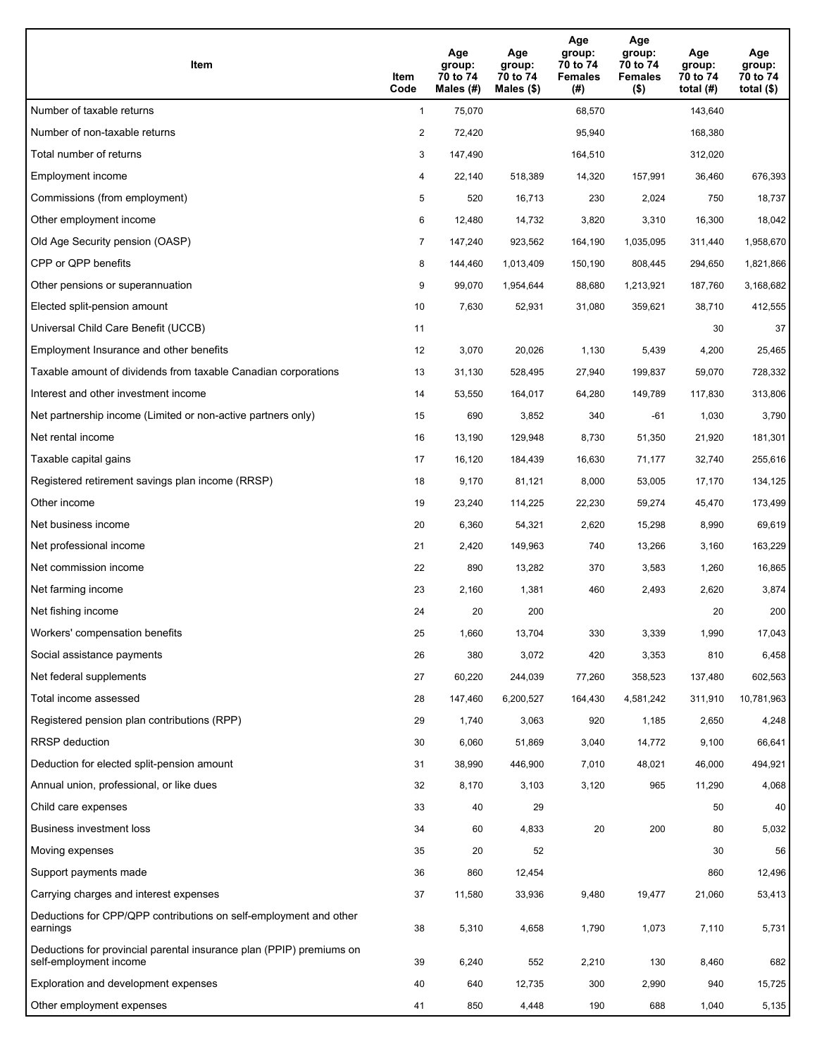| Item | Item Code | Age group: 70 to 74 Males (#) | Age group: 70 to 74 Males ($) | Age group: 70 to 74 Females (#) | Age group: 70 to 74 Females ($) | Age group: 70 to 74 total (#) | Age group: 70 to 74 total ($) |
|---|---|---|---|---|---|---|---|
| Number of taxable returns | 1 | 75,070 | | 68,570 | | 143,640 | |
| Number of non-taxable returns | 2 | 72,420 | | 95,940 | | 168,380 | |
| Total number of returns | 3 | 147,490 | | 164,510 | | 312,020 | |
| Employment income | 4 | 22,140 | 518,389 | 14,320 | 157,991 | 36,460 | 676,393 |
| Commissions (from employment) | 5 | 520 | 16,713 | 230 | 2,024 | 750 | 18,737 |
| Other employment income | 6 | 12,480 | 14,732 | 3,820 | 3,310 | 16,300 | 18,042 |
| Old Age Security pension (OASP) | 7 | 147,240 | 923,562 | 164,190 | 1,035,095 | 311,440 | 1,958,670 |
| CPP or QPP benefits | 8 | 144,460 | 1,013,409 | 150,190 | 808,445 | 294,650 | 1,821,866 |
| Other pensions or superannuation | 9 | 99,070 | 1,954,644 | 88,680 | 1,213,921 | 187,760 | 3,168,682 |
| Elected split-pension amount | 10 | 7,630 | 52,931 | 31,080 | 359,621 | 38,710 | 412,555 |
| Universal Child Care Benefit (UCCB) | 11 | | | | | 30 | 37 |
| Employment Insurance and other benefits | 12 | 3,070 | 20,026 | 1,130 | 5,439 | 4,200 | 25,465 |
| Taxable amount of dividends from taxable Canadian corporations | 13 | 31,130 | 528,495 | 27,940 | 199,837 | 59,070 | 728,332 |
| Interest and other investment income | 14 | 53,550 | 164,017 | 64,280 | 149,789 | 117,830 | 313,806 |
| Net partnership income (Limited or non-active partners only) | 15 | 690 | 3,852 | 340 | -61 | 1,030 | 3,790 |
| Net rental income | 16 | 13,190 | 129,948 | 8,730 | 51,350 | 21,920 | 181,301 |
| Taxable capital gains | 17 | 16,120 | 184,439 | 16,630 | 71,177 | 32,740 | 255,616 |
| Registered retirement savings plan income (RRSP) | 18 | 9,170 | 81,121 | 8,000 | 53,005 | 17,170 | 134,125 |
| Other income | 19 | 23,240 | 114,225 | 22,230 | 59,274 | 45,470 | 173,499 |
| Net business income | 20 | 6,360 | 54,321 | 2,620 | 15,298 | 8,990 | 69,619 |
| Net professional income | 21 | 2,420 | 149,963 | 740 | 13,266 | 3,160 | 163,229 |
| Net commission income | 22 | 890 | 13,282 | 370 | 3,583 | 1,260 | 16,865 |
| Net farming income | 23 | 2,160 | 1,381 | 460 | 2,493 | 2,620 | 3,874 |
| Net fishing income | 24 | 20 | 200 | | | 20 | 200 |
| Workers' compensation benefits | 25 | 1,660 | 13,704 | 330 | 3,339 | 1,990 | 17,043 |
| Social assistance payments | 26 | 380 | 3,072 | 420 | 3,353 | 810 | 6,458 |
| Net federal supplements | 27 | 60,220 | 244,039 | 77,260 | 358,523 | 137,480 | 602,563 |
| Total income assessed | 28 | 147,460 | 6,200,527 | 164,430 | 4,581,242 | 311,910 | 10,781,963 |
| Registered pension plan contributions (RPP) | 29 | 1,740 | 3,063 | 920 | 1,185 | 2,650 | 4,248 |
| RRSP deduction | 30 | 6,060 | 51,869 | 3,040 | 14,772 | 9,100 | 66,641 |
| Deduction for elected split-pension amount | 31 | 38,990 | 446,900 | 7,010 | 48,021 | 46,000 | 494,921 |
| Annual union, professional, or like dues | 32 | 8,170 | 3,103 | 3,120 | 965 | 11,290 | 4,068 |
| Child care expenses | 33 | 40 | 29 | | | 50 | 40 |
| Business investment loss | 34 | 60 | 4,833 | 20 | 200 | 80 | 5,032 |
| Moving expenses | 35 | 20 | 52 | | | 30 | 56 |
| Support payments made | 36 | 860 | 12,454 | | | 860 | 12,496 |
| Carrying charges and interest expenses | 37 | 11,580 | 33,936 | 9,480 | 19,477 | 21,060 | 53,413 |
| Deductions for CPP/QPP contributions on self-employment and other earnings | 38 | 5,310 | 4,658 | 1,790 | 1,073 | 7,110 | 5,731 |
| Deductions for provincial parental insurance plan (PPIP) premiums on self-employment income | 39 | 6,240 | 552 | 2,210 | 130 | 8,460 | 682 |
| Exploration and development expenses | 40 | 640 | 12,735 | 300 | 2,990 | 940 | 15,725 |
| Other employment expenses | 41 | 850 | 4,448 | 190 | 688 | 1,040 | 5,135 |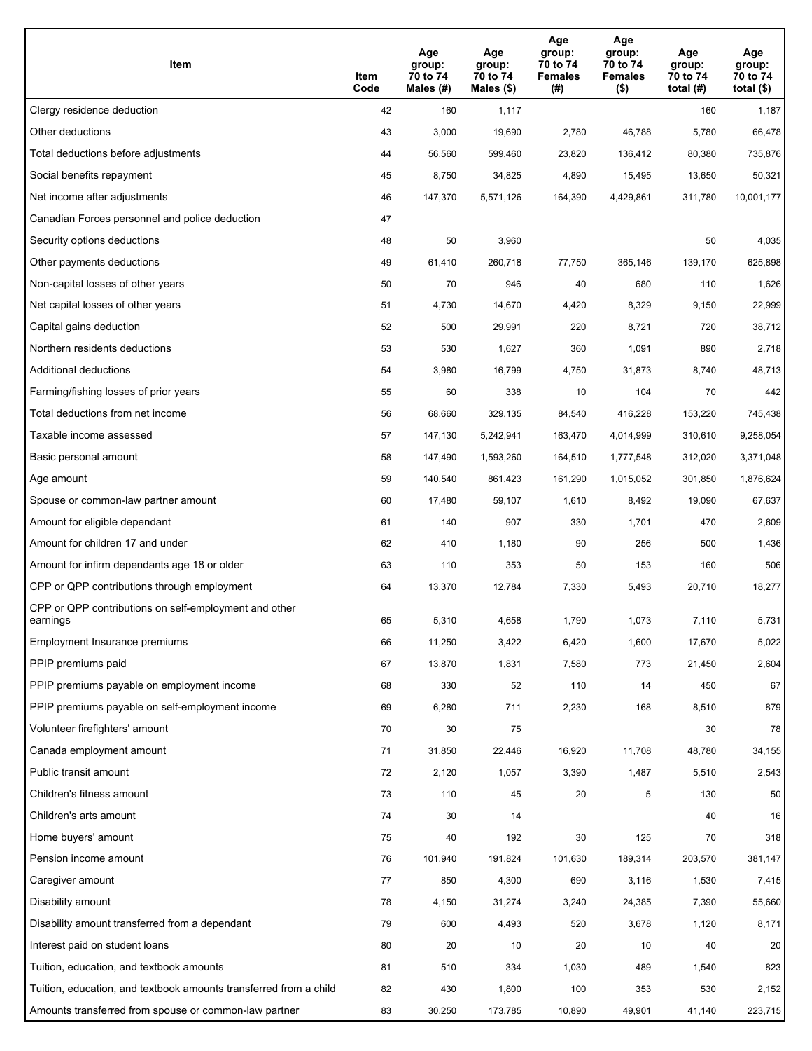| Item | Item Code | Age group: 70 to 74 Males (#) | Age group: 70 to 74 Males ($) | Age group: 70 to 74 Females (#) | Age group: 70 to 74 Females ($) | Age group: 70 to 74 total (#) | Age group: 70 to 74 total ($) |
|---|---|---|---|---|---|---|---|
| Clergy residence deduction | 42 | 160 | 1,117 | | | 160 | 1,187 |
| Other deductions | 43 | 3,000 | 19,690 | 2,780 | 46,788 | 5,780 | 66,478 |
| Total deductions before adjustments | 44 | 56,560 | 599,460 | 23,820 | 136,412 | 80,380 | 735,876 |
| Social benefits repayment | 45 | 8,750 | 34,825 | 4,890 | 15,495 | 13,650 | 50,321 |
| Net income after adjustments | 46 | 147,370 | 5,571,126 | 164,390 | 4,429,861 | 311,780 | 10,001,177 |
| Canadian Forces personnel and police deduction | 47 | | | | | | |
| Security options deductions | 48 | 50 | 3,960 | | | 50 | 4,035 |
| Other payments deductions | 49 | 61,410 | 260,718 | 77,750 | 365,146 | 139,170 | 625,898 |
| Non-capital losses of other years | 50 | 70 | 946 | 40 | 680 | 110 | 1,626 |
| Net capital losses of other years | 51 | 4,730 | 14,670 | 4,420 | 8,329 | 9,150 | 22,999 |
| Capital gains deduction | 52 | 500 | 29,991 | 220 | 8,721 | 720 | 38,712 |
| Northern residents deductions | 53 | 530 | 1,627 | 360 | 1,091 | 890 | 2,718 |
| Additional deductions | 54 | 3,980 | 16,799 | 4,750 | 31,873 | 8,740 | 48,713 |
| Farming/fishing losses of prior years | 55 | 60 | 338 | 10 | 104 | 70 | 442 |
| Total deductions from net income | 56 | 68,660 | 329,135 | 84,540 | 416,228 | 153,220 | 745,438 |
| Taxable income assessed | 57 | 147,130 | 5,242,941 | 163,470 | 4,014,999 | 310,610 | 9,258,054 |
| Basic personal amount | 58 | 147,490 | 1,593,260 | 164,510 | 1,777,548 | 312,020 | 3,371,048 |
| Age amount | 59 | 140,540 | 861,423 | 161,290 | 1,015,052 | 301,850 | 1,876,624 |
| Spouse or common-law partner amount | 60 | 17,480 | 59,107 | 1,610 | 8,492 | 19,090 | 67,637 |
| Amount for eligible dependant | 61 | 140 | 907 | 330 | 1,701 | 470 | 2,609 |
| Amount for children 17 and under | 62 | 410 | 1,180 | 90 | 256 | 500 | 1,436 |
| Amount for infirm dependants age 18 or older | 63 | 110 | 353 | 50 | 153 | 160 | 506 |
| CPP or QPP contributions through employment | 64 | 13,370 | 12,784 | 7,330 | 5,493 | 20,710 | 18,277 |
| CPP or QPP contributions on self-employment and other earnings | 65 | 5,310 | 4,658 | 1,790 | 1,073 | 7,110 | 5,731 |
| Employment Insurance premiums | 66 | 11,250 | 3,422 | 6,420 | 1,600 | 17,670 | 5,022 |
| PPIP premiums paid | 67 | 13,870 | 1,831 | 7,580 | 773 | 21,450 | 2,604 |
| PPIP premiums payable on employment income | 68 | 330 | 52 | 110 | 14 | 450 | 67 |
| PPIP premiums payable on self-employment income | 69 | 6,280 | 711 | 2,230 | 168 | 8,510 | 879 |
| Volunteer firefighters' amount | 70 | 30 | 75 | | | 30 | 78 |
| Canada employment amount | 71 | 31,850 | 22,446 | 16,920 | 11,708 | 48,780 | 34,155 |
| Public transit amount | 72 | 2,120 | 1,057 | 3,390 | 1,487 | 5,510 | 2,543 |
| Children's fitness amount | 73 | 110 | 45 | 20 | 5 | 130 | 50 |
| Children's arts amount | 74 | 30 | 14 | | | 40 | 16 |
| Home buyers' amount | 75 | 40 | 192 | 30 | 125 | 70 | 318 |
| Pension income amount | 76 | 101,940 | 191,824 | 101,630 | 189,314 | 203,570 | 381,147 |
| Caregiver amount | 77 | 850 | 4,300 | 690 | 3,116 | 1,530 | 7,415 |
| Disability amount | 78 | 4,150 | 31,274 | 3,240 | 24,385 | 7,390 | 55,660 |
| Disability amount transferred from a dependant | 79 | 600 | 4,493 | 520 | 3,678 | 1,120 | 8,171 |
| Interest paid on student loans | 80 | 20 | 10 | 20 | 10 | 40 | 20 |
| Tuition, education, and textbook amounts | 81 | 510 | 334 | 1,030 | 489 | 1,540 | 823 |
| Tuition, education, and textbook amounts transferred from a child | 82 | 430 | 1,800 | 100 | 353 | 530 | 2,152 |
| Amounts transferred from spouse or common-law partner | 83 | 30,250 | 173,785 | 10,890 | 49,901 | 41,140 | 223,715 |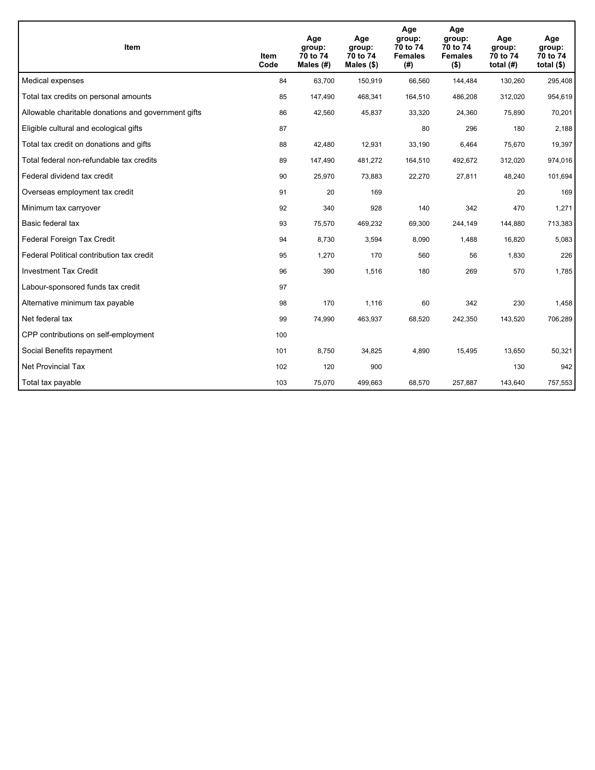| Item | Item Code | Age group: 70 to 74 Males (#) | Age group: 70 to 74 Males ($) | Age group: 70 to 74 Females (#) | Age group: 70 to 74 Females ($) | Age group: 70 to 74 total (#) | Age group: 70 to 74 total ($) |
|---|---|---|---|---|---|---|---|
| Medical expenses | 84 | 63,700 | 150,919 | 66,560 | 144,484 | 130,260 | 295,408 |
| Total tax credits on personal amounts | 85 | 147,490 | 468,341 | 164,510 | 486,208 | 312,020 | 954,619 |
| Allowable charitable donations and government gifts | 86 | 42,560 | 45,837 | 33,320 | 24,360 | 75,890 | 70,201 |
| Eligible cultural and ecological gifts | 87 | | | 80 | 296 | 180 | 2,188 |
| Total tax credit on donations and gifts | 88 | 42,480 | 12,931 | 33,190 | 6,464 | 75,670 | 19,397 |
| Total federal non-refundable tax credits | 89 | 147,490 | 481,272 | 164,510 | 492,672 | 312,020 | 974,016 |
| Federal dividend tax credit | 90 | 25,970 | 73,883 | 22,270 | 27,811 | 48,240 | 101,694 |
| Overseas employment tax credit | 91 | 20 | 169 | | | 20 | 169 |
| Minimum tax carryover | 92 | 340 | 928 | 140 | 342 | 470 | 1,271 |
| Basic federal tax | 93 | 75,570 | 469,232 | 69,300 | 244,149 | 144,880 | 713,383 |
| Federal Foreign Tax Credit | 94 | 8,730 | 3,594 | 8,090 | 1,488 | 16,820 | 5,083 |
| Federal Political contribution tax credit | 95 | 1,270 | 170 | 560 | 56 | 1,830 | 226 |
| Investment Tax Credit | 96 | 390 | 1,516 | 180 | 269 | 570 | 1,785 |
| Labour-sponsored funds tax credit | 97 | | | | | | |
| Alternative minimum tax payable | 98 | 170 | 1,116 | 60 | 342 | 230 | 1,458 |
| Net federal tax | 99 | 74,990 | 463,937 | 68,520 | 242,350 | 143,520 | 706,289 |
| CPP contributions on self-employment | 100 | | | | | | |
| Social Benefits repayment | 101 | 8,750 | 34,825 | 4,890 | 15,495 | 13,650 | 50,321 |
| Net Provincial Tax | 102 | 120 | 900 | | | 130 | 942 |
| Total tax payable | 103 | 75,070 | 499,663 | 68,570 | 257,887 | 143,640 | 757,553 |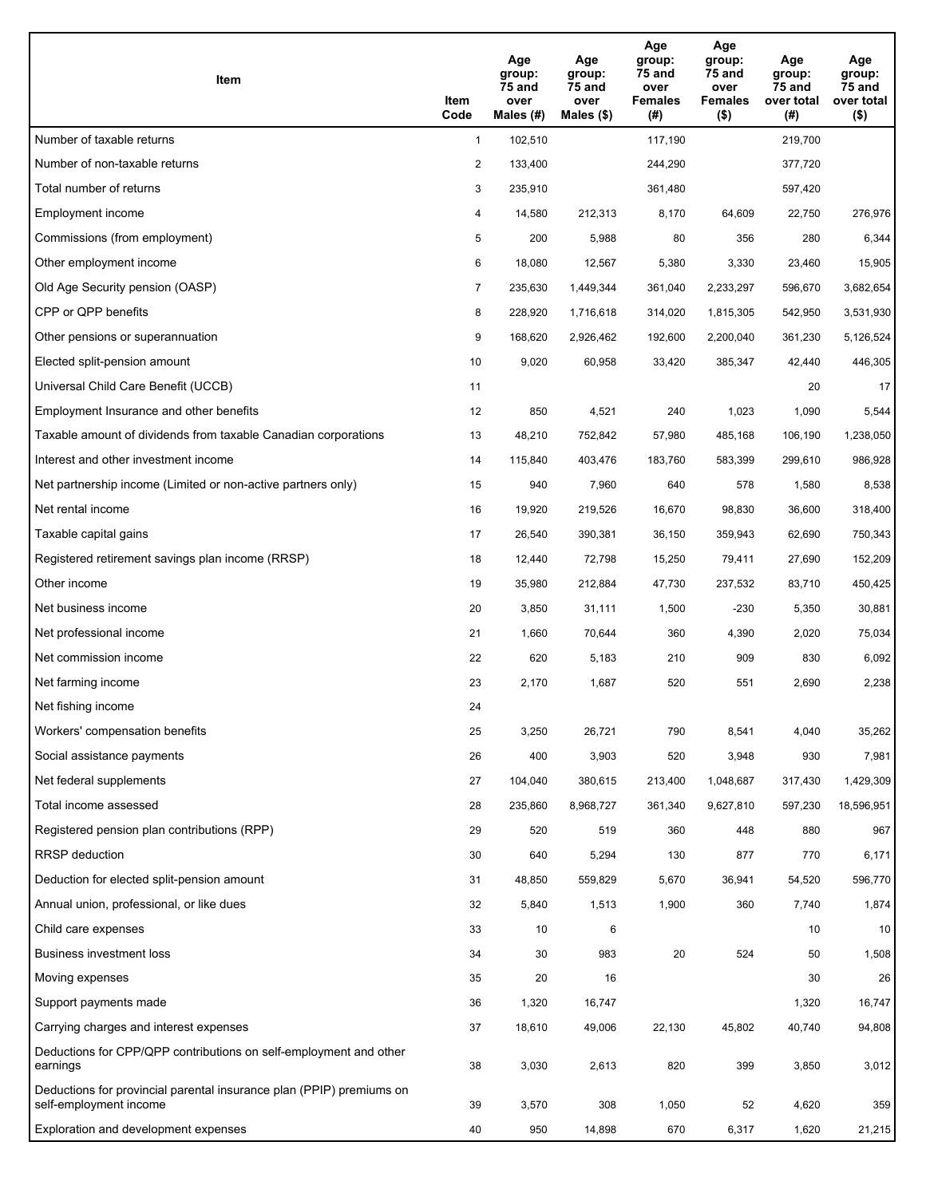| Item | Item Code | Age group: 75 and over Males (#) | Age group: 75 and over Males ($) | Age group: 75 and over Females (#) | Age group: 75 and over Females ($) | Age group: 75 and over total (#) | Age group: 75 and over total ($) |
|---|---|---|---|---|---|---|---|
| Number of taxable returns | 1 | 102,510 | | 117,190 | | 219,700 | |
| Number of non-taxable returns | 2 | 133,400 | | 244,290 | | 377,720 | |
| Total number of returns | 3 | 235,910 | | 361,480 | | 597,420 | |
| Employment income | 4 | 14,580 | 212,313 | 8,170 | 64,609 | 22,750 | 276,976 |
| Commissions (from employment) | 5 | 200 | 5,988 | 80 | 356 | 280 | 6,344 |
| Other employment income | 6 | 18,080 | 12,567 | 5,380 | 3,330 | 23,460 | 15,905 |
| Old Age Security pension (OASP) | 7 | 235,630 | 1,449,344 | 361,040 | 2,233,297 | 596,670 | 3,682,654 |
| CPP or QPP benefits | 8 | 228,920 | 1,716,618 | 314,020 | 1,815,305 | 542,950 | 3,531,930 |
| Other pensions or superannuation | 9 | 168,620 | 2,926,462 | 192,600 | 2,200,040 | 361,230 | 5,126,524 |
| Elected split-pension amount | 10 | 9,020 | 60,958 | 33,420 | 385,347 | 42,440 | 446,305 |
| Universal Child Care Benefit (UCCB) | 11 | | | | | 20 | 17 |
| Employment Insurance and other benefits | 12 | 850 | 4,521 | 240 | 1,023 | 1,090 | 5,544 |
| Taxable amount of dividends from taxable Canadian corporations | 13 | 48,210 | 752,842 | 57,980 | 485,168 | 106,190 | 1,238,050 |
| Interest and other investment income | 14 | 115,840 | 403,476 | 183,760 | 583,399 | 299,610 | 986,928 |
| Net partnership income (Limited or non-active partners only) | 15 | 940 | 7,960 | 640 | 578 | 1,580 | 8,538 |
| Net rental income | 16 | 19,920 | 219,526 | 16,670 | 98,830 | 36,600 | 318,400 |
| Taxable capital gains | 17 | 26,540 | 390,381 | 36,150 | 359,943 | 62,690 | 750,343 |
| Registered retirement savings plan income (RRSP) | 18 | 12,440 | 72,798 | 15,250 | 79,411 | 27,690 | 152,209 |
| Other income | 19 | 35,980 | 212,884 | 47,730 | 237,532 | 83,710 | 450,425 |
| Net business income | 20 | 3,850 | 31,111 | 1,500 | -230 | 5,350 | 30,881 |
| Net professional income | 21 | 1,660 | 70,644 | 360 | 4,390 | 2,020 | 75,034 |
| Net commission income | 22 | 620 | 5,183 | 210 | 909 | 830 | 6,092 |
| Net farming income | 23 | 2,170 | 1,687 | 520 | 551 | 2,690 | 2,238 |
| Net fishing income | 24 | | | | | | |
| Workers' compensation benefits | 25 | 3,250 | 26,721 | 790 | 8,541 | 4,040 | 35,262 |
| Social assistance payments | 26 | 400 | 3,903 | 520 | 3,948 | 930 | 7,981 |
| Net federal supplements | 27 | 104,040 | 380,615 | 213,400 | 1,048,687 | 317,430 | 1,429,309 |
| Total income assessed | 28 | 235,860 | 8,968,727 | 361,340 | 9,627,810 | 597,230 | 18,596,951 |
| Registered pension plan contributions (RPP) | 29 | 520 | 519 | 360 | 448 | 880 | 967 |
| RRSP deduction | 30 | 640 | 5,294 | 130 | 877 | 770 | 6,171 |
| Deduction for elected split-pension amount | 31 | 48,850 | 559,829 | 5,670 | 36,941 | 54,520 | 596,770 |
| Annual union, professional, or like dues | 32 | 5,840 | 1,513 | 1,900 | 360 | 7,740 | 1,874 |
| Child care expenses | 33 | 10 | 6 | | | 10 | 10 |
| Business investment loss | 34 | 30 | 983 | 20 | 524 | 50 | 1,508 |
| Moving expenses | 35 | 20 | 16 | | | 30 | 26 |
| Support payments made | 36 | 1,320 | 16,747 | | | 1,320 | 16,747 |
| Carrying charges and interest expenses | 37 | 18,610 | 49,006 | 22,130 | 45,802 | 40,740 | 94,808 |
| Deductions for CPP/QPP contributions on self-employment and other earnings | 38 | 3,030 | 2,613 | 820 | 399 | 3,850 | 3,012 |
| Deductions for provincial parental insurance plan (PPIP) premiums on self-employment income | 39 | 3,570 | 308 | 1,050 | 52 | 4,620 | 359 |
| Exploration and development expenses | 40 | 950 | 14,898 | 670 | 6,317 | 1,620 | 21,215 |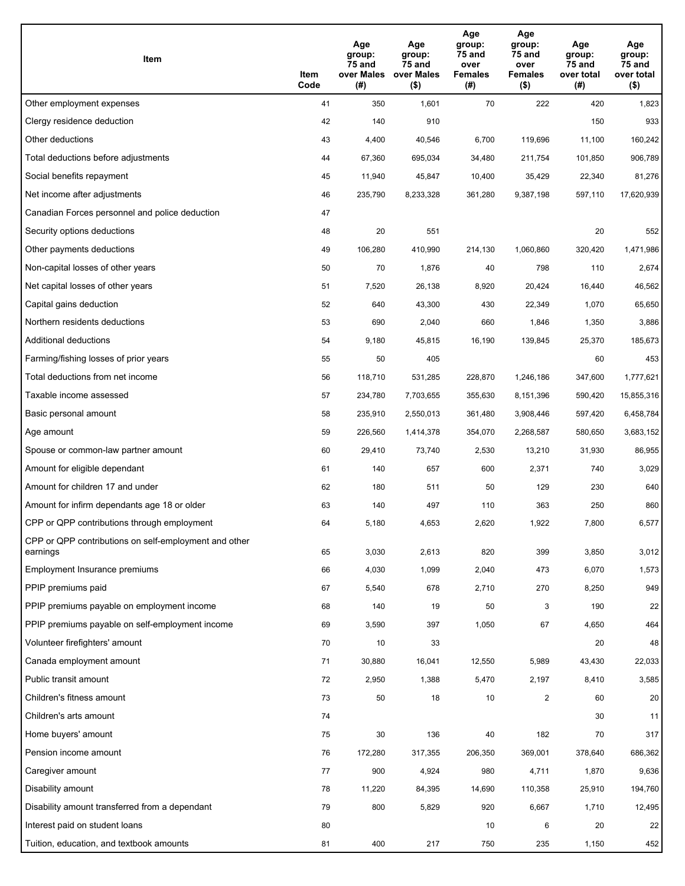| Item | Item Code | Age group: 75 and over Males (#) | Age group: 75 and over Males ($) | Age group: 75 and over Females (#) | Age group: 75 and over Females ($) | Age group: 75 and over total (#) | Age group: 75 and over total ($) |
|---|---|---|---|---|---|---|---|
| Other employment expenses | 41 | 350 | 1,601 | 70 | 222 | 420 | 1,823 |
| Clergy residence deduction | 42 | 140 | 910 | | | 150 | 933 |
| Other deductions | 43 | 4,400 | 40,546 | 6,700 | 119,696 | 11,100 | 160,242 |
| Total deductions before adjustments | 44 | 67,360 | 695,034 | 34,480 | 211,754 | 101,850 | 906,789 |
| Social benefits repayment | 45 | 11,940 | 45,847 | 10,400 | 35,429 | 22,340 | 81,276 |
| Net income after adjustments | 46 | 235,790 | 8,233,328 | 361,280 | 9,387,198 | 597,110 | 17,620,939 |
| Canadian Forces personnel and police deduction | 47 | | | | | | |
| Security options deductions | 48 | 20 | 551 | | | 20 | 552 |
| Other payments deductions | 49 | 106,280 | 410,990 | 214,130 | 1,060,860 | 320,420 | 1,471,986 |
| Non-capital losses of other years | 50 | 70 | 1,876 | 40 | 798 | 110 | 2,674 |
| Net capital losses of other years | 51 | 7,520 | 26,138 | 8,920 | 20,424 | 16,440 | 46,562 |
| Capital gains deduction | 52 | 640 | 43,300 | 430 | 22,349 | 1,070 | 65,650 |
| Northern residents deductions | 53 | 690 | 2,040 | 660 | 1,846 | 1,350 | 3,886 |
| Additional deductions | 54 | 9,180 | 45,815 | 16,190 | 139,845 | 25,370 | 185,673 |
| Farming/fishing losses of prior years | 55 | 50 | 405 | | | 60 | 453 |
| Total deductions from net income | 56 | 118,710 | 531,285 | 228,870 | 1,246,186 | 347,600 | 1,777,621 |
| Taxable income assessed | 57 | 234,780 | 7,703,655 | 355,630 | 8,151,396 | 590,420 | 15,855,316 |
| Basic personal amount | 58 | 235,910 | 2,550,013 | 361,480 | 3,908,446 | 597,420 | 6,458,784 |
| Age amount | 59 | 226,560 | 1,414,378 | 354,070 | 2,268,587 | 580,650 | 3,683,152 |
| Spouse or common-law partner amount | 60 | 29,410 | 73,740 | 2,530 | 13,210 | 31,930 | 86,955 |
| Amount for eligible dependant | 61 | 140 | 657 | 600 | 2,371 | 740 | 3,029 |
| Amount for children 17 and under | 62 | 180 | 511 | 50 | 129 | 230 | 640 |
| Amount for infirm dependants age 18 or older | 63 | 140 | 497 | 110 | 363 | 250 | 860 |
| CPP or QPP contributions through employment | 64 | 5,180 | 4,653 | 2,620 | 1,922 | 7,800 | 6,577 |
| CPP or QPP contributions on self-employment and other earnings | 65 | 3,030 | 2,613 | 820 | 399 | 3,850 | 3,012 |
| Employment Insurance premiums | 66 | 4,030 | 1,099 | 2,040 | 473 | 6,070 | 1,573 |
| PPIP premiums paid | 67 | 5,540 | 678 | 2,710 | 270 | 8,250 | 949 |
| PPIP premiums payable on employment income | 68 | 140 | 19 | 50 | 3 | 190 | 22 |
| PPIP premiums payable on self-employment income | 69 | 3,590 | 397 | 1,050 | 67 | 4,650 | 464 |
| Volunteer firefighters' amount | 70 | 10 | 33 | | | 20 | 48 |
| Canada employment amount | 71 | 30,880 | 16,041 | 12,550 | 5,989 | 43,430 | 22,033 |
| Public transit amount | 72 | 2,950 | 1,388 | 5,470 | 2,197 | 8,410 | 3,585 |
| Children's fitness amount | 73 | 50 | 18 | 10 | 2 | 60 | 20 |
| Children's arts amount | 74 | | | | | 30 | 11 |
| Home buyers' amount | 75 | 30 | 136 | 40 | 182 | 70 | 317 |
| Pension income amount | 76 | 172,280 | 317,355 | 206,350 | 369,001 | 378,640 | 686,362 |
| Caregiver amount | 77 | 900 | 4,924 | 980 | 4,711 | 1,870 | 9,636 |
| Disability amount | 78 | 11,220 | 84,395 | 14,690 | 110,358 | 25,910 | 194,760 |
| Disability amount transferred from a dependant | 79 | 800 | 5,829 | 920 | 6,667 | 1,710 | 12,495 |
| Interest paid on student loans | 80 | | | 10 | 6 | 20 | 22 |
| Tuition, education, and textbook amounts | 81 | 400 | 217 | 750 | 235 | 1,150 | 452 |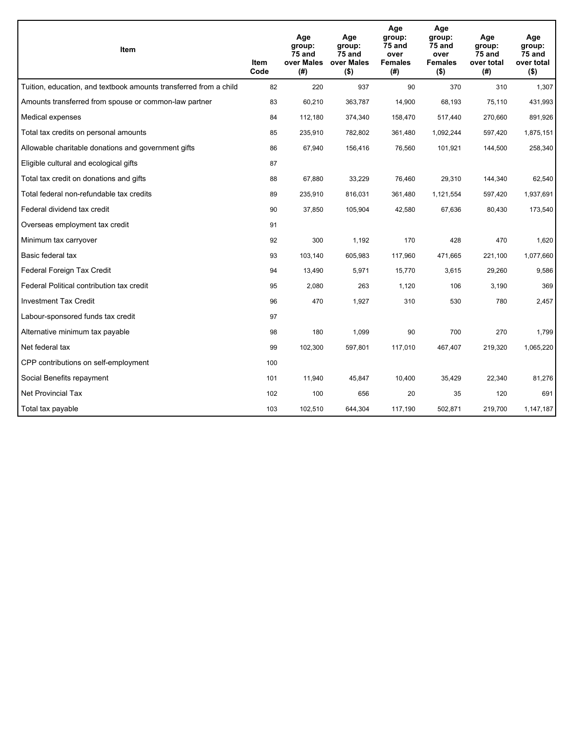| Item | Item Code | Age group: 75 and over Males (#) | Age group: 75 and over Males ($) | Age group: 75 and over Females (#) | Age group: 75 and over Females ($) | Age group: 75 and over total (#) | Age group: 75 and over total ($) |
|---|---|---|---|---|---|---|---|
| Tuition, education, and textbook amounts transferred from a child | 82 | 220 | 937 | 90 | 370 | 310 | 1,307 |
| Amounts transferred from spouse or common-law partner | 83 | 60,210 | 363,787 | 14,900 | 68,193 | 75,110 | 431,993 |
| Medical expenses | 84 | 112,180 | 374,340 | 158,470 | 517,440 | 270,660 | 891,926 |
| Total tax credits on personal amounts | 85 | 235,910 | 782,802 | 361,480 | 1,092,244 | 597,420 | 1,875,151 |
| Allowable charitable donations and government gifts | 86 | 67,940 | 156,416 | 76,560 | 101,921 | 144,500 | 258,340 |
| Eligible cultural and ecological gifts | 87 | | | | | | |
| Total tax credit on donations and gifts | 88 | 67,880 | 33,229 | 76,460 | 29,310 | 144,340 | 62,540 |
| Total federal non-refundable tax credits | 89 | 235,910 | 816,031 | 361,480 | 1,121,554 | 597,420 | 1,937,691 |
| Federal dividend tax credit | 90 | 37,850 | 105,904 | 42,580 | 67,636 | 80,430 | 173,540 |
| Overseas employment tax credit | 91 | | | | | | |
| Minimum tax carryover | 92 | 300 | 1,192 | 170 | 428 | 470 | 1,620 |
| Basic federal tax | 93 | 103,140 | 605,983 | 117,960 | 471,665 | 221,100 | 1,077,660 |
| Federal Foreign Tax Credit | 94 | 13,490 | 5,971 | 15,770 | 3,615 | 29,260 | 9,586 |
| Federal Political contribution tax credit | 95 | 2,080 | 263 | 1,120 | 106 | 3,190 | 369 |
| Investment Tax Credit | 96 | 470 | 1,927 | 310 | 530 | 780 | 2,457 |
| Labour-sponsored funds tax credit | 97 | | | | | | |
| Alternative minimum tax payable | 98 | 180 | 1,099 | 90 | 700 | 270 | 1,799 |
| Net federal tax | 99 | 102,300 | 597,801 | 117,010 | 467,407 | 219,320 | 1,065,220 |
| CPP contributions on self-employment | 100 | | | | | | |
| Social Benefits repayment | 101 | 11,940 | 45,847 | 10,400 | 35,429 | 22,340 | 81,276 |
| Net Provincial Tax | 102 | 100 | 656 | 20 | 35 | 120 | 691 |
| Total tax payable | 103 | 102,510 | 644,304 | 117,190 | 502,871 | 219,700 | 1,147,187 |